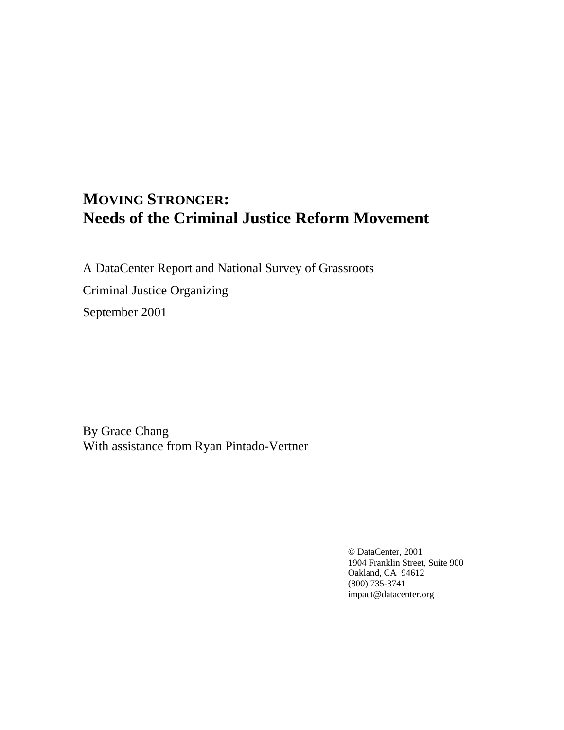# MOVING STRONGER:
# Needs of the Criminal Justice Reform Movement

A DataCenter Report and National Survey of Grassroots

Criminal Justice Organizing

September 2001

By Grace Chang
With assistance from Ryan Pintado-Vertner

© DataCenter, 2001
1904 Franklin Street, Suite 900
Oakland, CA 94612
(800) 735-3741
impact@datacenter.org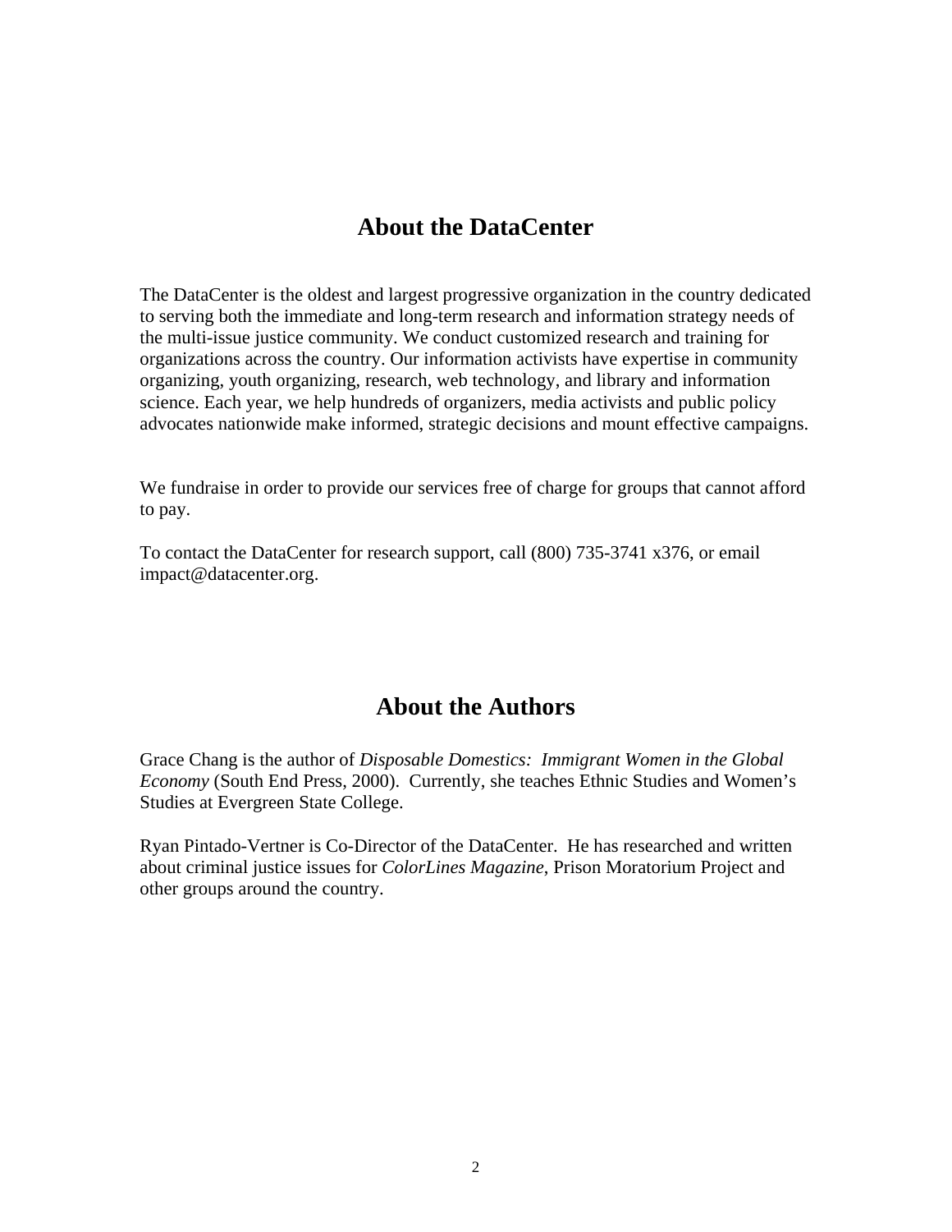## About the DataCenter

The DataCenter is the oldest and largest progressive organization in the country dedicated to serving both the immediate and long-term research and information strategy needs of the multi-issue justice community. We conduct customized research and training for organizations across the country. Our information activists have expertise in community organizing, youth organizing, research, web technology, and library and information science. Each year, we help hundreds of organizers, media activists and public policy advocates nationwide make informed, strategic decisions and mount effective campaigns.

We fundraise in order to provide our services free of charge for groups that cannot afford to pay.

To contact the DataCenter for research support, call (800) 735-3741 x376, or email impact@datacenter.org.

## About the Authors

Grace Chang is the author of *Disposable Domestics: Immigrant Women in the Global Economy* (South End Press, 2000). Currently, she teaches Ethnic Studies and Women's Studies at Evergreen State College.

Ryan Pintado-Vertner is Co-Director of the DataCenter. He has researched and written about criminal justice issues for *ColorLines Magazine*, Prison Moratorium Project and other groups around the country.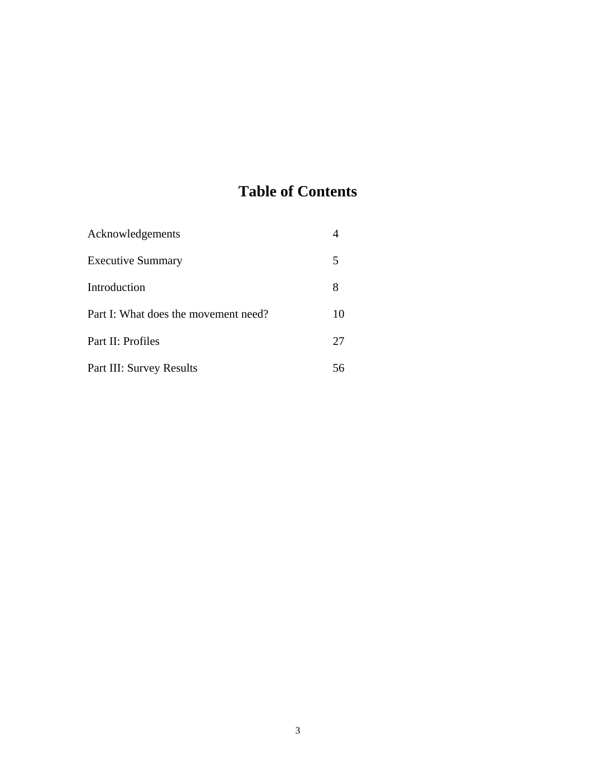# Table of Contents

| | |
|---|---|
| Acknowledgements | 4 |
| Executive Summary | 5 |
| Introduction | 8 |
| Part I: What does the movement need? | 10 |
| Part II: Profiles | 27 |
| Part III: Survey Results | 56 |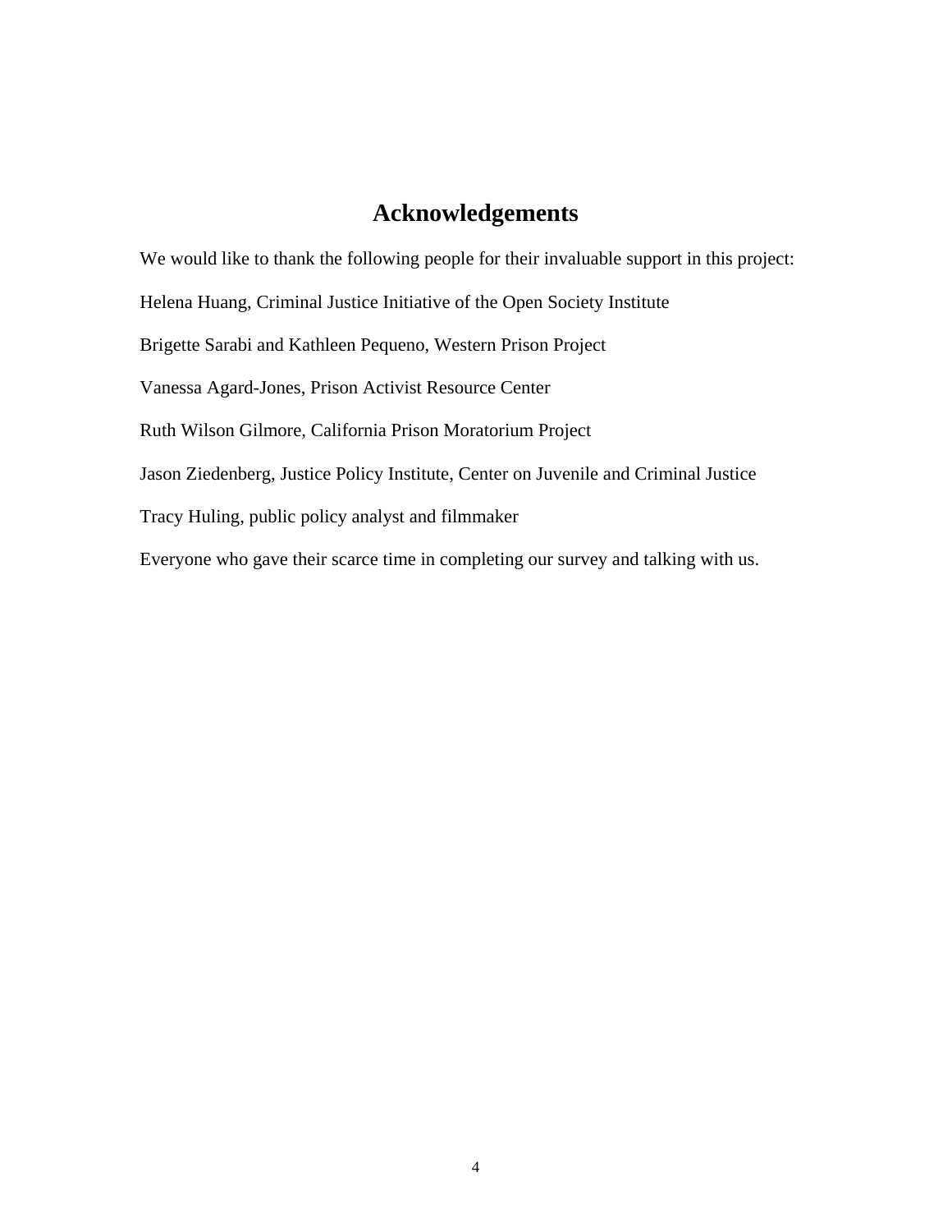# Acknowledgements

We would like to thank the following people for their invaluable support in this project:

Helena Huang, Criminal Justice Initiative of the Open Society Institute

Brigette Sarabi and Kathleen Pequeno, Western Prison Project

Vanessa Agard-Jones, Prison Activist Resource Center

Ruth Wilson Gilmore, California Prison Moratorium Project

Jason Ziedenberg, Justice Policy Institute, Center on Juvenile and Criminal Justice

Tracy Huling, public policy analyst and filmmaker

Everyone who gave their scarce time in completing our survey and talking with us.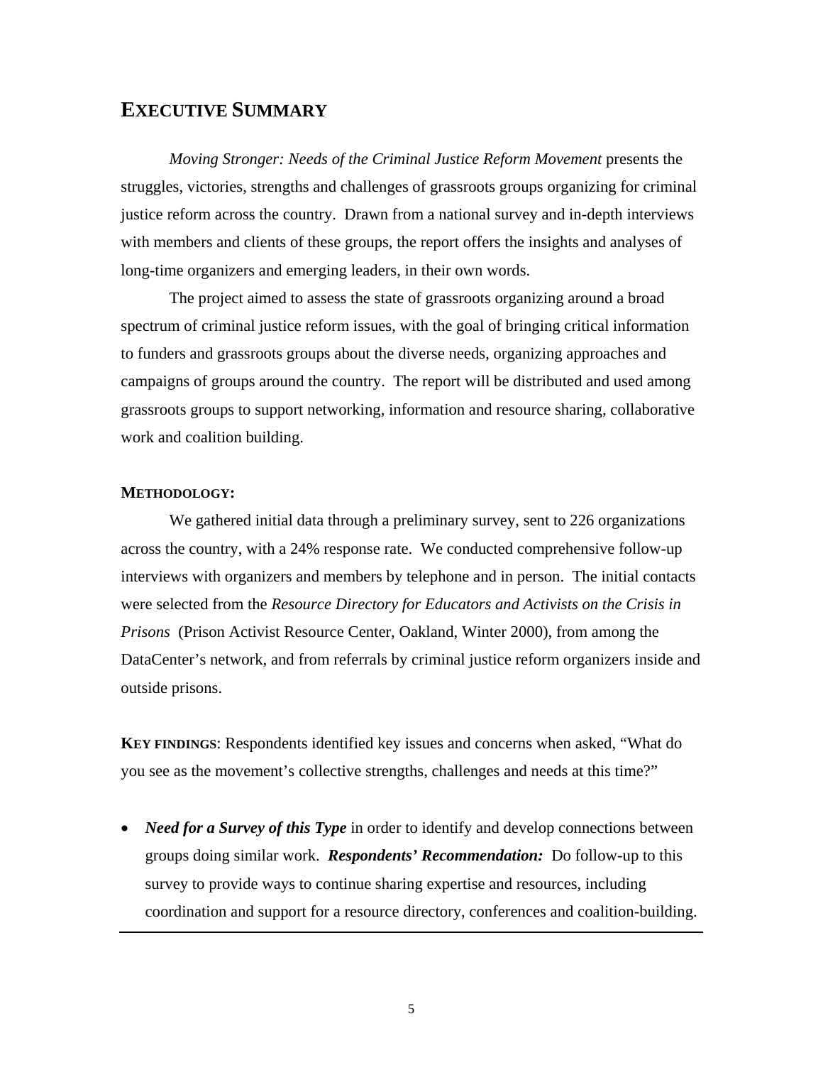## EXECUTIVE SUMMARY

*Moving Stronger: Needs of the Criminal Justice Reform Movement* presents the struggles, victories, strengths and challenges of grassroots groups organizing for criminal justice reform across the country. Drawn from a national survey and in-depth interviews with members and clients of these groups, the report offers the insights and analyses of long-time organizers and emerging leaders, in their own words.

The project aimed to assess the state of grassroots organizing around a broad spectrum of criminal justice reform issues, with the goal of bringing critical information to funders and grassroots groups about the diverse needs, organizing approaches and campaigns of groups around the country. The report will be distributed and used among grassroots groups to support networking, information and resource sharing, collaborative work and coalition building.

**METHODOLOGY:**

We gathered initial data through a preliminary survey, sent to 226 organizations across the country, with a 24% response rate. We conducted comprehensive follow-up interviews with organizers and members by telephone and in person. The initial contacts were selected from the *Resource Directory for Educators and Activists on the Crisis in Prisons* (Prison Activist Resource Center, Oakland, Winter 2000), from among the DataCenter's network, and from referrals by criminal justice reform organizers inside and outside prisons.

**KEY FINDINGS**: Respondents identified key issues and concerns when asked, "What do you see as the movement's collective strengths, challenges and needs at this time?"

- ***Need for a Survey of this Type*** in order to identify and develop connections between groups doing similar work. ***Respondents' Recommendation:*** Do follow-up to this survey to provide ways to continue sharing expertise and resources, including coordination and support for a resource directory, conferences and coalition-building.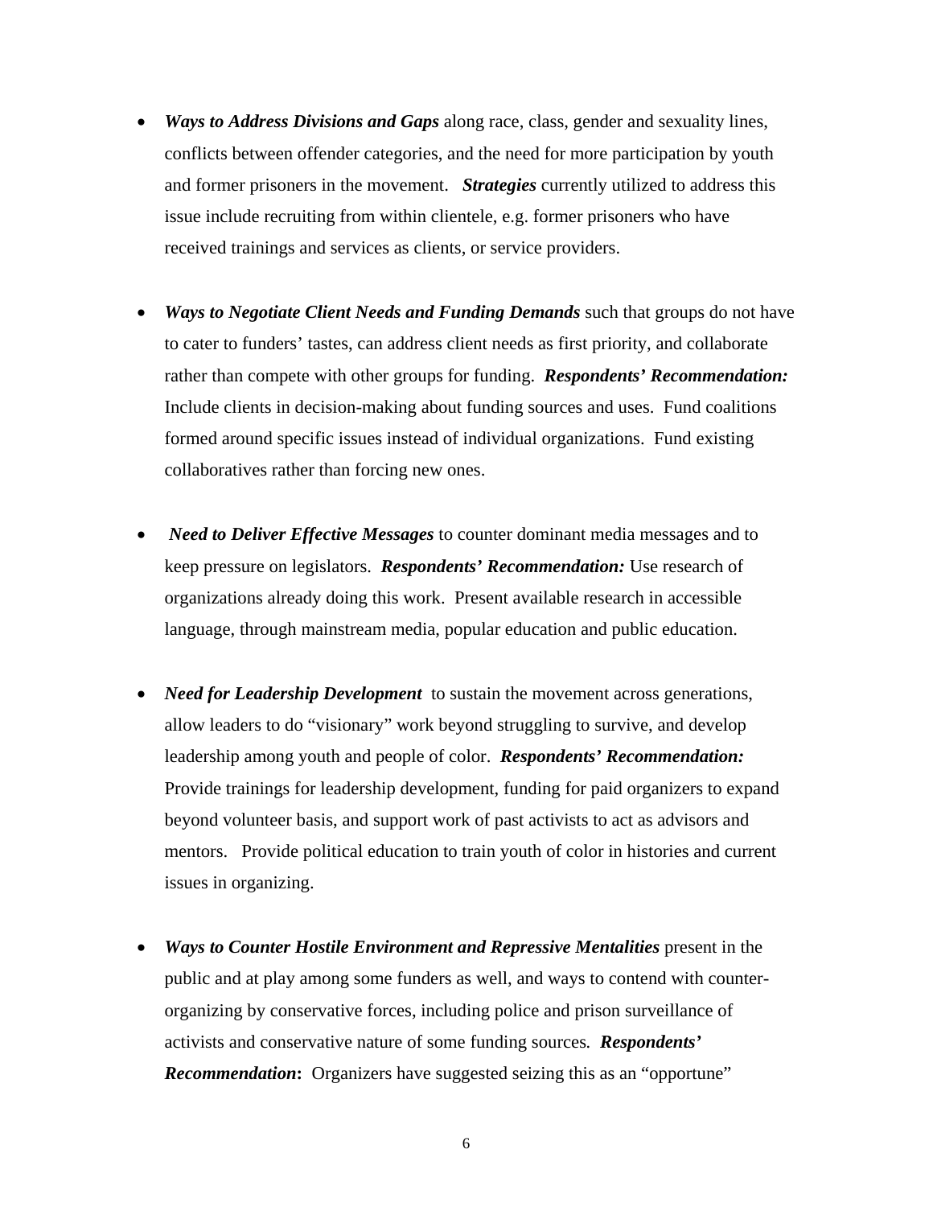- ***Ways to Address Divisions and Gaps*** along race, class, gender and sexuality lines, conflicts between offender categories, and the need for more participation by youth and former prisoners in the movement. ***Strategies*** currently utilized to address this issue include recruiting from within clientele, e.g. former prisoners who have received trainings and services as clients, or service providers.

- ***Ways to Negotiate Client Needs and Funding Demands*** such that groups do not have to cater to funders' tastes, can address client needs as first priority, and collaborate rather than compete with other groups for funding. ***Respondents' Recommendation:*** Include clients in decision-making about funding sources and uses. Fund coalitions formed around specific issues instead of individual organizations. Fund existing collaboratives rather than forcing new ones.

- ***Need to Deliver Effective Messages*** to counter dominant media messages and to keep pressure on legislators. ***Respondents' Recommendation:*** Use research of organizations already doing this work. Present available research in accessible language, through mainstream media, popular education and public education.

- ***Need for Leadership Development*** to sustain the movement across generations, allow leaders to do "visionary" work beyond struggling to survive, and develop leadership among youth and people of color. ***Respondents' Recommendation:*** Provide trainings for leadership development, funding for paid organizers to expand beyond volunteer basis, and support work of past activists to act as advisors and mentors. Provide political education to train youth of color in histories and current issues in organizing.

- ***Ways to Counter Hostile Environment and Repressive Mentalities*** present in the public and at play among some funders as well, and ways to contend with counter-organizing by conservative forces, including police and prison surveillance of activists and conservative nature of some funding sources. ***Respondents' Recommendation*****:** Organizers have suggested seizing this as an "opportune"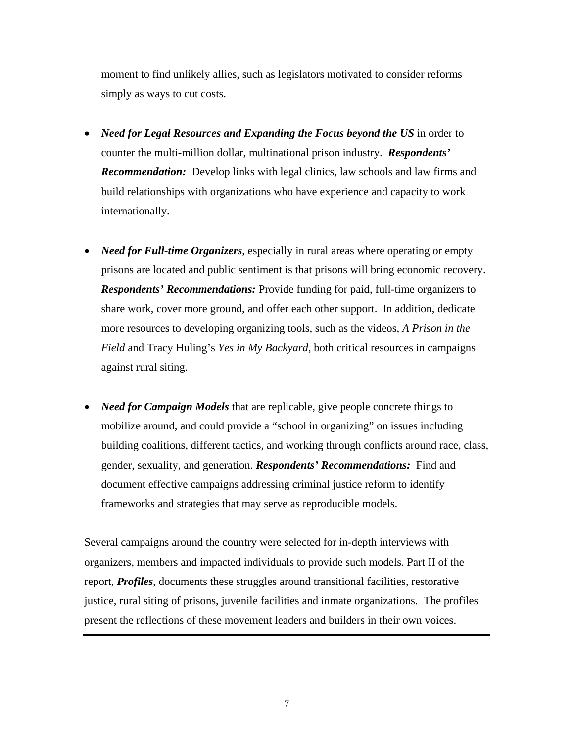moment to find unlikely allies, such as legislators motivated to consider reforms simply as ways to cut costs.

- ***Need for Legal Resources and Expanding the Focus beyond the US*** in order to counter the multi-million dollar, multinational prison industry. ***Respondents' Recommendation:*** Develop links with legal clinics, law schools and law firms and build relationships with organizations who have experience and capacity to work internationally.

- ***Need for Full-time Organizers***, especially in rural areas where operating or empty prisons are located and public sentiment is that prisons will bring economic recovery. ***Respondents' Recommendations:*** Provide funding for paid, full-time organizers to share work, cover more ground, and offer each other support. In addition, dedicate more resources to developing organizing tools, such as the videos, *A Prison in the Field* and Tracy Huling's *Yes in My Backyard*, both critical resources in campaigns against rural siting.

- ***Need for Campaign Models*** that are replicable, give people concrete things to mobilize around, and could provide a "school in organizing" on issues including building coalitions, different tactics, and working through conflicts around race, class, gender, sexuality, and generation. ***Respondents' Recommendations:*** Find and document effective campaigns addressing criminal justice reform to identify frameworks and strategies that may serve as reproducible models.

Several campaigns around the country were selected for in-depth interviews with organizers, members and impacted individuals to provide such models. Part II of the report, ***Profiles***, documents these struggles around transitional facilities, restorative justice, rural siting of prisons, juvenile facilities and inmate organizations. The profiles present the reflections of these movement leaders and builders in their own voices.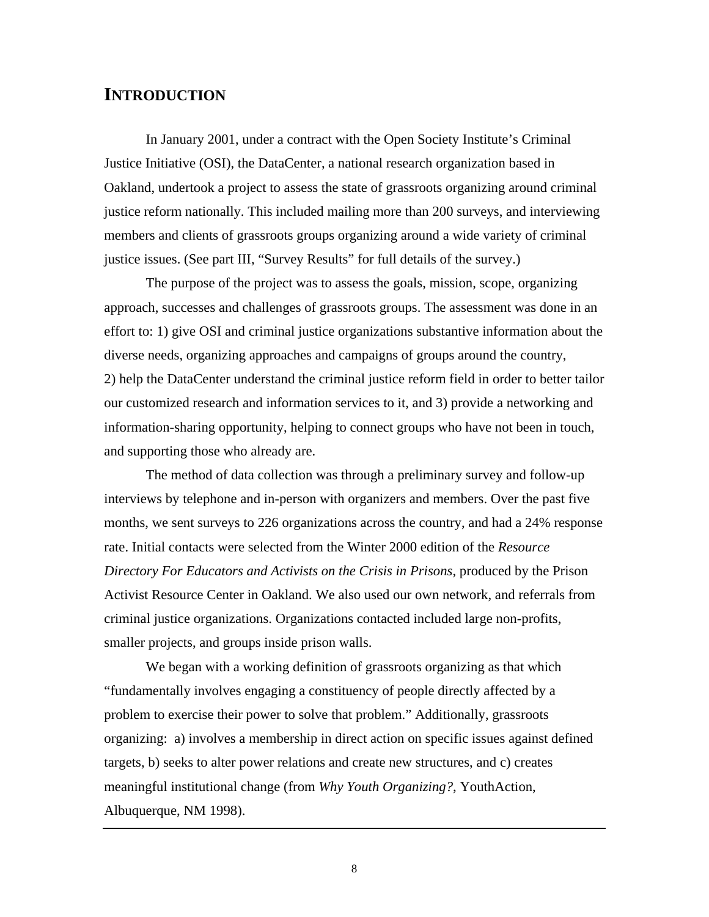# INTRODUCTION

In January 2001, under a contract with the Open Society Institute's Criminal Justice Initiative (OSI), the DataCenter, a national research organization based in Oakland, undertook a project to assess the state of grassroots organizing around criminal justice reform nationally. This included mailing more than 200 surveys, and interviewing members and clients of grassroots groups organizing around a wide variety of criminal justice issues. (See part III, "Survey Results" for full details of the survey.)

The purpose of the project was to assess the goals, mission, scope, organizing approach, successes and challenges of grassroots groups. The assessment was done in an effort to: 1) give OSI and criminal justice organizations substantive information about the diverse needs, organizing approaches and campaigns of groups around the country, 2) help the DataCenter understand the criminal justice reform field in order to better tailor our customized research and information services to it, and 3) provide a networking and information-sharing opportunity, helping to connect groups who have not been in touch, and supporting those who already are.

The method of data collection was through a preliminary survey and follow-up interviews by telephone and in-person with organizers and members. Over the past five months, we sent surveys to 226 organizations across the country, and had a 24% response rate. Initial contacts were selected from the Winter 2000 edition of the *Resource Directory For Educators and Activists on the Crisis in Prisons*, produced by the Prison Activist Resource Center in Oakland. We also used our own network, and referrals from criminal justice organizations. Organizations contacted included large non-profits, smaller projects, and groups inside prison walls.

We began with a working definition of grassroots organizing as that which "fundamentally involves engaging a constituency of people directly affected by a problem to exercise their power to solve that problem." Additionally, grassroots organizing: a) involves a membership in direct action on specific issues against defined targets, b) seeks to alter power relations and create new structures, and c) creates meaningful institutional change (from *Why Youth Organizing?*, YouthAction, Albuquerque, NM 1998).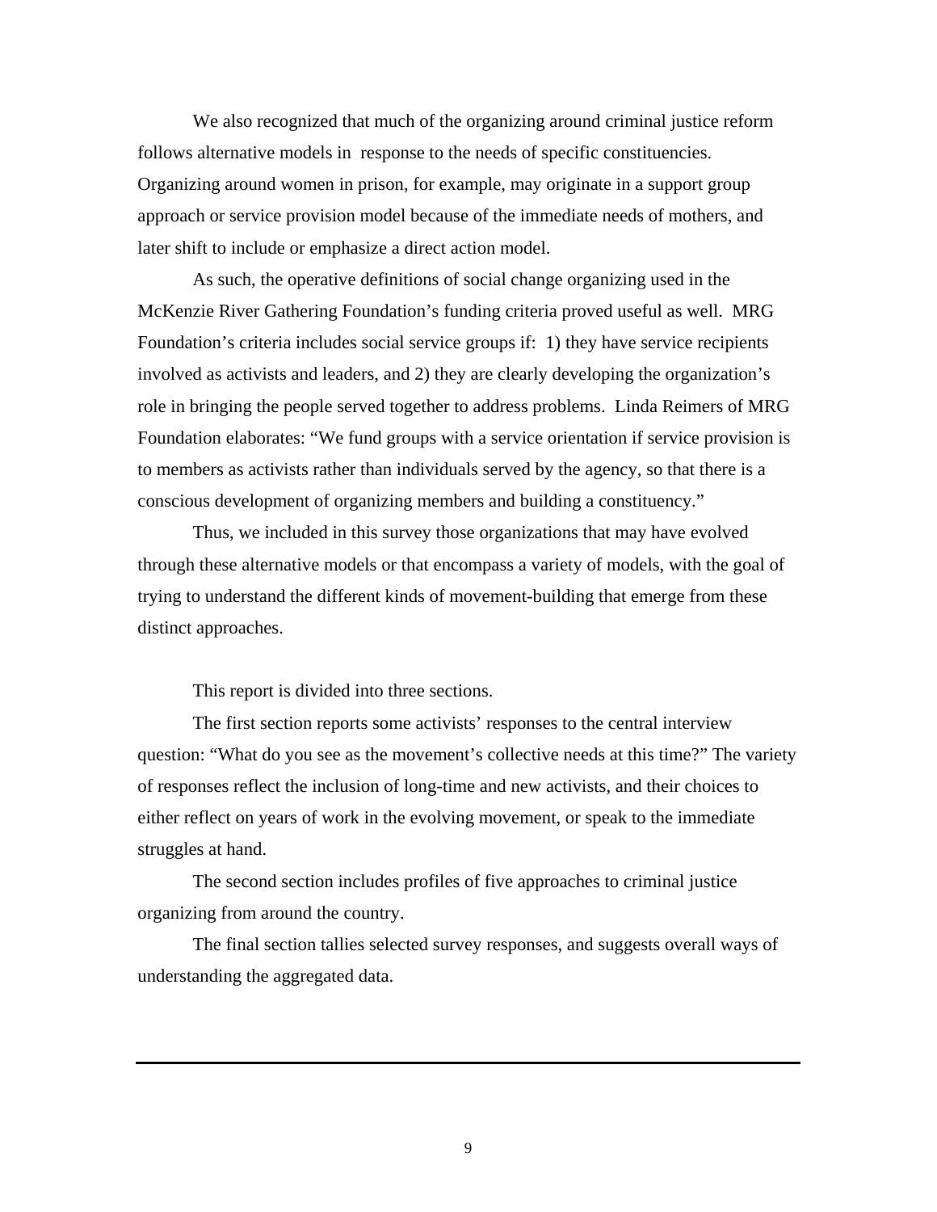We also recognized that much of the organizing around criminal justice reform follows alternative models in response to the needs of specific constituencies. Organizing around women in prison, for example, may originate in a support group approach or service provision model because of the immediate needs of mothers, and later shift to include or emphasize a direct action model.

As such, the operative definitions of social change organizing used in the McKenzie River Gathering Foundation's funding criteria proved useful as well. MRG Foundation's criteria includes social service groups if: 1) they have service recipients involved as activists and leaders, and 2) they are clearly developing the organization's role in bringing the people served together to address problems. Linda Reimers of MRG Foundation elaborates: "We fund groups with a service orientation if service provision is to members as activists rather than individuals served by the agency, so that there is a conscious development of organizing members and building a constituency."

Thus, we included in this survey those organizations that may have evolved through these alternative models or that encompass a variety of models, with the goal of trying to understand the different kinds of movement-building that emerge from these distinct approaches.

This report is divided into three sections.

The first section reports some activists' responses to the central interview question: "What do you see as the movement's collective needs at this time?" The variety of responses reflect the inclusion of long-time and new activists, and their choices to either reflect on years of work in the evolving movement, or speak to the immediate struggles at hand.

The second section includes profiles of five approaches to criminal justice organizing from around the country.

The final section tallies selected survey responses, and suggests overall ways of understanding the aggregated data.

---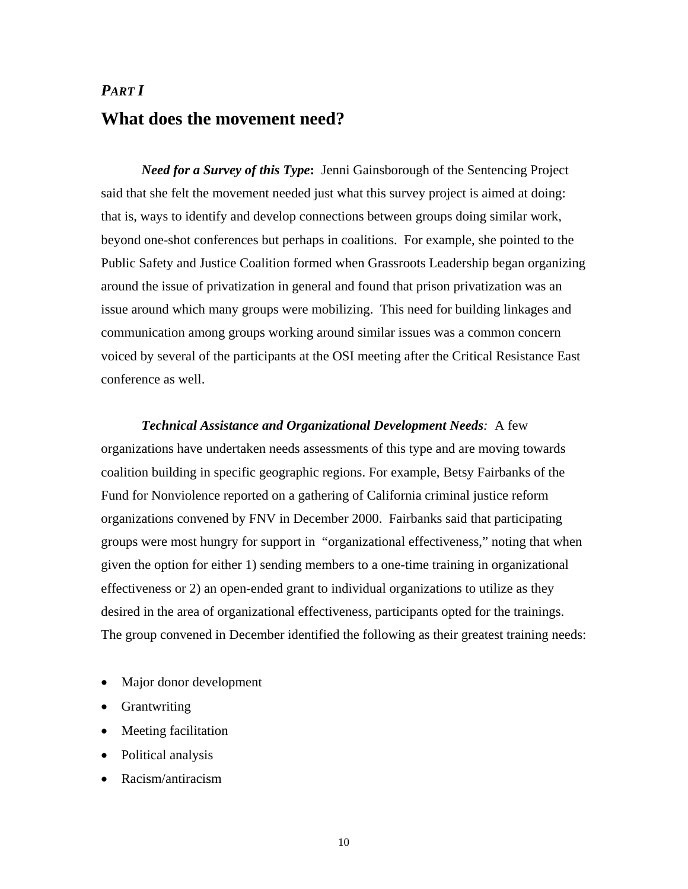*PART I*

# What does the movement need?

***Need for a Survey of this Type*:** Jenni Gainsborough of the Sentencing Project said that she felt the movement needed just what this survey project is aimed at doing: that is, ways to identify and develop connections between groups doing similar work, beyond one-shot conferences but perhaps in coalitions. For example, she pointed to the Public Safety and Justice Coalition formed when Grassroots Leadership began organizing around the issue of privatization in general and found that prison privatization was an issue around which many groups were mobilizing. This need for building linkages and communication among groups working around similar issues was a common concern voiced by several of the participants at the OSI meeting after the Critical Resistance East conference as well.

***Technical Assistance and Organizational Development Needs**:* A few organizations have undertaken needs assessments of this type and are moving towards coalition building in specific geographic regions. For example, Betsy Fairbanks of the Fund for Nonviolence reported on a gathering of California criminal justice reform organizations convened by FNV in December 2000. Fairbanks said that participating groups were most hungry for support in "organizational effectiveness," noting that when given the option for either 1) sending members to a one-time training in organizational effectiveness or 2) an open-ended grant to individual organizations to utilize as they desired in the area of organizational effectiveness, participants opted for the trainings. The group convened in December identified the following as their greatest training needs:

- Major donor development
- Grantwriting
- Meeting facilitation
- Political analysis
- Racism/antiracism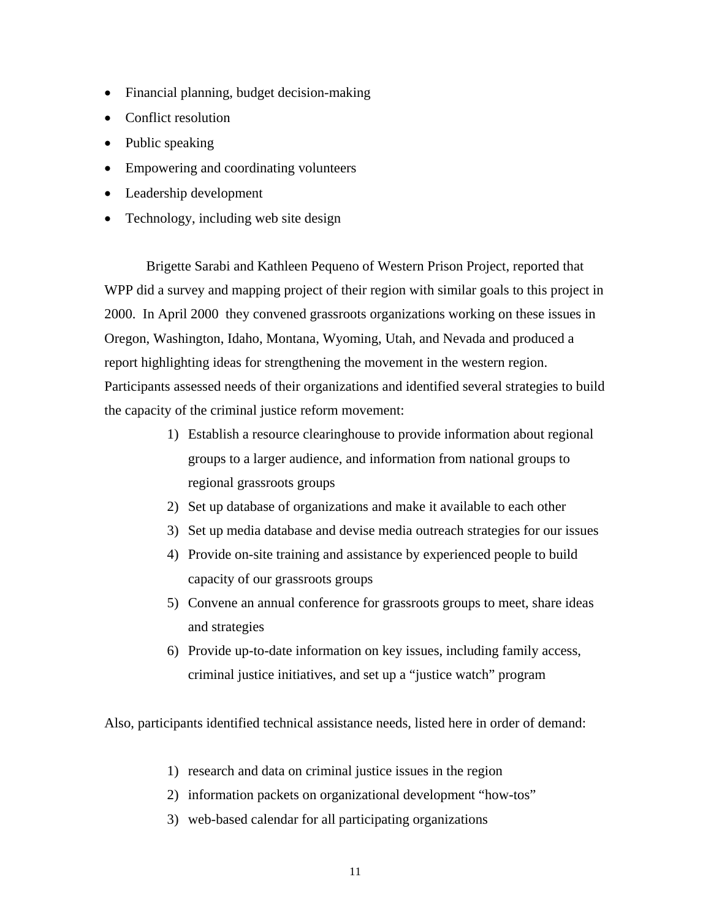- Financial planning, budget decision-making
- Conflict resolution
- Public speaking
- Empowering and coordinating volunteers
- Leadership development
- Technology, including web site design

Brigette Sarabi and Kathleen Pequeno of Western Prison Project, reported that WPP did a survey and mapping project of their region with similar goals to this project in 2000. In April 2000 they convened grassroots organizations working on these issues in Oregon, Washington, Idaho, Montana, Wyoming, Utah, and Nevada and produced a report highlighting ideas for strengthening the movement in the western region. Participants assessed needs of their organizations and identified several strategies to build the capacity of the criminal justice reform movement:

1) Establish a resource clearinghouse to provide information about regional groups to a larger audience, and information from national groups to regional grassroots groups
2) Set up database of organizations and make it available to each other
3) Set up media database and devise media outreach strategies for our issues
4) Provide on-site training and assistance by experienced people to build capacity of our grassroots groups
5) Convene an annual conference for grassroots groups to meet, share ideas and strategies
6) Provide up-to-date information on key issues, including family access, criminal justice initiatives, and set up a "justice watch" program

Also, participants identified technical assistance needs, listed here in order of demand:

1) research and data on criminal justice issues in the region
2) information packets on organizational development "how-tos"
3) web-based calendar for all participating organizations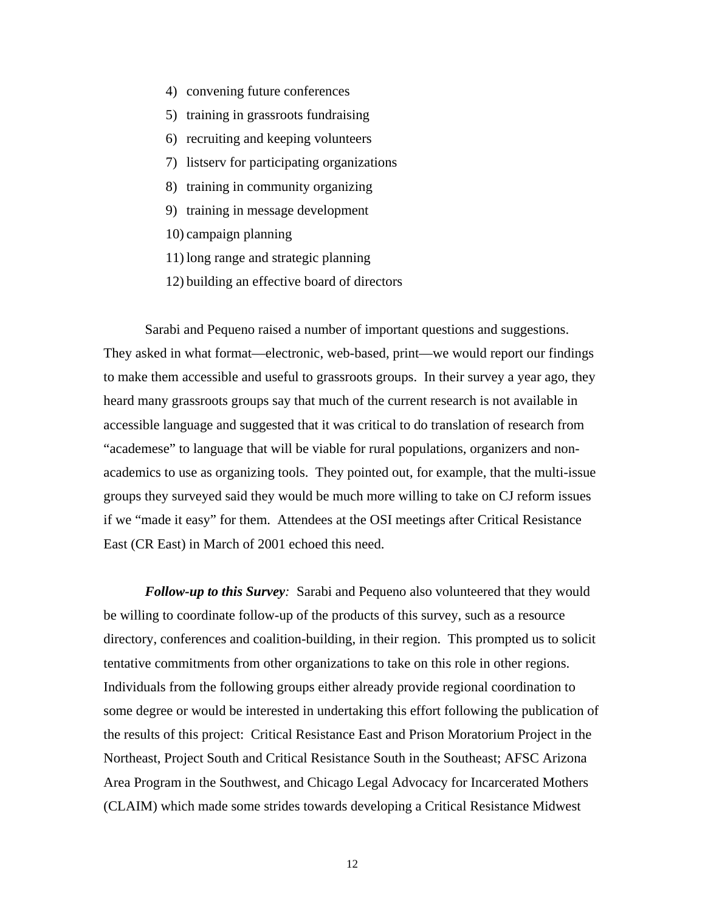4) convening future conferences
5) training in grassroots fundraising
6) recruiting and keeping volunteers
7) listserv for participating organizations
8) training in community organizing
9) training in message development
10) campaign planning
11) long range and strategic planning
12) building an effective board of directors

Sarabi and Pequeno raised a number of important questions and suggestions. They asked in what format—electronic, web-based, print—we would report our findings to make them accessible and useful to grassroots groups. In their survey a year ago, they heard many grassroots groups say that much of the current research is not available in accessible language and suggested that it was critical to do translation of research from "academese" to language that will be viable for rural populations, organizers and non-academics to use as organizing tools. They pointed out, for example, that the multi-issue groups they surveyed said they would be much more willing to take on CJ reform issues if we "made it easy" for them. Attendees at the OSI meetings after Critical Resistance East (CR East) in March of 2001 echoed this need.

***Follow-up to this Survey****:* Sarabi and Pequeno also volunteered that they would be willing to coordinate follow-up of the products of this survey, such as a resource directory, conferences and coalition-building, in their region. This prompted us to solicit tentative commitments from other organizations to take on this role in other regions. Individuals from the following groups either already provide regional coordination to some degree or would be interested in undertaking this effort following the publication of the results of this project: Critical Resistance East and Prison Moratorium Project in the Northeast, Project South and Critical Resistance South in the Southeast; AFSC Arizona Area Program in the Southwest, and Chicago Legal Advocacy for Incarcerated Mothers (CLAIM) which made some strides towards developing a Critical Resistance Midwest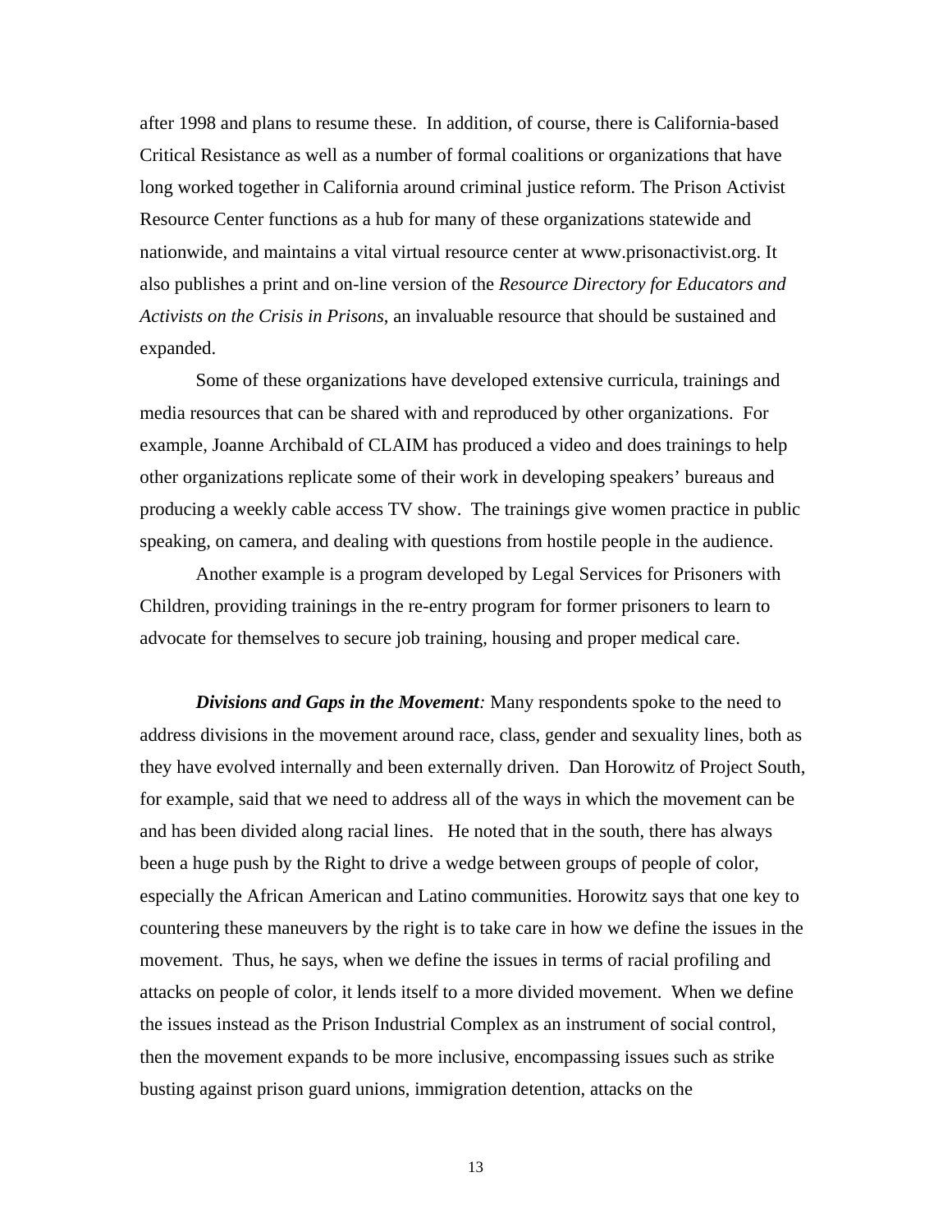after 1998 and plans to resume these. In addition, of course, there is California-based Critical Resistance as well as a number of formal coalitions or organizations that have long worked together in California around criminal justice reform. The Prison Activist Resource Center functions as a hub for many of these organizations statewide and nationwide, and maintains a vital virtual resource center at www.prisonactivist.org. It also publishes a print and on-line version of the *Resource Directory for Educators and Activists on the Crisis in Prisons*, an invaluable resource that should be sustained and expanded.

Some of these organizations have developed extensive curricula, trainings and media resources that can be shared with and reproduced by other organizations. For example, Joanne Archibald of CLAIM has produced a video and does trainings to help other organizations replicate some of their work in developing speakers' bureaus and producing a weekly cable access TV show. The trainings give women practice in public speaking, on camera, and dealing with questions from hostile people in the audience.

Another example is a program developed by Legal Services for Prisoners with Children, providing trainings in the re-entry program for former prisoners to learn to advocate for themselves to secure job training, housing and proper medical care.

***Divisions and Gaps in the Movement****:* Many respondents spoke to the need to address divisions in the movement around race, class, gender and sexuality lines, both as they have evolved internally and been externally driven. Dan Horowitz of Project South, for example, said that we need to address all of the ways in which the movement can be and has been divided along racial lines. He noted that in the south, there has always been a huge push by the Right to drive a wedge between groups of people of color, especially the African American and Latino communities. Horowitz says that one key to countering these maneuvers by the right is to take care in how we define the issues in the movement. Thus, he says, when we define the issues in terms of racial profiling and attacks on people of color, it lends itself to a more divided movement. When we define the issues instead as the Prison Industrial Complex as an instrument of social control, then the movement expands to be more inclusive, encompassing issues such as strike busting against prison guard unions, immigration detention, attacks on the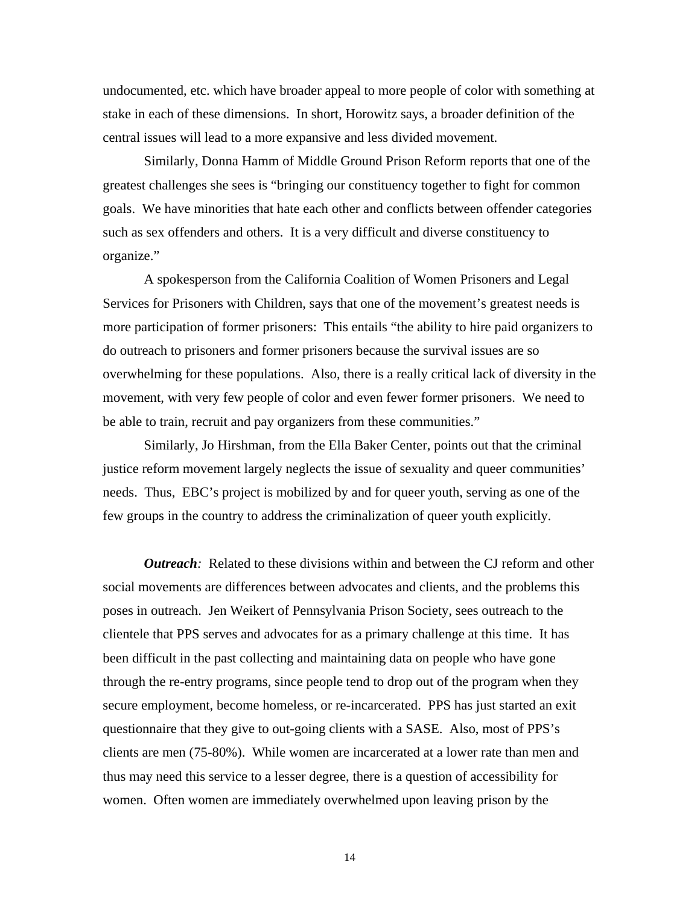undocumented, etc. which have broader appeal to more people of color with something at stake in each of these dimensions. In short, Horowitz says, a broader definition of the central issues will lead to a more expansive and less divided movement.

Similarly, Donna Hamm of Middle Ground Prison Reform reports that one of the greatest challenges she sees is "bringing our constituency together to fight for common goals. We have minorities that hate each other and conflicts between offender categories such as sex offenders and others. It is a very difficult and diverse constituency to organize."

A spokesperson from the California Coalition of Women Prisoners and Legal Services for Prisoners with Children, says that one of the movement's greatest needs is more participation of former prisoners: This entails "the ability to hire paid organizers to do outreach to prisoners and former prisoners because the survival issues are so overwhelming for these populations. Also, there is a really critical lack of diversity in the movement, with very few people of color and even fewer former prisoners. We need to be able to train, recruit and pay organizers from these communities."

Similarly, Jo Hirshman, from the Ella Baker Center, points out that the criminal justice reform movement largely neglects the issue of sexuality and queer communities' needs. Thus, EBC's project is mobilized by and for queer youth, serving as one of the few groups in the country to address the criminalization of queer youth explicitly.

***Outreach**:* Related to these divisions within and between the CJ reform and other social movements are differences between advocates and clients, and the problems this poses in outreach. Jen Weikert of Pennsylvania Prison Society, sees outreach to the clientele that PPS serves and advocates for as a primary challenge at this time. It has been difficult in the past collecting and maintaining data on people who have gone through the re-entry programs, since people tend to drop out of the program when they secure employment, become homeless, or re-incarcerated. PPS has just started an exit questionnaire that they give to out-going clients with a SASE. Also, most of PPS's clients are men (75-80%). While women are incarcerated at a lower rate than men and thus may need this service to a lesser degree, there is a question of accessibility for women. Often women are immediately overwhelmed upon leaving prison by the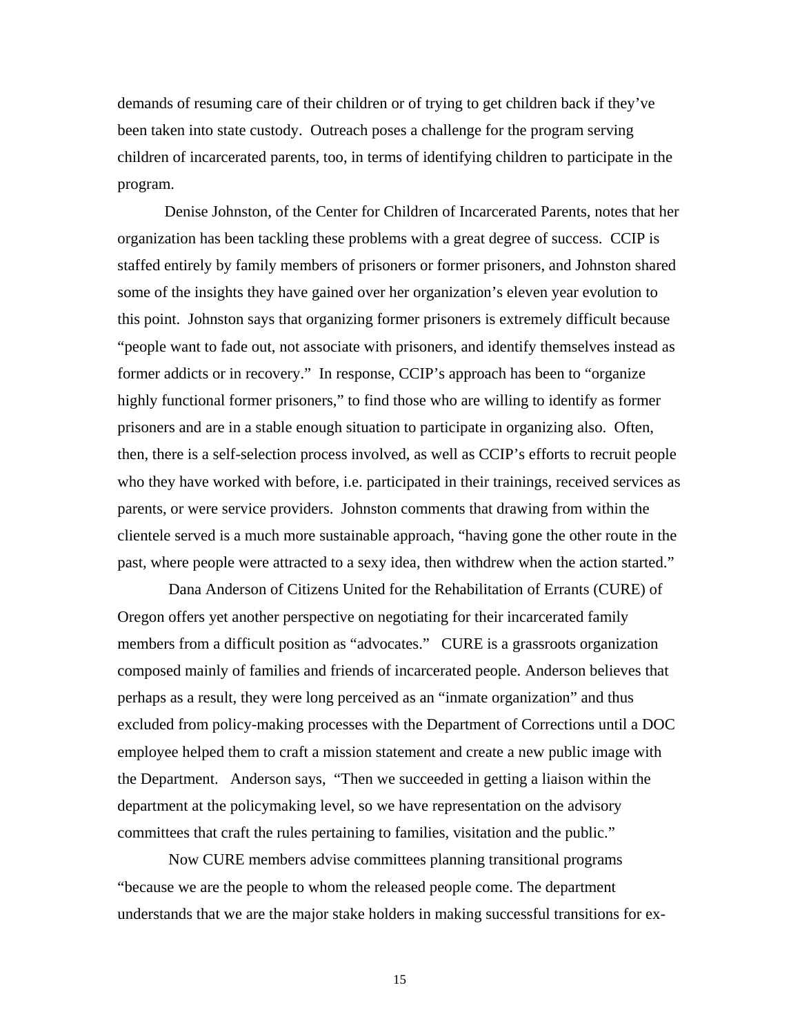demands of resuming care of their children or of trying to get children back if they've been taken into state custody. Outreach poses a challenge for the program serving children of incarcerated parents, too, in terms of identifying children to participate in the program.

Denise Johnston, of the Center for Children of Incarcerated Parents, notes that her organization has been tackling these problems with a great degree of success. CCIP is staffed entirely by family members of prisoners or former prisoners, and Johnston shared some of the insights they have gained over her organization's eleven year evolution to this point. Johnston says that organizing former prisoners is extremely difficult because "people want to fade out, not associate with prisoners, and identify themselves instead as former addicts or in recovery." In response, CCIP's approach has been to "organize highly functional former prisoners," to find those who are willing to identify as former prisoners and are in a stable enough situation to participate in organizing also. Often, then, there is a self-selection process involved, as well as CCIP's efforts to recruit people who they have worked with before, i.e. participated in their trainings, received services as parents, or were service providers. Johnston comments that drawing from within the clientele served is a much more sustainable approach, "having gone the other route in the past, where people were attracted to a sexy idea, then withdrew when the action started."

Dana Anderson of Citizens United for the Rehabilitation of Errants (CURE) of Oregon offers yet another perspective on negotiating for their incarcerated family members from a difficult position as "advocates." CURE is a grassroots organization composed mainly of families and friends of incarcerated people. Anderson believes that perhaps as a result, they were long perceived as an "inmate organization" and thus excluded from policy-making processes with the Department of Corrections until a DOC employee helped them to craft a mission statement and create a new public image with the Department. Anderson says, "Then we succeeded in getting a liaison within the department at the policymaking level, so we have representation on the advisory committees that craft the rules pertaining to families, visitation and the public."

Now CURE members advise committees planning transitional programs "because we are the people to whom the released people come. The department understands that we are the major stake holders in making successful transitions for ex-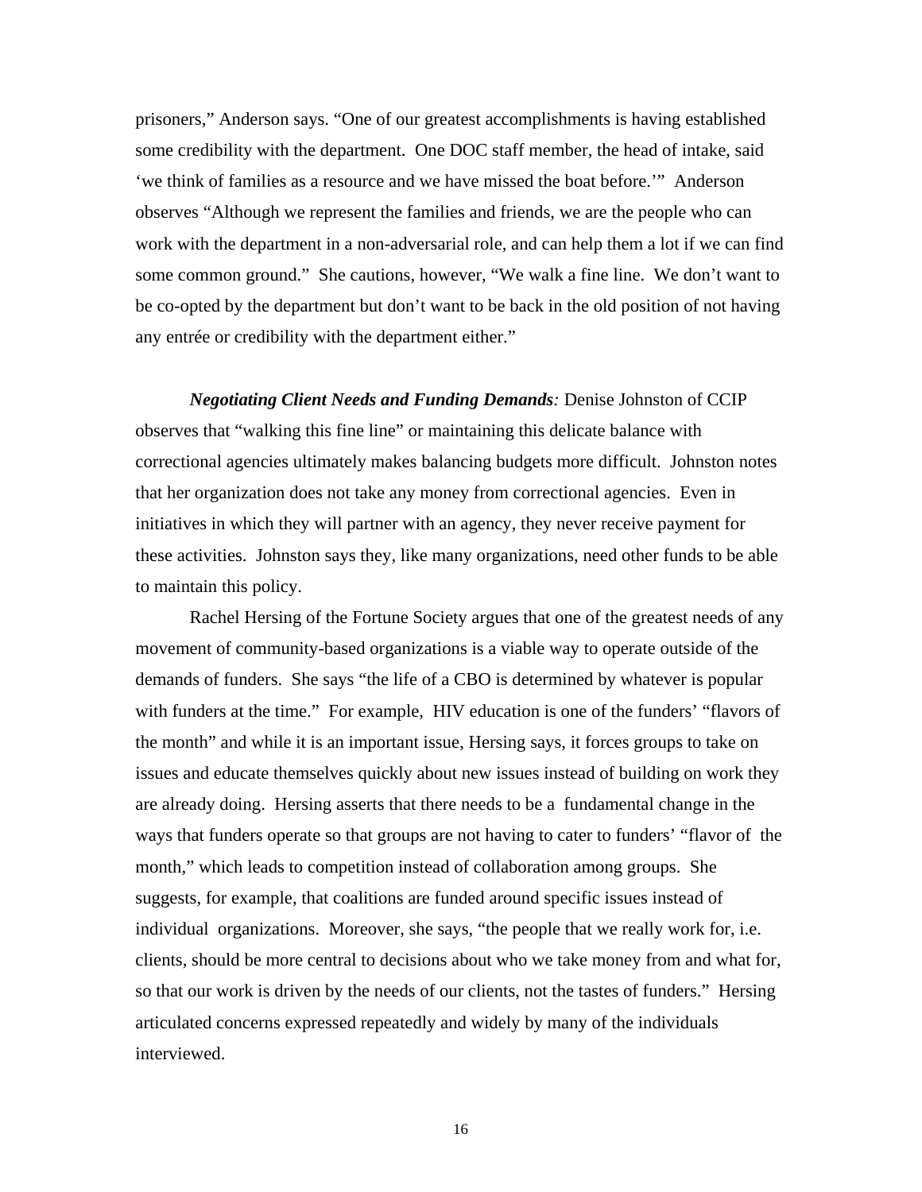prisoners," Anderson says. "One of our greatest accomplishments is having established some credibility with the department. One DOC staff member, the head of intake, said 'we think of families as a resource and we have missed the boat before.'" Anderson observes "Although we represent the families and friends, we are the people who can work with the department in a non-adversarial role, and can help them a lot if we can find some common ground." She cautions, however, "We walk a fine line. We don't want to be co-opted by the department but don't want to be back in the old position of not having any entrée or credibility with the department either."

***Negotiating Client Needs and Funding Demands**:* Denise Johnston of CCIP observes that "walking this fine line" or maintaining this delicate balance with correctional agencies ultimately makes balancing budgets more difficult. Johnston notes that her organization does not take any money from correctional agencies. Even in initiatives in which they will partner with an agency, they never receive payment for these activities. Johnston says they, like many organizations, need other funds to be able to maintain this policy.

Rachel Hersing of the Fortune Society argues that one of the greatest needs of any movement of community-based organizations is a viable way to operate outside of the demands of funders. She says "the life of a CBO is determined by whatever is popular with funders at the time." For example, HIV education is one of the funders' "flavors of the month" and while it is an important issue, Hersing says, it forces groups to take on issues and educate themselves quickly about new issues instead of building on work they are already doing. Hersing asserts that there needs to be a fundamental change in the ways that funders operate so that groups are not having to cater to funders' "flavor of the month," which leads to competition instead of collaboration among groups. She suggests, for example, that coalitions are funded around specific issues instead of individual organizations. Moreover, she says, "the people that we really work for, i.e. clients, should be more central to decisions about who we take money from and what for, so that our work is driven by the needs of our clients, not the tastes of funders." Hersing articulated concerns expressed repeatedly and widely by many of the individuals interviewed.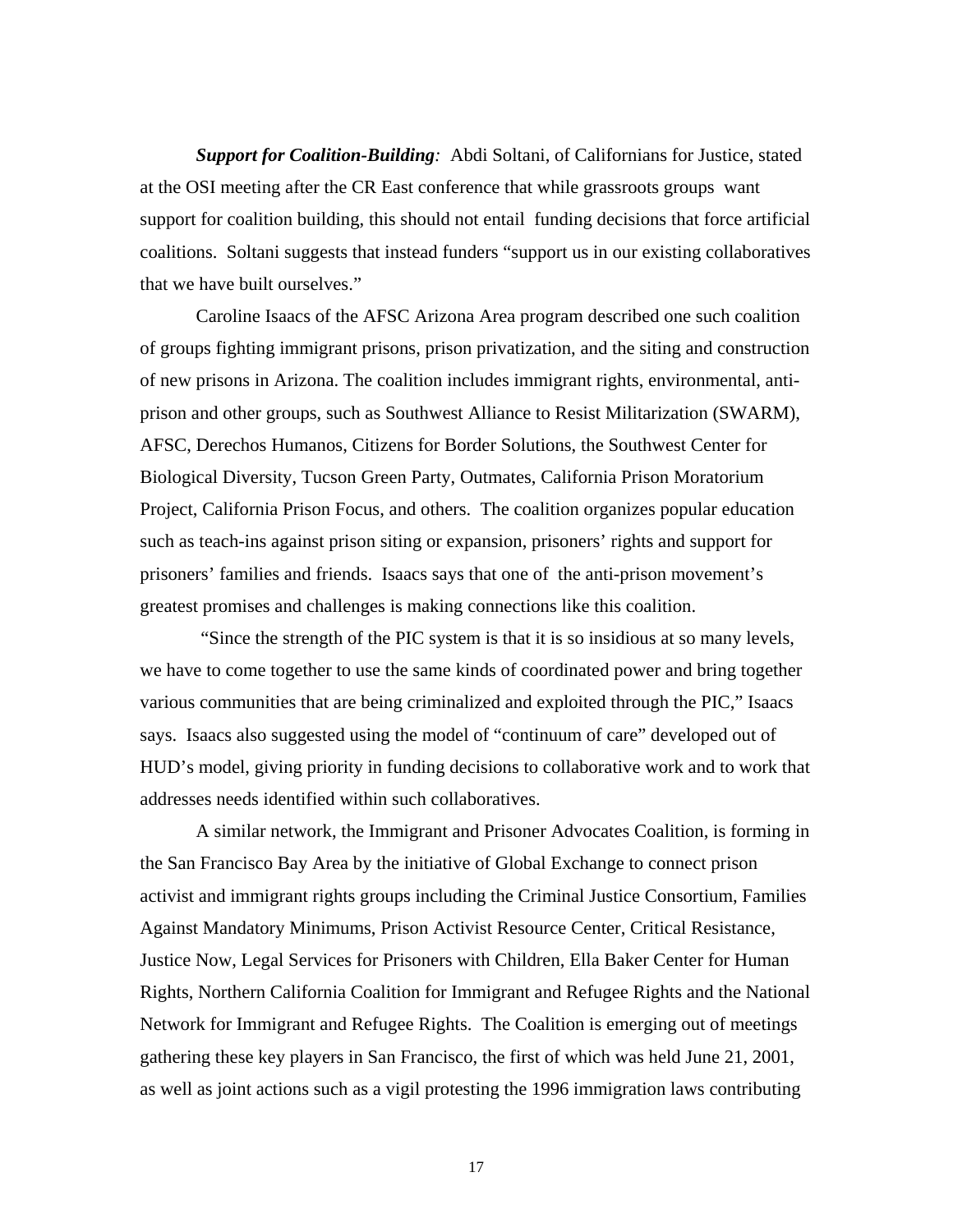***Support for Coalition-Building:*** Abdi Soltani, of Californians for Justice, stated at the OSI meeting after the CR East conference that while grassroots groups want support for coalition building, this should not entail funding decisions that force artificial coalitions. Soltani suggests that instead funders "support us in our existing collaboratives that we have built ourselves."

Caroline Isaacs of the AFSC Arizona Area program described one such coalition of groups fighting immigrant prisons, prison privatization, and the siting and construction of new prisons in Arizona. The coalition includes immigrant rights, environmental, anti-prison and other groups, such as Southwest Alliance to Resist Militarization (SWARM), AFSC, Derechos Humanos, Citizens for Border Solutions, the Southwest Center for Biological Diversity, Tucson Green Party, Outmates, California Prison Moratorium Project, California Prison Focus, and others. The coalition organizes popular education such as teach-ins against prison siting or expansion, prisoners' rights and support for prisoners' families and friends. Isaacs says that one of the anti-prison movement's greatest promises and challenges is making connections like this coalition.

"Since the strength of the PIC system is that it is so insidious at so many levels, we have to come together to use the same kinds of coordinated power and bring together various communities that are being criminalized and exploited through the PIC," Isaacs says. Isaacs also suggested using the model of "continuum of care" developed out of HUD's model, giving priority in funding decisions to collaborative work and to work that addresses needs identified within such collaboratives.

A similar network, the Immigrant and Prisoner Advocates Coalition, is forming in the San Francisco Bay Area by the initiative of Global Exchange to connect prison activist and immigrant rights groups including the Criminal Justice Consortium, Families Against Mandatory Minimums, Prison Activist Resource Center, Critical Resistance, Justice Now, Legal Services for Prisoners with Children, Ella Baker Center for Human Rights, Northern California Coalition for Immigrant and Refugee Rights and the National Network for Immigrant and Refugee Rights. The Coalition is emerging out of meetings gathering these key players in San Francisco, the first of which was held June 21, 2001, as well as joint actions such as a vigil protesting the 1996 immigration laws contributing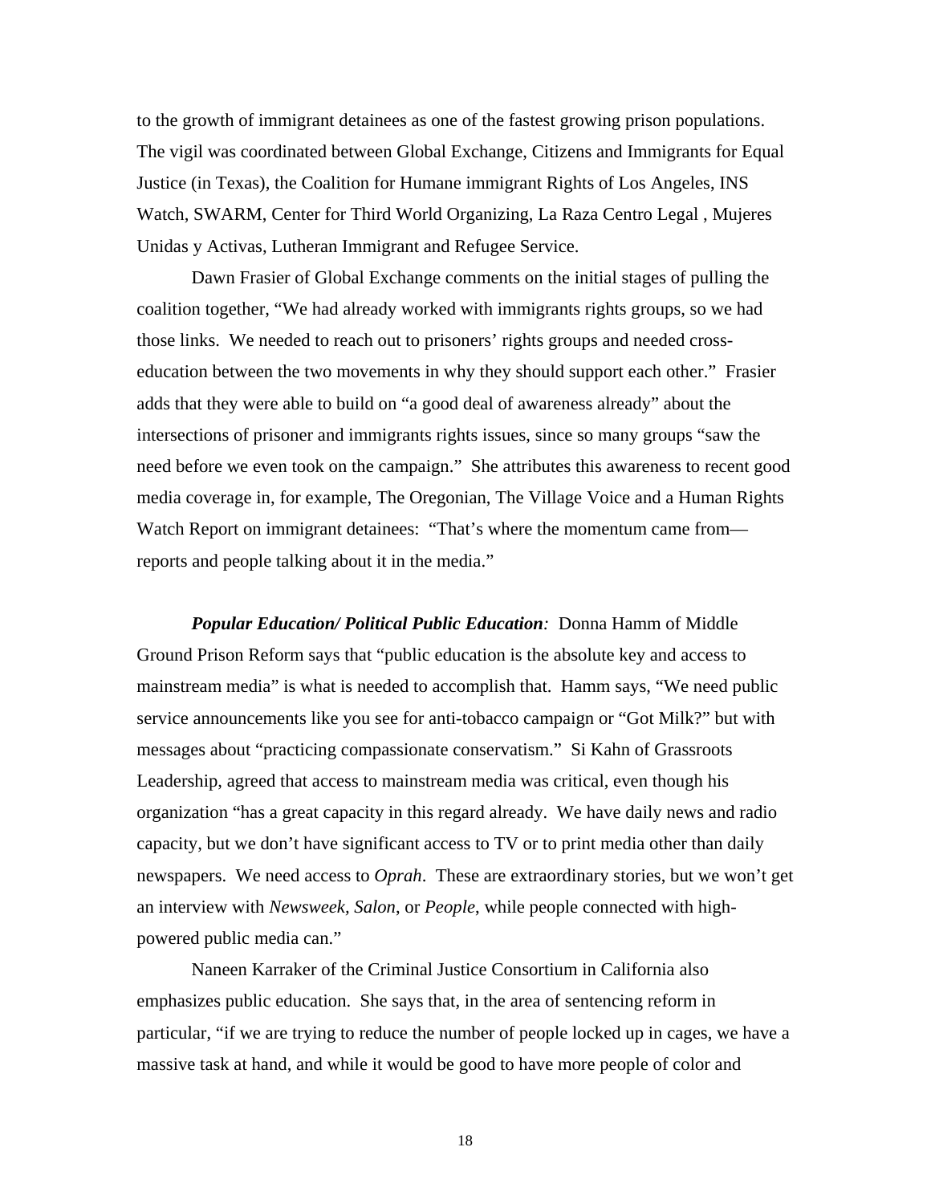to the growth of immigrant detainees as one of the fastest growing prison populations. The vigil was coordinated between Global Exchange, Citizens and Immigrants for Equal Justice (in Texas), the Coalition for Humane immigrant Rights of Los Angeles, INS Watch, SWARM, Center for Third World Organizing, La Raza Centro Legal , Mujeres Unidas y Activas, Lutheran Immigrant and Refugee Service.

Dawn Frasier of Global Exchange comments on the initial stages of pulling the coalition together, "We had already worked with immigrants rights groups, so we had those links. We needed to reach out to prisoners' rights groups and needed cross-education between the two movements in why they should support each other." Frasier adds that they were able to build on "a good deal of awareness already" about the intersections of prisoner and immigrants rights issues, since so many groups "saw the need before we even took on the campaign." She attributes this awareness to recent good media coverage in, for example, The Oregonian, The Village Voice and a Human Rights Watch Report on immigrant detainees: "That's where the momentum came from—reports and people talking about it in the media."

***Popular Education/ Political Public Education**:* Donna Hamm of Middle Ground Prison Reform says that "public education is the absolute key and access to mainstream media" is what is needed to accomplish that. Hamm says, "We need public service announcements like you see for anti-tobacco campaign or "Got Milk?" but with messages about "practicing compassionate conservatism." Si Kahn of Grassroots Leadership, agreed that access to mainstream media was critical, even though his organization "has a great capacity in this regard already. We have daily news and radio capacity, but we don't have significant access to TV or to print media other than daily newspapers. We need access to *Oprah*. These are extraordinary stories, but we won't get an interview with *Newsweek, Salon*, or *People*, while people connected with high-powered public media can."

Naneen Karraker of the Criminal Justice Consortium in California also emphasizes public education. She says that, in the area of sentencing reform in particular, "if we are trying to reduce the number of people locked up in cages, we have a massive task at hand, and while it would be good to have more people of color and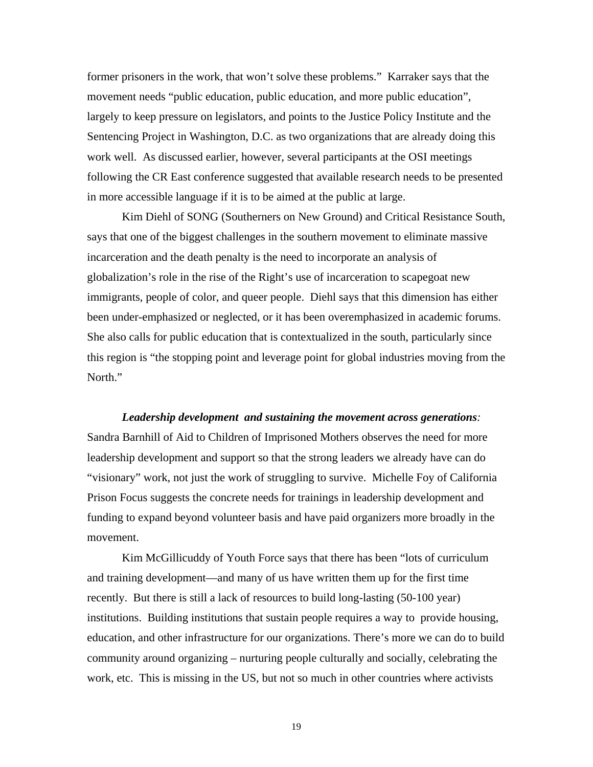former prisoners in the work, that won't solve these problems." Karraker says that the movement needs "public education, public education, and more public education", largely to keep pressure on legislators, and points to the Justice Policy Institute and the Sentencing Project in Washington, D.C. as two organizations that are already doing this work well. As discussed earlier, however, several participants at the OSI meetings following the CR East conference suggested that available research needs to be presented in more accessible language if it is to be aimed at the public at large.

Kim Diehl of SONG (Southerners on New Ground) and Critical Resistance South, says that one of the biggest challenges in the southern movement to eliminate massive incarceration and the death penalty is the need to incorporate an analysis of globalization's role in the rise of the Right's use of incarceration to scapegoat new immigrants, people of color, and queer people. Diehl says that this dimension has either been under-emphasized or neglected, or it has been overemphasized in academic forums. She also calls for public education that is contextualized in the south, particularly since this region is "the stopping point and leverage point for global industries moving from the North."

***Leadership development and sustaining the movement across generations****:* Sandra Barnhill of Aid to Children of Imprisoned Mothers observes the need for more leadership development and support so that the strong leaders we already have can do "visionary" work, not just the work of struggling to survive. Michelle Foy of California Prison Focus suggests the concrete needs for trainings in leadership development and funding to expand beyond volunteer basis and have paid organizers more broadly in the movement.

Kim McGillicuddy of Youth Force says that there has been "lots of curriculum and training development—and many of us have written them up for the first time recently. But there is still a lack of resources to build long-lasting (50-100 year) institutions. Building institutions that sustain people requires a way to provide housing, education, and other infrastructure for our organizations. There's more we can do to build community around organizing – nurturing people culturally and socially, celebrating the work, etc. This is missing in the US, but not so much in other countries where activists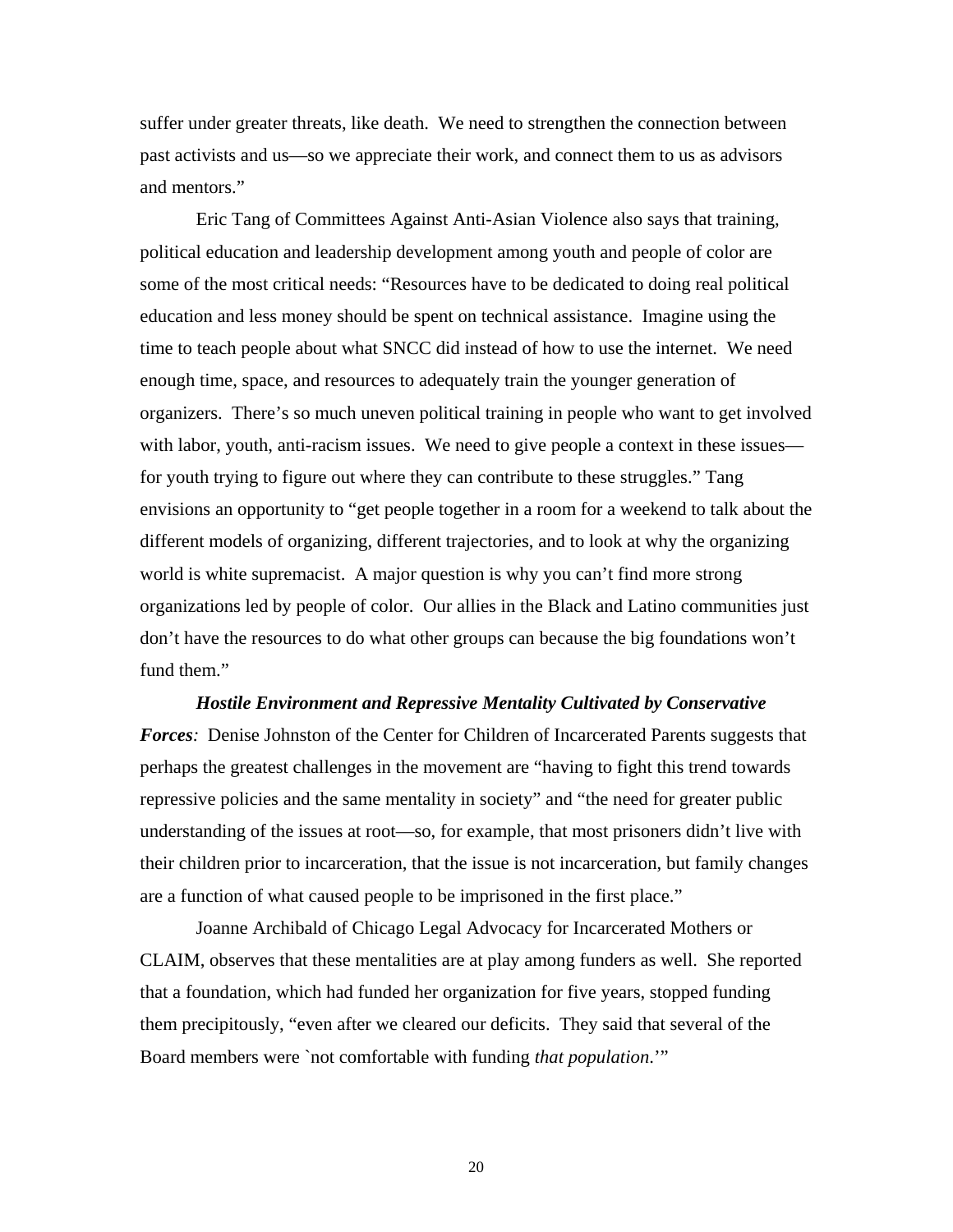suffer under greater threats, like death. We need to strengthen the connection between past activists and us—so we appreciate their work, and connect them to us as advisors and mentors."

Eric Tang of Committees Against Anti-Asian Violence also says that training, political education and leadership development among youth and people of color are some of the most critical needs: "Resources have to be dedicated to doing real political education and less money should be spent on technical assistance. Imagine using the time to teach people about what SNCC did instead of how to use the internet. We need enough time, space, and resources to adequately train the younger generation of organizers. There's so much uneven political training in people who want to get involved with labor, youth, anti-racism issues. We need to give people a context in these issues—for youth trying to figure out where they can contribute to these struggles." Tang envisions an opportunity to "get people together in a room for a weekend to talk about the different models of organizing, different trajectories, and to look at why the organizing world is white supremacist. A major question is why you can't find more strong organizations led by people of color. Our allies in the Black and Latino communities just don't have the resources to do what other groups can because the big foundations won't fund them."

***Hostile Environment and Repressive Mentality Cultivated by Conservative Forces**:* Denise Johnston of the Center for Children of Incarcerated Parents suggests that perhaps the greatest challenges in the movement are "having to fight this trend towards repressive policies and the same mentality in society" and "the need for greater public understanding of the issues at root—so, for example, that most prisoners didn't live with their children prior to incarceration, that the issue is not incarceration, but family changes are a function of what caused people to be imprisoned in the first place."

Joanne Archibald of Chicago Legal Advocacy for Incarcerated Mothers or CLAIM, observes that these mentalities are at play among funders as well. She reported that a foundation, which had funded her organization for five years, stopped funding them precipitously, "even after we cleared our deficits. They said that several of the Board members were `not comfortable with funding *that population*.'"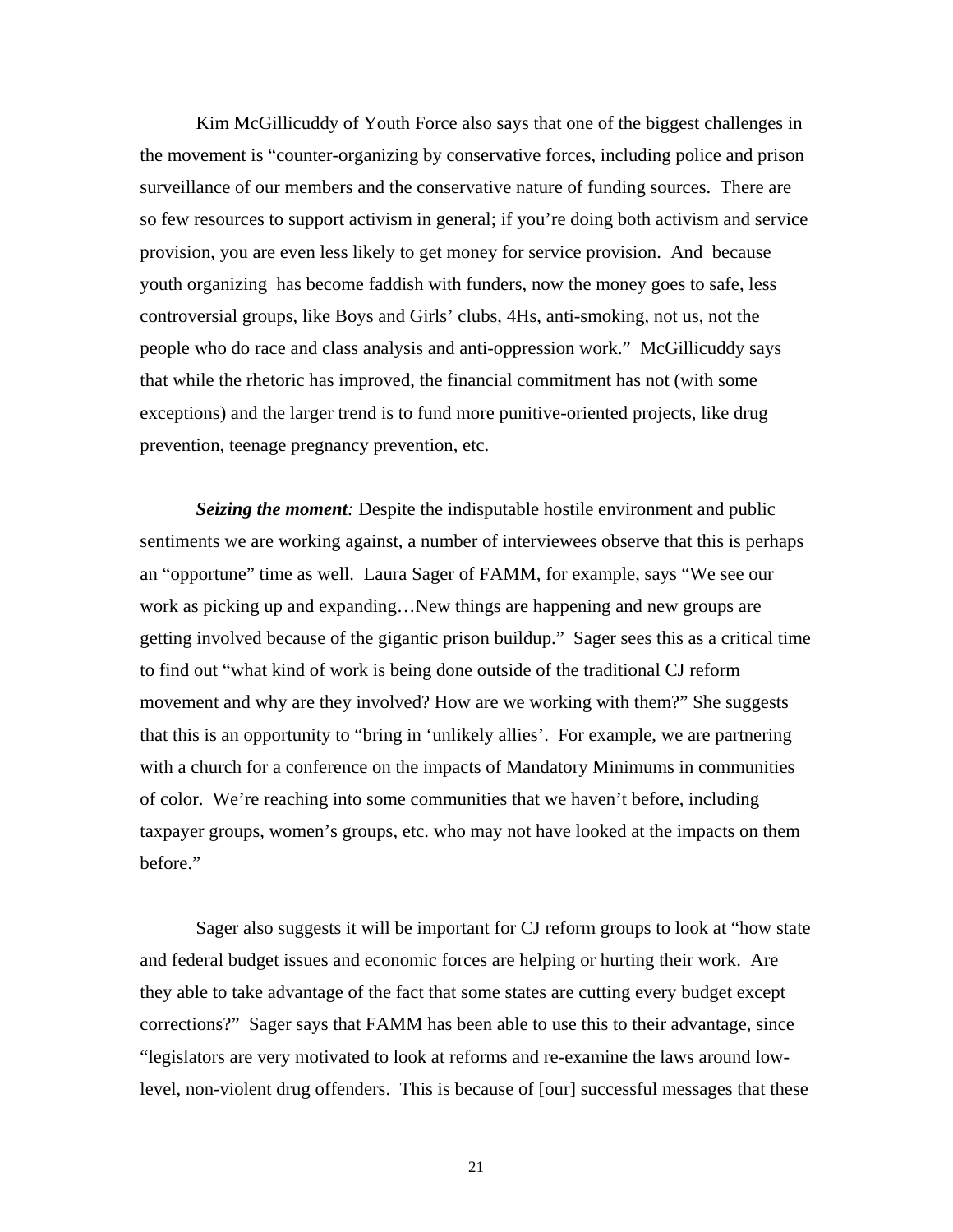Kim McGillicuddy of Youth Force also says that one of the biggest challenges in the movement is "counter-organizing by conservative forces, including police and prison surveillance of our members and the conservative nature of funding sources. There are so few resources to support activism in general; if you're doing both activism and service provision, you are even less likely to get money for service provision. And because youth organizing has become faddish with funders, now the money goes to safe, less controversial groups, like Boys and Girls' clubs, 4Hs, anti-smoking, not us, not the people who do race and class analysis and anti-oppression work." McGillicuddy says that while the rhetoric has improved, the financial commitment has not (with some exceptions) and the larger trend is to fund more punitive-oriented projects, like drug prevention, teenage pregnancy prevention, etc.

***Seizing the moment****:* Despite the indisputable hostile environment and public sentiments we are working against, a number of interviewees observe that this is perhaps an "opportune" time as well. Laura Sager of FAMM, for example, says "We see our work as picking up and expanding…New things are happening and new groups are getting involved because of the gigantic prison buildup." Sager sees this as a critical time to find out "what kind of work is being done outside of the traditional CJ reform movement and why are they involved? How are we working with them?" She suggests that this is an opportunity to "bring in 'unlikely allies'. For example, we are partnering with a church for a conference on the impacts of Mandatory Minimums in communities of color. We're reaching into some communities that we haven't before, including taxpayer groups, women's groups, etc. who may not have looked at the impacts on them before."

Sager also suggests it will be important for CJ reform groups to look at "how state and federal budget issues and economic forces are helping or hurting their work. Are they able to take advantage of the fact that some states are cutting every budget except corrections?" Sager says that FAMM has been able to use this to their advantage, since "legislators are very motivated to look at reforms and re-examine the laws around low-level, non-violent drug offenders. This is because of [our] successful messages that these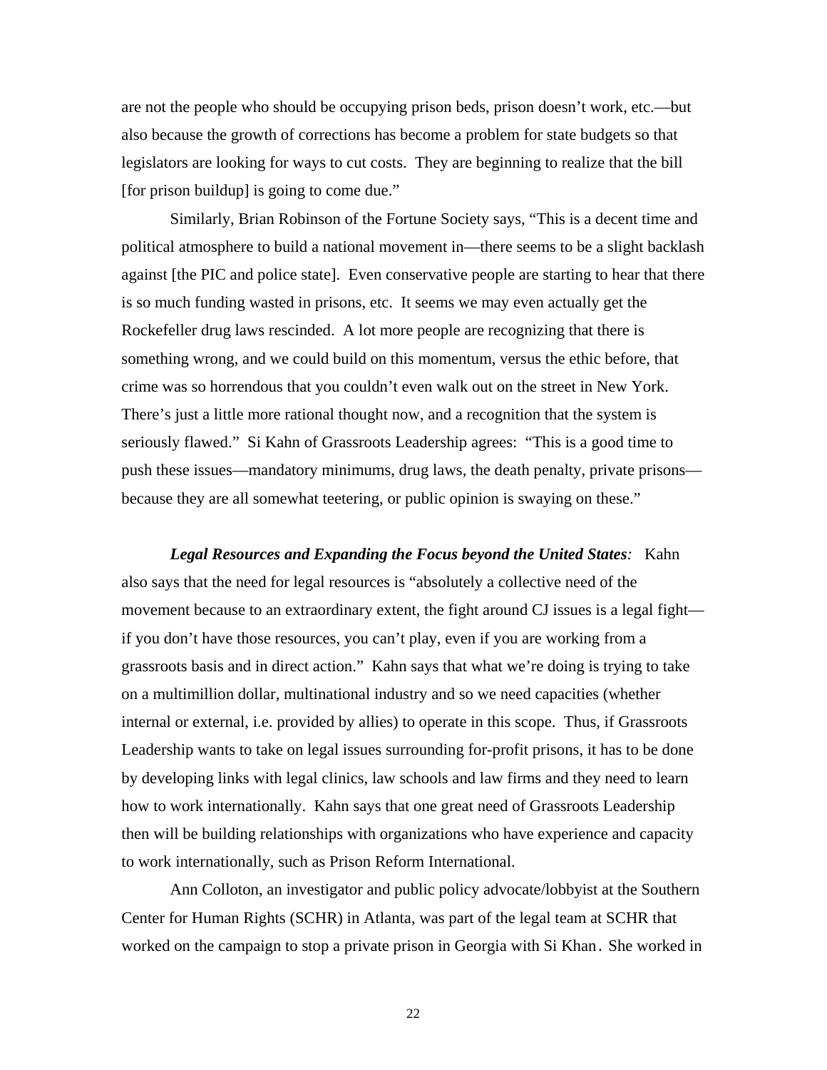are not the people who should be occupying prison beds, prison doesn't work, etc.—but also because the growth of corrections has become a problem for state budgets so that legislators are looking for ways to cut costs. They are beginning to realize that the bill [for prison buildup] is going to come due."

Similarly, Brian Robinson of the Fortune Society says, "This is a decent time and political atmosphere to build a national movement in—there seems to be a slight backlash against [the PIC and police state]. Even conservative people are starting to hear that there is so much funding wasted in prisons, etc. It seems we may even actually get the Rockefeller drug laws rescinded. A lot more people are recognizing that there is something wrong, and we could build on this momentum, versus the ethic before, that crime was so horrendous that you couldn't even walk out on the street in New York. There's just a little more rational thought now, and a recognition that the system is seriously flawed." Si Kahn of Grassroots Leadership agrees: "This is a good time to push these issues—mandatory minimums, drug laws, the death penalty, private prisons—because they are all somewhat teetering, or public opinion is swaying on these."

***Legal Resources and Expanding the Focus beyond the United States:*** Kahn also says that the need for legal resources is "absolutely a collective need of the movement because to an extraordinary extent, the fight around CJ issues is a legal fight—if you don't have those resources, you can't play, even if you are working from a grassroots basis and in direct action." Kahn says that what we're doing is trying to take on a multimillion dollar, multinational industry and so we need capacities (whether internal or external, i.e. provided by allies) to operate in this scope. Thus, if Grassroots Leadership wants to take on legal issues surrounding for-profit prisons, it has to be done by developing links with legal clinics, law schools and law firms and they need to learn how to work internationally. Kahn says that one great need of Grassroots Leadership then will be building relationships with organizations who have experience and capacity to work internationally, such as Prison Reform International.

Ann Colloton, an investigator and public policy advocate/lobbyist at the Southern Center for Human Rights (SCHR) in Atlanta, was part of the legal team at SCHR that worked on the campaign to stop a private prison in Georgia with Si Khan. She worked in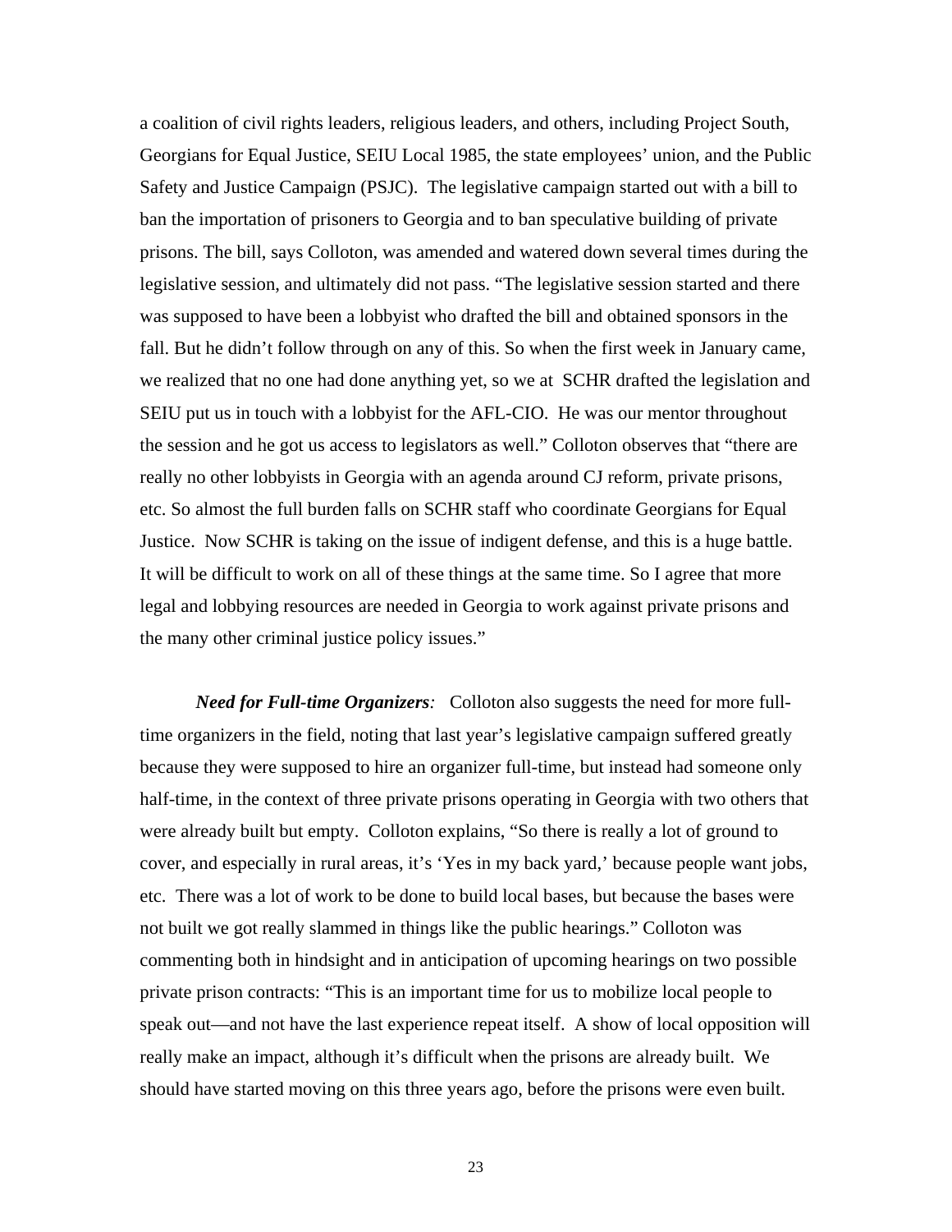a coalition of civil rights leaders, religious leaders, and others, including Project South, Georgians for Equal Justice, SEIU Local 1985, the state employees' union, and the Public Safety and Justice Campaign (PSJC). The legislative campaign started out with a bill to ban the importation of prisoners to Georgia and to ban speculative building of private prisons. The bill, says Colloton, was amended and watered down several times during the legislative session, and ultimately did not pass. "The legislative session started and there was supposed to have been a lobbyist who drafted the bill and obtained sponsors in the fall. But he didn't follow through on any of this. So when the first week in January came, we realized that no one had done anything yet, so we at SCHR drafted the legislation and SEIU put us in touch with a lobbyist for the AFL-CIO. He was our mentor throughout the session and he got us access to legislators as well." Colloton observes that "there are really no other lobbyists in Georgia with an agenda around CJ reform, private prisons, etc. So almost the full burden falls on SCHR staff who coordinate Georgians for Equal Justice. Now SCHR is taking on the issue of indigent defense, and this is a huge battle. It will be difficult to work on all of these things at the same time. So I agree that more legal and lobbying resources are needed in Georgia to work against private prisons and the many other criminal justice policy issues."

***Need for Full-time Organizers:*** Colloton also suggests the need for more full-time organizers in the field, noting that last year's legislative campaign suffered greatly because they were supposed to hire an organizer full-time, but instead had someone only half-time, in the context of three private prisons operating in Georgia with two others that were already built but empty. Colloton explains, "So there is really a lot of ground to cover, and especially in rural areas, it's 'Yes in my back yard,' because people want jobs, etc. There was a lot of work to be done to build local bases, but because the bases were not built we got really slammed in things like the public hearings." Colloton was commenting both in hindsight and in anticipation of upcoming hearings on two possible private prison contracts: "This is an important time for us to mobilize local people to speak out—and not have the last experience repeat itself. A show of local opposition will really make an impact, although it's difficult when the prisons are already built. We should have started moving on this three years ago, before the prisons were even built.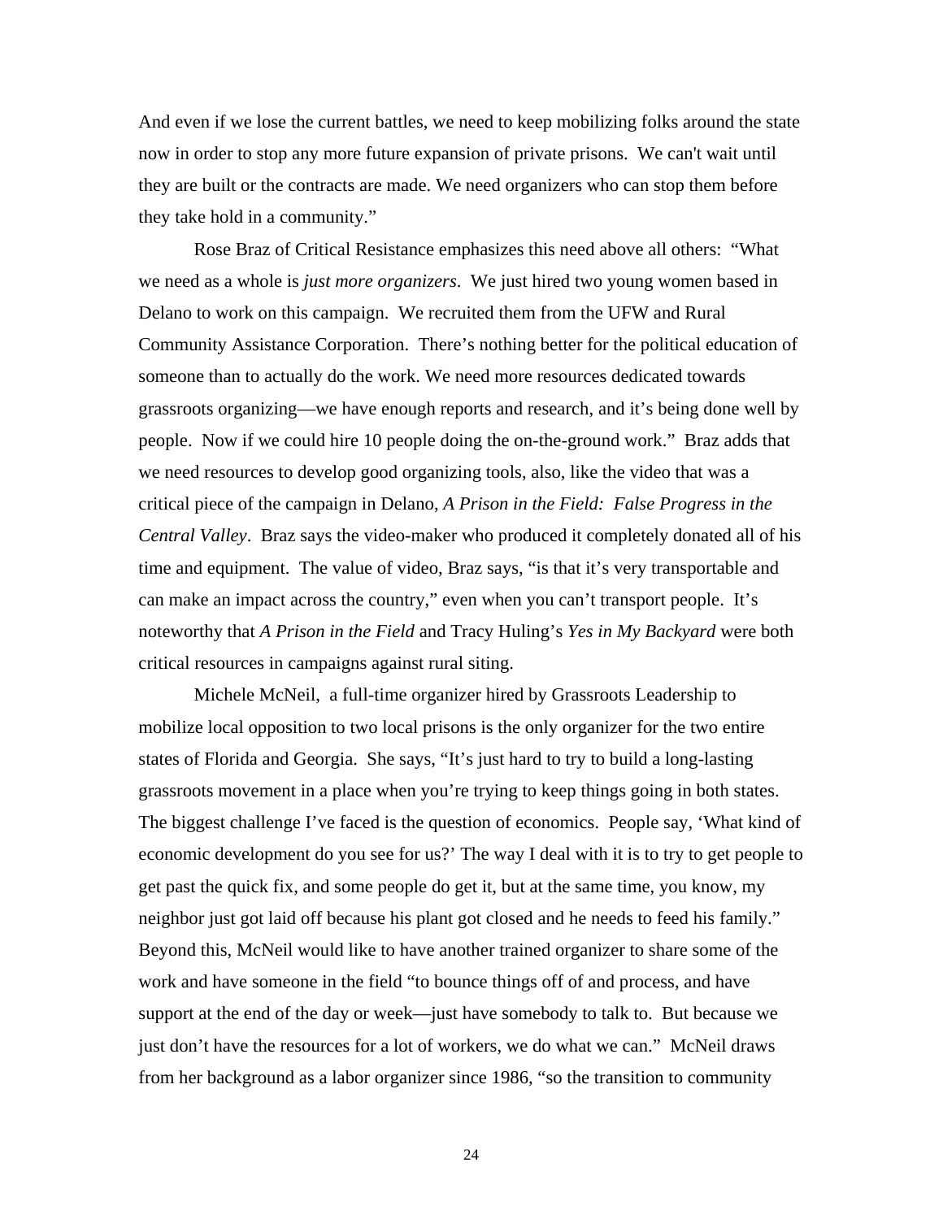And even if we lose the current battles, we need to keep mobilizing folks around the state now in order to stop any more future expansion of private prisons. We can't wait until they are built or the contracts are made. We need organizers who can stop them before they take hold in a community."

Rose Braz of Critical Resistance emphasizes this need above all others: "What we need as a whole is *just more organizers*. We just hired two young women based in Delano to work on this campaign. We recruited them from the UFW and Rural Community Assistance Corporation. There's nothing better for the political education of someone than to actually do the work. We need more resources dedicated towards grassroots organizing—we have enough reports and research, and it's being done well by people. Now if we could hire 10 people doing the on-the-ground work." Braz adds that we need resources to develop good organizing tools, also, like the video that was a critical piece of the campaign in Delano, *A Prison in the Field: False Progress in the Central Valley*. Braz says the video-maker who produced it completely donated all of his time and equipment. The value of video, Braz says, "is that it's very transportable and can make an impact across the country," even when you can't transport people. It's noteworthy that *A Prison in the Field* and Tracy Huling's *Yes in My Backyard* were both critical resources in campaigns against rural siting.

Michele McNeil, a full-time organizer hired by Grassroots Leadership to mobilize local opposition to two local prisons is the only organizer for the two entire states of Florida and Georgia. She says, "It's just hard to try to build a long-lasting grassroots movement in a place when you're trying to keep things going in both states. The biggest challenge I've faced is the question of economics. People say, 'What kind of economic development do you see for us?' The way I deal with it is to try to get people to get past the quick fix, and some people do get it, but at the same time, you know, my neighbor just got laid off because his plant got closed and he needs to feed his family." Beyond this, McNeil would like to have another trained organizer to share some of the work and have someone in the field "to bounce things off of and process, and have support at the end of the day or week—just have somebody to talk to. But because we just don't have the resources for a lot of workers, we do what we can." McNeil draws from her background as a labor organizer since 1986, "so the transition to community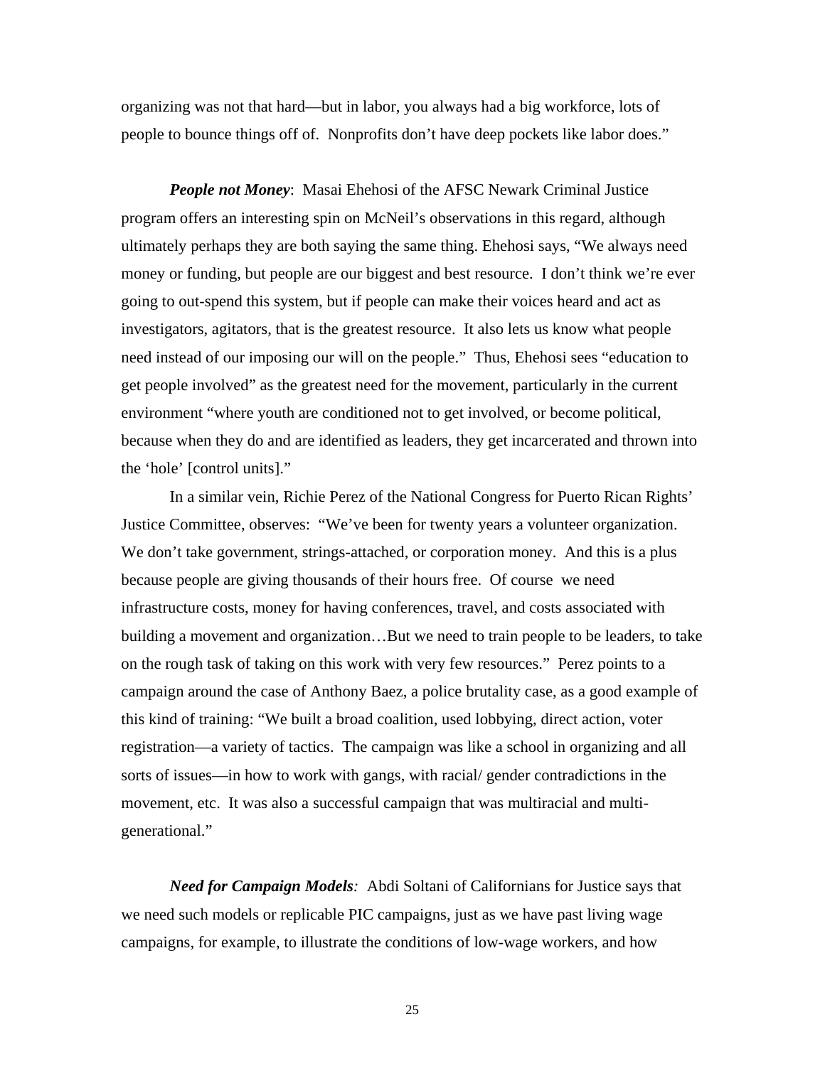organizing was not that hard—but in labor, you always had a big workforce, lots of people to bounce things off of.  Nonprofits don't have deep pockets like labor does."

***People not Money***:  Masai Ehehosi of the AFSC Newark Criminal Justice program offers an interesting spin on McNeil's observations in this regard, although ultimately perhaps they are both saying the same thing. Ehehosi says, "We always need money or funding, but people are our biggest and best resource.  I don't think we're ever going to out-spend this system, but if people can make their voices heard and act as investigators, agitators, that is the greatest resource.  It also lets us know what people need instead of our imposing our will on the people."  Thus, Ehehosi sees "education to get people involved" as the greatest need for the movement, particularly in the current environment "where youth are conditioned not to get involved, or become political, because when they do and are identified as leaders, they get incarcerated and thrown into the 'hole' [control units]."

In a similar vein, Richie Perez of the National Congress for Puerto Rican Rights' Justice Committee, observes:  "We've been for twenty years a volunteer organization. We don't take government, strings-attached, or corporation money.  And this is a plus because people are giving thousands of their hours free.  Of course  we need infrastructure costs, money for having conferences, travel, and costs associated with building a movement and organization…But we need to train people to be leaders, to take on the rough task of taking on this work with very few resources."  Perez points to a campaign around the case of Anthony Baez, a police brutality case, as a good example of this kind of training: "We built a broad coalition, used lobbying, direct action, voter registration—a variety of tactics.  The campaign was like a school in organizing and all sorts of issues—in how to work with gangs, with racial/ gender contradictions in the movement, etc.  It was also a successful campaign that was multiracial and multi-generational."

***Need for Campaign Models****:*  Abdi Soltani of Californians for Justice says that we need such models or replicable PIC campaigns, just as we have past living wage campaigns, for example, to illustrate the conditions of low-wage workers, and how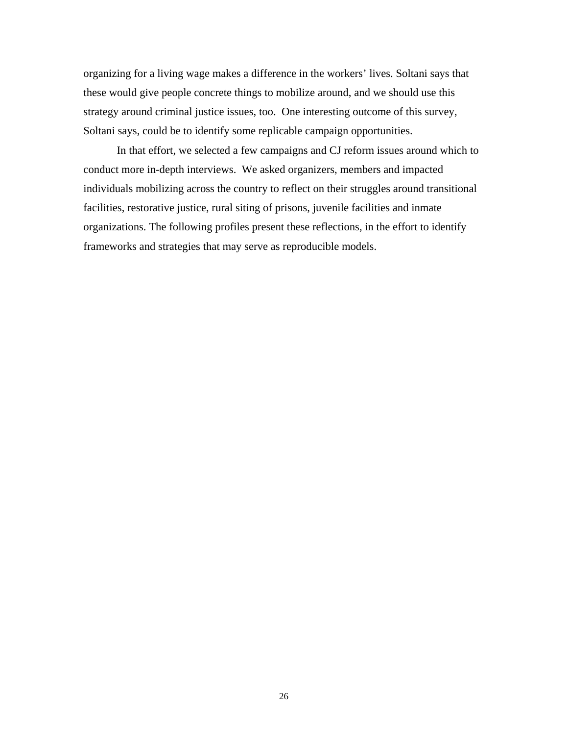organizing for a living wage makes a difference in the workers' lives. Soltani says that these would give people concrete things to mobilize around, and we should use this strategy around criminal justice issues, too. One interesting outcome of this survey, Soltani says, could be to identify some replicable campaign opportunities.

In that effort, we selected a few campaigns and CJ reform issues around which to conduct more in-depth interviews. We asked organizers, members and impacted individuals mobilizing across the country to reflect on their struggles around transitional facilities, restorative justice, rural siting of prisons, juvenile facilities and inmate organizations. The following profiles present these reflections, in the effort to identify frameworks and strategies that may serve as reproducible models.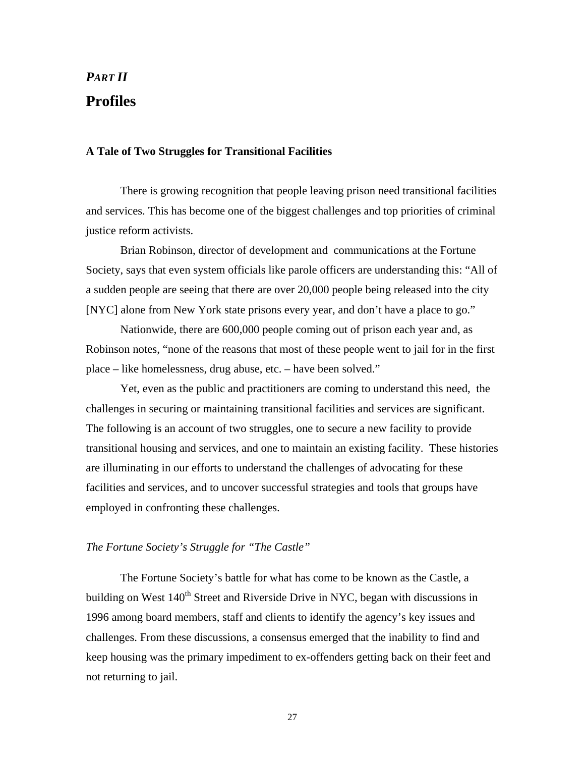# *PART II*

# Profiles

### A Tale of Two Struggles for Transitional Facilities

There is growing recognition that people leaving prison need transitional facilities and services. This has become one of the biggest challenges and top priorities of criminal justice reform activists.

Brian Robinson, director of development and communications at the Fortune Society, says that even system officials like parole officers are understanding this: “All of a sudden people are seeing that there are over 20,000 people being released into the city [NYC] alone from New York state prisons every year, and don’t have a place to go.”

Nationwide, there are 600,000 people coming out of prison each year and, as Robinson notes, “none of the reasons that most of these people went to jail for in the first place – like homelessness, drug abuse, etc. – have been solved.”

Yet, even as the public and practitioners are coming to understand this need, the challenges in securing or maintaining transitional facilities and services are significant. The following is an account of two struggles, one to secure a new facility to provide transitional housing and services, and one to maintain an existing facility. These histories are illuminating in our efforts to understand the challenges of advocating for these facilities and services, and to uncover successful strategies and tools that groups have employed in confronting these challenges.

#### *The Fortune Society’s Struggle for “The Castle”*

The Fortune Society’s battle for what has come to be known as the Castle, a building on West 140th Street and Riverside Drive in NYC, began with discussions in 1996 among board members, staff and clients to identify the agency’s key issues and challenges. From these discussions, a consensus emerged that the inability to find and keep housing was the primary impediment to ex-offenders getting back on their feet and not returning to jail.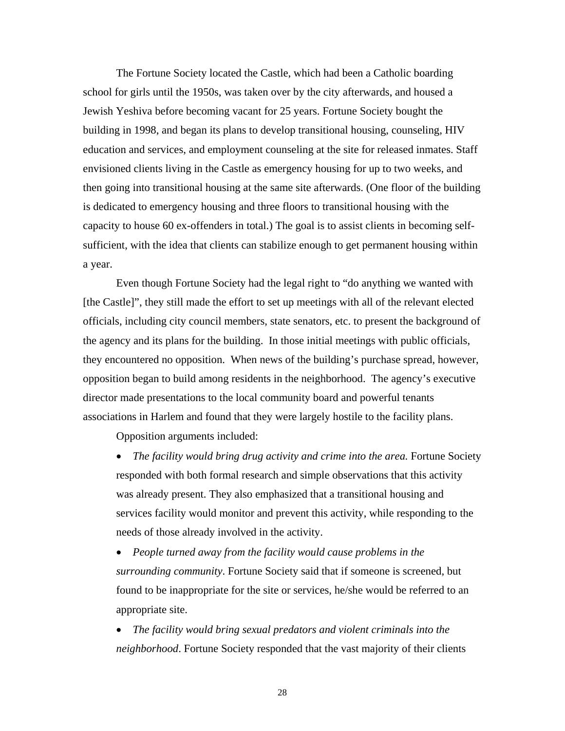The Fortune Society located the Castle, which had been a Catholic boarding school for girls until the 1950s, was taken over by the city afterwards, and housed a Jewish Yeshiva before becoming vacant for 25 years. Fortune Society bought the building in 1998, and began its plans to develop transitional housing, counseling, HIV education and services, and employment counseling at the site for released inmates. Staff envisioned clients living in the Castle as emergency housing for up to two weeks, and then going into transitional housing at the same site afterwards. (One floor of the building is dedicated to emergency housing and three floors to transitional housing with the capacity to house 60 ex-offenders in total.) The goal is to assist clients in becoming self-sufficient, with the idea that clients can stabilize enough to get permanent housing within a year.

Even though Fortune Society had the legal right to "do anything we wanted with [the Castle]", they still made the effort to set up meetings with all of the relevant elected officials, including city council members, state senators, etc. to present the background of the agency and its plans for the building. In those initial meetings with public officials, they encountered no opposition. When news of the building's purchase spread, however, opposition began to build among residents in the neighborhood. The agency's executive director made presentations to the local community board and powerful tenants associations in Harlem and found that they were largely hostile to the facility plans.

Opposition arguments included:

- *The facility would bring drug activity and crime into the area.* Fortune Society responded with both formal research and simple observations that this activity was already present. They also emphasized that a transitional housing and services facility would monitor and prevent this activity, while responding to the needs of those already involved in the activity.
- *People turned away from the facility would cause problems in the surrounding community*. Fortune Society said that if someone is screened, but found to be inappropriate for the site or services, he/she would be referred to an appropriate site.
- *The facility would bring sexual predators and violent criminals into the neighborhood*. Fortune Society responded that the vast majority of their clients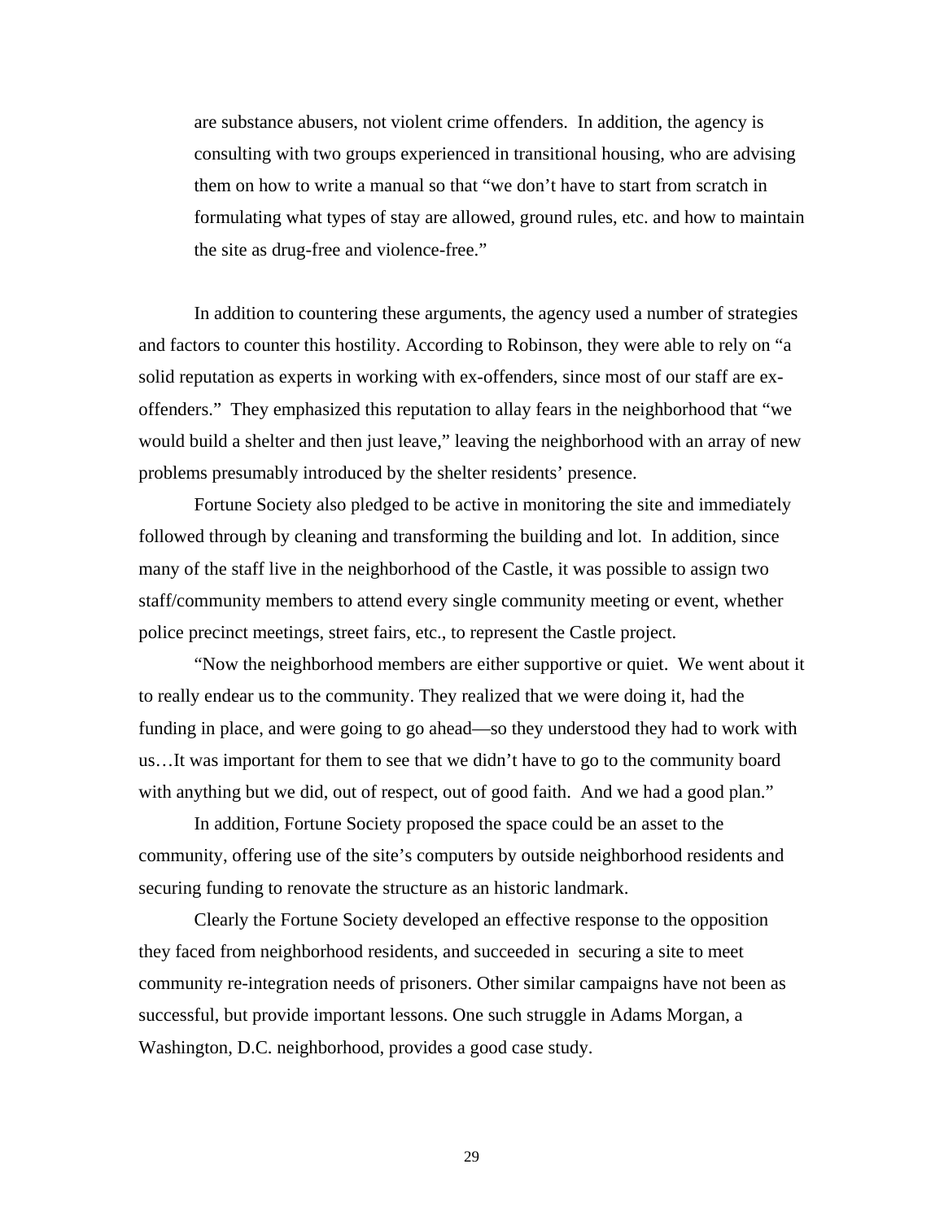> are substance abusers, not violent crime offenders. In addition, the agency is consulting with two groups experienced in transitional housing, who are advising them on how to write a manual so that "we don't have to start from scratch in formulating what types of stay are allowed, ground rules, etc. and how to maintain the site as drug-free and violence-free."

In addition to countering these arguments, the agency used a number of strategies and factors to counter this hostility. According to Robinson, they were able to rely on "a solid reputation as experts in working with ex-offenders, since most of our staff are ex-offenders." They emphasized this reputation to allay fears in the neighborhood that "we would build a shelter and then just leave," leaving the neighborhood with an array of new problems presumably introduced by the shelter residents' presence.

Fortune Society also pledged to be active in monitoring the site and immediately followed through by cleaning and transforming the building and lot. In addition, since many of the staff live in the neighborhood of the Castle, it was possible to assign two staff/community members to attend every single community meeting or event, whether police precinct meetings, street fairs, etc., to represent the Castle project.

"Now the neighborhood members are either supportive or quiet. We went about it to really endear us to the community. They realized that we were doing it, had the funding in place, and were going to go ahead—so they understood they had to work with us…It was important for them to see that we didn't have to go to the community board with anything but we did, out of respect, out of good faith. And we had a good plan."

In addition, Fortune Society proposed the space could be an asset to the community, offering use of the site's computers by outside neighborhood residents and securing funding to renovate the structure as an historic landmark.

Clearly the Fortune Society developed an effective response to the opposition they faced from neighborhood residents, and succeeded in securing a site to meet community re-integration needs of prisoners. Other similar campaigns have not been as successful, but provide important lessons. One such struggle in Adams Morgan, a Washington, D.C. neighborhood, provides a good case study.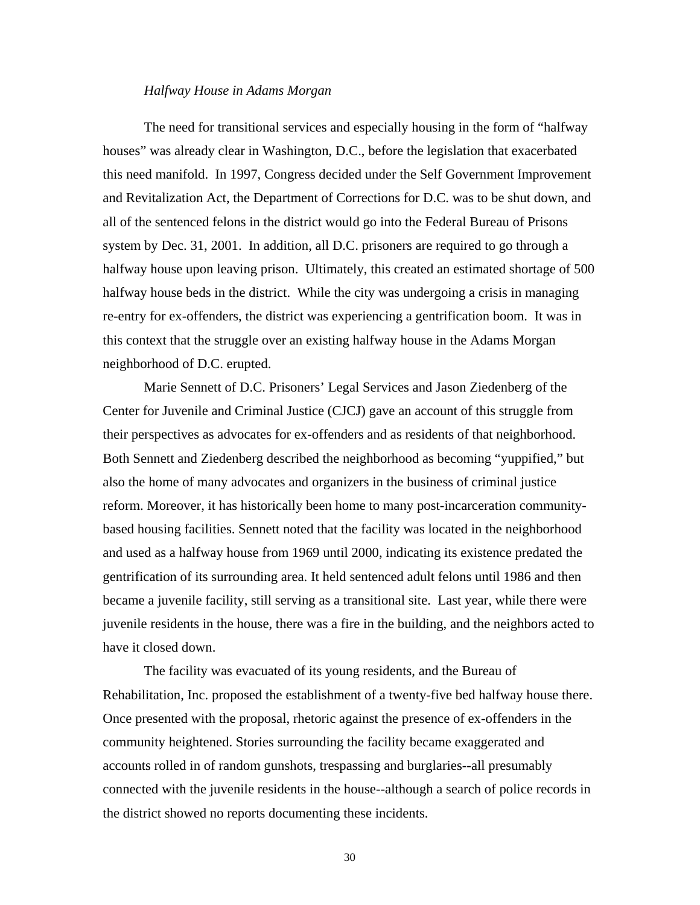*Halfway House in Adams Morgan*

The need for transitional services and especially housing in the form of "halfway houses" was already clear in Washington, D.C., before the legislation that exacerbated this need manifold. In 1997, Congress decided under the Self Government Improvement and Revitalization Act, the Department of Corrections for D.C. was to be shut down, and all of the sentenced felons in the district would go into the Federal Bureau of Prisons system by Dec. 31, 2001. In addition, all D.C. prisoners are required to go through a halfway house upon leaving prison. Ultimately, this created an estimated shortage of 500 halfway house beds in the district. While the city was undergoing a crisis in managing re-entry for ex-offenders, the district was experiencing a gentrification boom. It was in this context that the struggle over an existing halfway house in the Adams Morgan neighborhood of D.C. erupted.

Marie Sennett of D.C. Prisoners' Legal Services and Jason Ziedenberg of the Center for Juvenile and Criminal Justice (CJCJ) gave an account of this struggle from their perspectives as advocates for ex-offenders and as residents of that neighborhood. Both Sennett and Ziedenberg described the neighborhood as becoming "yuppified," but also the home of many advocates and organizers in the business of criminal justice reform. Moreover, it has historically been home to many post-incarceration community-based housing facilities. Sennett noted that the facility was located in the neighborhood and used as a halfway house from 1969 until 2000, indicating its existence predated the gentrification of its surrounding area. It held sentenced adult felons until 1986 and then became a juvenile facility, still serving as a transitional site. Last year, while there were juvenile residents in the house, there was a fire in the building, and the neighbors acted to have it closed down.

The facility was evacuated of its young residents, and the Bureau of Rehabilitation, Inc. proposed the establishment of a twenty-five bed halfway house there. Once presented with the proposal, rhetoric against the presence of ex-offenders in the community heightened. Stories surrounding the facility became exaggerated and accounts rolled in of random gunshots, trespassing and burglaries--all presumably connected with the juvenile residents in the house--although a search of police records in the district showed no reports documenting these incidents.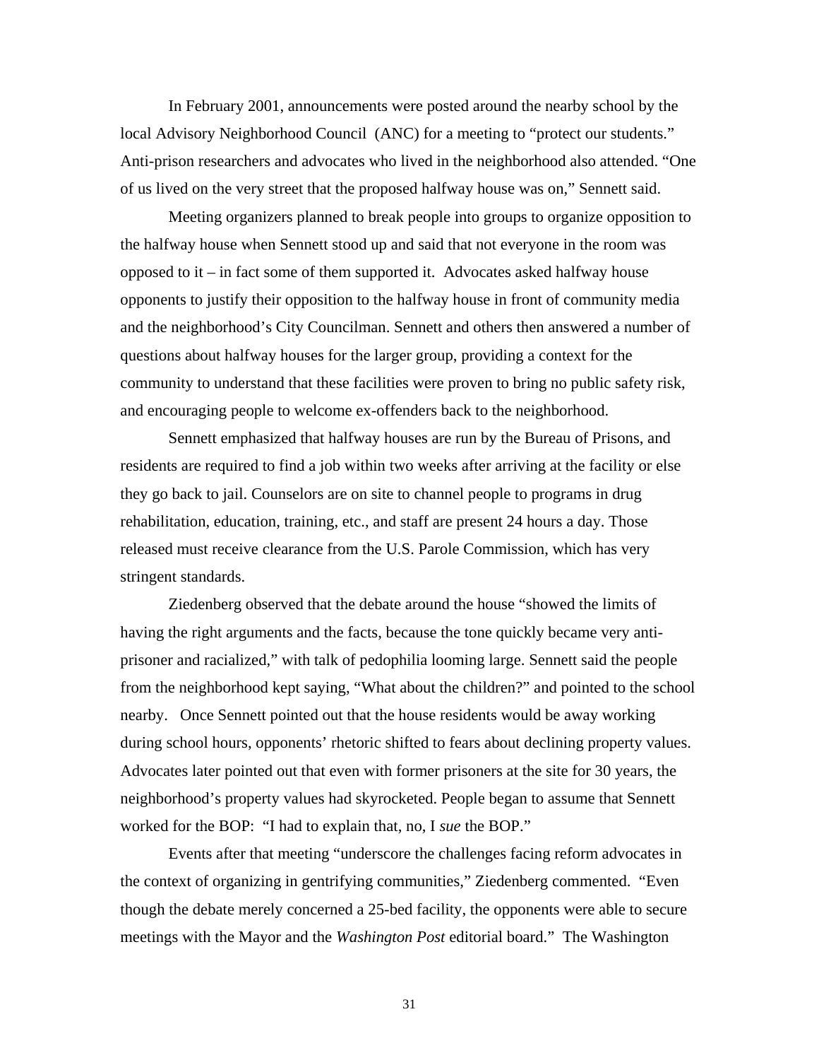In February 2001, announcements were posted around the nearby school by the local Advisory Neighborhood Council (ANC) for a meeting to "protect our students." Anti-prison researchers and advocates who lived in the neighborhood also attended. "One of us lived on the very street that the proposed halfway house was on," Sennett said.

Meeting organizers planned to break people into groups to organize opposition to the halfway house when Sennett stood up and said that not everyone in the room was opposed to it – in fact some of them supported it. Advocates asked halfway house opponents to justify their opposition to the halfway house in front of community media and the neighborhood's City Councilman. Sennett and others then answered a number of questions about halfway houses for the larger group, providing a context for the community to understand that these facilities were proven to bring no public safety risk, and encouraging people to welcome ex-offenders back to the neighborhood.

Sennett emphasized that halfway houses are run by the Bureau of Prisons, and residents are required to find a job within two weeks after arriving at the facility or else they go back to jail. Counselors are on site to channel people to programs in drug rehabilitation, education, training, etc., and staff are present 24 hours a day. Those released must receive clearance from the U.S. Parole Commission, which has very stringent standards.

Ziedenberg observed that the debate around the house "showed the limits of having the right arguments and the facts, because the tone quickly became very anti-prisoner and racialized," with talk of pedophilia looming large. Sennett said the people from the neighborhood kept saying, "What about the children?" and pointed to the school nearby. Once Sennett pointed out that the house residents would be away working during school hours, opponents' rhetoric shifted to fears about declining property values. Advocates later pointed out that even with former prisoners at the site for 30 years, the neighborhood's property values had skyrocketed. People began to assume that Sennett worked for the BOP: "I had to explain that, no, I *sue* the BOP."

Events after that meeting "underscore the challenges facing reform advocates in the context of organizing in gentrifying communities," Ziedenberg commented. "Even though the debate merely concerned a 25-bed facility, the opponents were able to secure meetings with the Mayor and the *Washington Post* editorial board." The Washington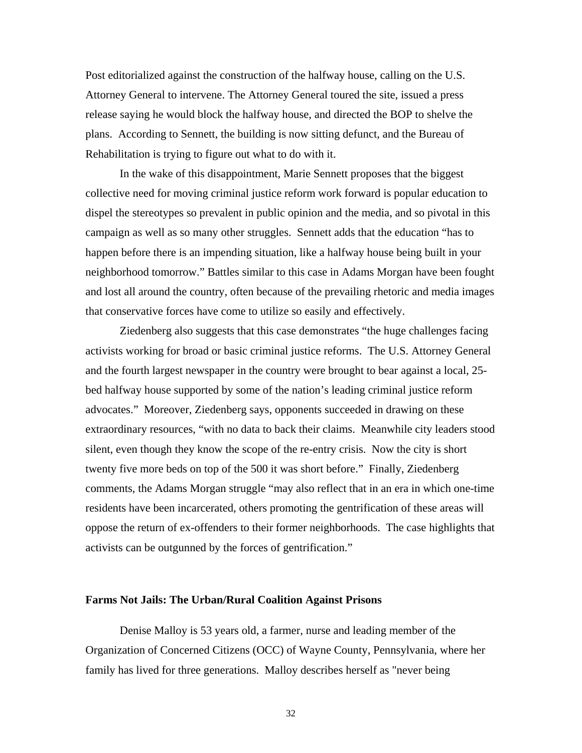Post editorialized against the construction of the halfway house, calling on the U.S. Attorney General to intervene. The Attorney General toured the site, issued a press release saying he would block the halfway house, and directed the BOP to shelve the plans. According to Sennett, the building is now sitting defunct, and the Bureau of Rehabilitation is trying to figure out what to do with it.

In the wake of this disappointment, Marie Sennett proposes that the biggest collective need for moving criminal justice reform work forward is popular education to dispel the stereotypes so prevalent in public opinion and the media, and so pivotal in this campaign as well as so many other struggles. Sennett adds that the education "has to happen before there is an impending situation, like a halfway house being built in your neighborhood tomorrow." Battles similar to this case in Adams Morgan have been fought and lost all around the country, often because of the prevailing rhetoric and media images that conservative forces have come to utilize so easily and effectively.

Ziedenberg also suggests that this case demonstrates "the huge challenges facing activists working for broad or basic criminal justice reforms. The U.S. Attorney General and the fourth largest newspaper in the country were brought to bear against a local, 25-bed halfway house supported by some of the nation's leading criminal justice reform advocates." Moreover, Ziedenberg says, opponents succeeded in drawing on these extraordinary resources, "with no data to back their claims. Meanwhile city leaders stood silent, even though they know the scope of the re-entry crisis. Now the city is short twenty five more beds on top of the 500 it was short before." Finally, Ziedenberg comments, the Adams Morgan struggle "may also reflect that in an era in which one-time residents have been incarcerated, others promoting the gentrification of these areas will oppose the return of ex-offenders to their former neighborhoods. The case highlights that activists can be outgunned by the forces of gentrification."

### Farms Not Jails: The Urban/Rural Coalition Against Prisons

Denise Malloy is 53 years old, a farmer, nurse and leading member of the Organization of Concerned Citizens (OCC) of Wayne County, Pennsylvania, where her family has lived for three generations. Malloy describes herself as "never being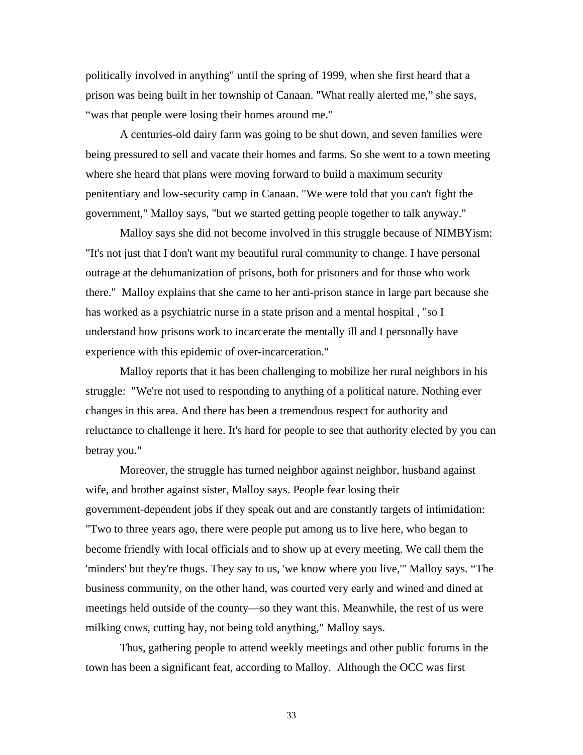politically involved in anything" until the spring of 1999, when she first heard that a prison was being built in her township of Canaan. "What really alerted me," she says, "was that people were losing their homes around me."

A centuries-old dairy farm was going to be shut down, and seven families were being pressured to sell and vacate their homes and farms. So she went to a town meeting where she heard that plans were moving forward to build a maximum security penitentiary and low-security camp in Canaan. "We were told that you can't fight the government," Malloy says, "but we started getting people together to talk anyway."

Malloy says she did not become involved in this struggle because of NIMBYism: "It's not just that I don't want my beautiful rural community to change. I have personal outrage at the dehumanization of prisons, both for prisoners and for those who work there." Malloy explains that she came to her anti-prison stance in large part because she has worked as a psychiatric nurse in a state prison and a mental hospital , "so I understand how prisons work to incarcerate the mentally ill and I personally have experience with this epidemic of over-incarceration."

Malloy reports that it has been challenging to mobilize her rural neighbors in his struggle: "We're not used to responding to anything of a political nature. Nothing ever changes in this area. And there has been a tremendous respect for authority and reluctance to challenge it here. It's hard for people to see that authority elected by you can betray you."

Moreover, the struggle has turned neighbor against neighbor, husband against wife, and brother against sister, Malloy says. People fear losing their government-dependent jobs if they speak out and are constantly targets of intimidation: "Two to three years ago, there were people put among us to live here, who began to become friendly with local officials and to show up at every meeting. We call them the 'minders' but they're thugs. They say to us, 'we know where you live,'" Malloy says. "The business community, on the other hand, was courted very early and wined and dined at meetings held outside of the county—so they want this. Meanwhile, the rest of us were milking cows, cutting hay, not being told anything," Malloy says.

Thus, gathering people to attend weekly meetings and other public forums in the town has been a significant feat, according to Malloy. Although the OCC was first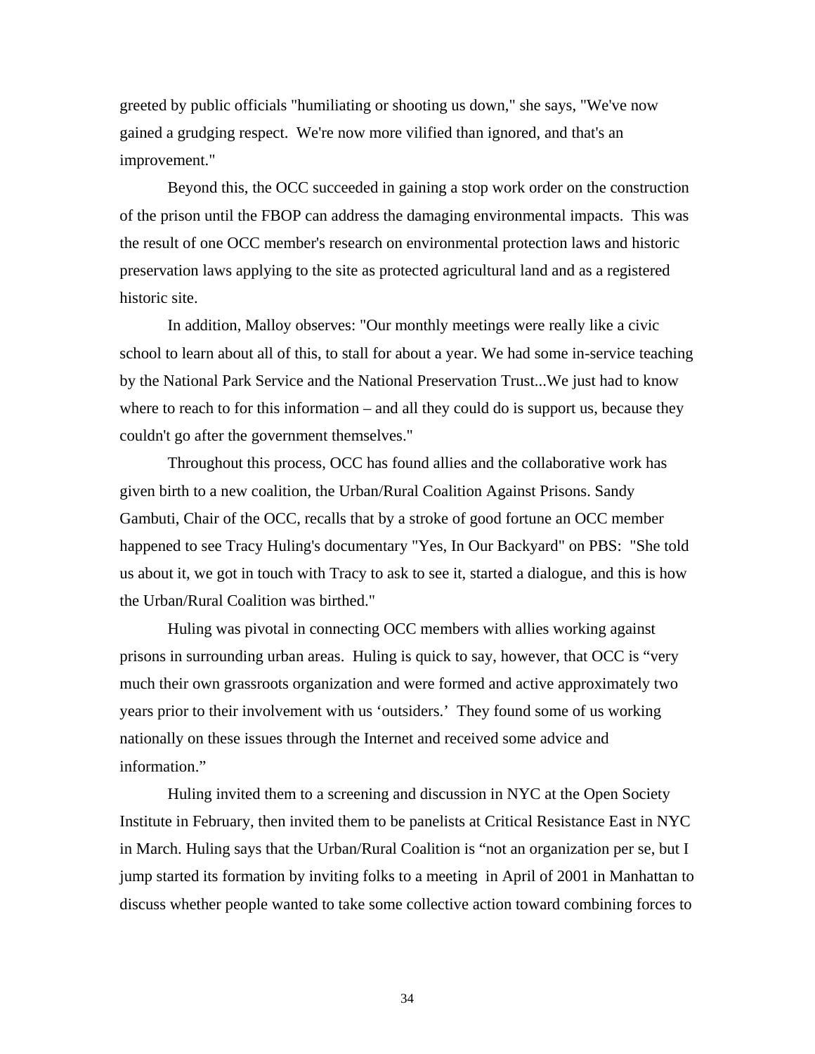greeted by public officials "humiliating or shooting us down," she says, "We've now gained a grudging respect. We're now more vilified than ignored, and that's an improvement."

Beyond this, the OCC succeeded in gaining a stop work order on the construction of the prison until the FBOP can address the damaging environmental impacts. This was the result of one OCC member's research on environmental protection laws and historic preservation laws applying to the site as protected agricultural land and as a registered historic site.

In addition, Malloy observes: "Our monthly meetings were really like a civic school to learn about all of this, to stall for about a year. We had some in-service teaching by the National Park Service and the National Preservation Trust...We just had to know where to reach to for this information – and all they could do is support us, because they couldn't go after the government themselves."

Throughout this process, OCC has found allies and the collaborative work has given birth to a new coalition, the Urban/Rural Coalition Against Prisons. Sandy Gambuti, Chair of the OCC, recalls that by a stroke of good fortune an OCC member happened to see Tracy Huling's documentary "Yes, In Our Backyard" on PBS: "She told us about it, we got in touch with Tracy to ask to see it, started a dialogue, and this is how the Urban/Rural Coalition was birthed."

Huling was pivotal in connecting OCC members with allies working against prisons in surrounding urban areas. Huling is quick to say, however, that OCC is "very much their own grassroots organization and were formed and active approximately two years prior to their involvement with us 'outsiders.' They found some of us working nationally on these issues through the Internet and received some advice and information."

Huling invited them to a screening and discussion in NYC at the Open Society Institute in February, then invited them to be panelists at Critical Resistance East in NYC in March. Huling says that the Urban/Rural Coalition is "not an organization per se, but I jump started its formation by inviting folks to a meeting in April of 2001 in Manhattan to discuss whether people wanted to take some collective action toward combining forces to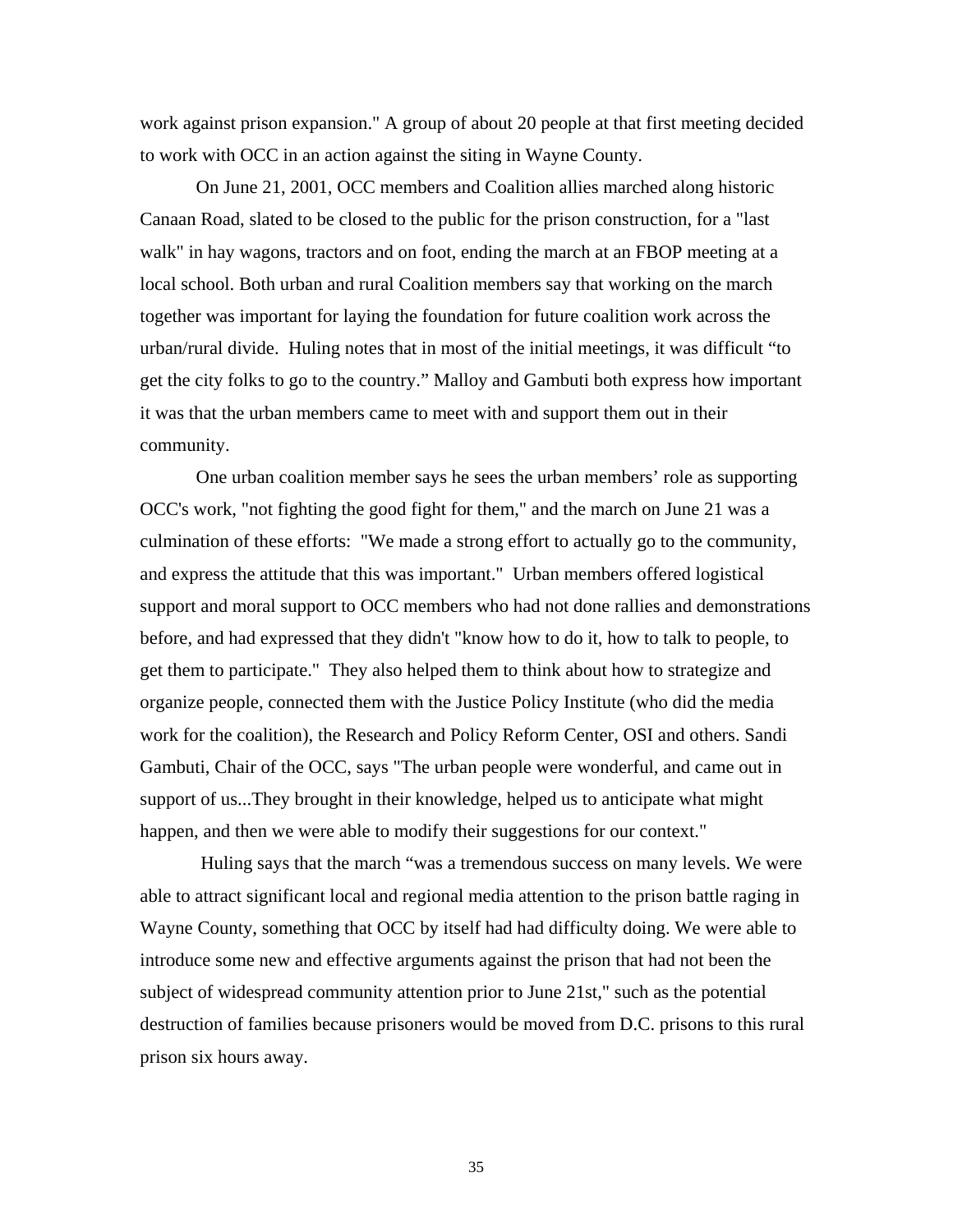work against prison expansion." A group of about 20 people at that first meeting decided to work with OCC in an action against the siting in Wayne County.

On June 21, 2001, OCC members and Coalition allies marched along historic Canaan Road, slated to be closed to the public for the prison construction, for a "last walk" in hay wagons, tractors and on foot, ending the march at an FBOP meeting at a local school. Both urban and rural Coalition members say that working on the march together was important for laying the foundation for future coalition work across the urban/rural divide. Huling notes that in most of the initial meetings, it was difficult "to get the city folks to go to the country." Malloy and Gambuti both express how important it was that the urban members came to meet with and support them out in their community.

One urban coalition member says he sees the urban members' role as supporting OCC's work, "not fighting the good fight for them," and the march on June 21 was a culmination of these efforts: "We made a strong effort to actually go to the community, and express the attitude that this was important." Urban members offered logistical support and moral support to OCC members who had not done rallies and demonstrations before, and had expressed that they didn't "know how to do it, how to talk to people, to get them to participate." They also helped them to think about how to strategize and organize people, connected them with the Justice Policy Institute (who did the media work for the coalition), the Research and Policy Reform Center, OSI and others. Sandi Gambuti, Chair of the OCC, says "The urban people were wonderful, and came out in support of us...They brought in their knowledge, helped us to anticipate what might happen, and then we were able to modify their suggestions for our context."

Huling says that the march "was a tremendous success on many levels. We were able to attract significant local and regional media attention to the prison battle raging in Wayne County, something that OCC by itself had had difficulty doing. We were able to introduce some new and effective arguments against the prison that had not been the subject of widespread community attention prior to June 21st," such as the potential destruction of families because prisoners would be moved from D.C. prisons to this rural prison six hours away.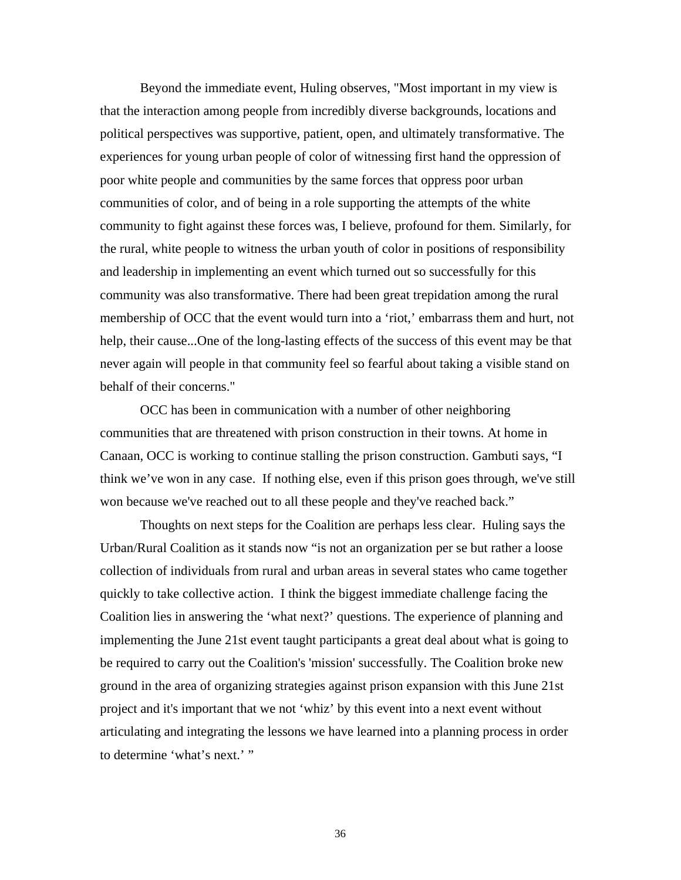Beyond the immediate event, Huling observes, "Most important in my view is that the interaction among people from incredibly diverse backgrounds, locations and political perspectives was supportive, patient, open, and ultimately transformative. The experiences for young urban people of color of witnessing first hand the oppression of poor white people and communities by the same forces that oppress poor urban communities of color, and of being in a role supporting the attempts of the white community to fight against these forces was, I believe, profound for them. Similarly, for the rural, white people to witness the urban youth of color in positions of responsibility and leadership in implementing an event which turned out so successfully for this community was also transformative. There had been great trepidation among the rural membership of OCC that the event would turn into a 'riot,' embarrass them and hurt, not help, their cause...One of the long-lasting effects of the success of this event may be that never again will people in that community feel so fearful about taking a visible stand on behalf of their concerns."

OCC has been in communication with a number of other neighboring communities that are threatened with prison construction in their towns. At home in Canaan, OCC is working to continue stalling the prison construction. Gambuti says, "I think we've won in any case. If nothing else, even if this prison goes through, we've still won because we've reached out to all these people and they've reached back."

Thoughts on next steps for the Coalition are perhaps less clear. Huling says the Urban/Rural Coalition as it stands now "is not an organization per se but rather a loose collection of individuals from rural and urban areas in several states who came together quickly to take collective action. I think the biggest immediate challenge facing the Coalition lies in answering the 'what next?' questions. The experience of planning and implementing the June 21st event taught participants a great deal about what is going to be required to carry out the Coalition's 'mission' successfully. The Coalition broke new ground in the area of organizing strategies against prison expansion with this June 21st project and it's important that we not 'whiz' by this event into a next event without articulating and integrating the lessons we have learned into a planning process in order to determine 'what's next.' "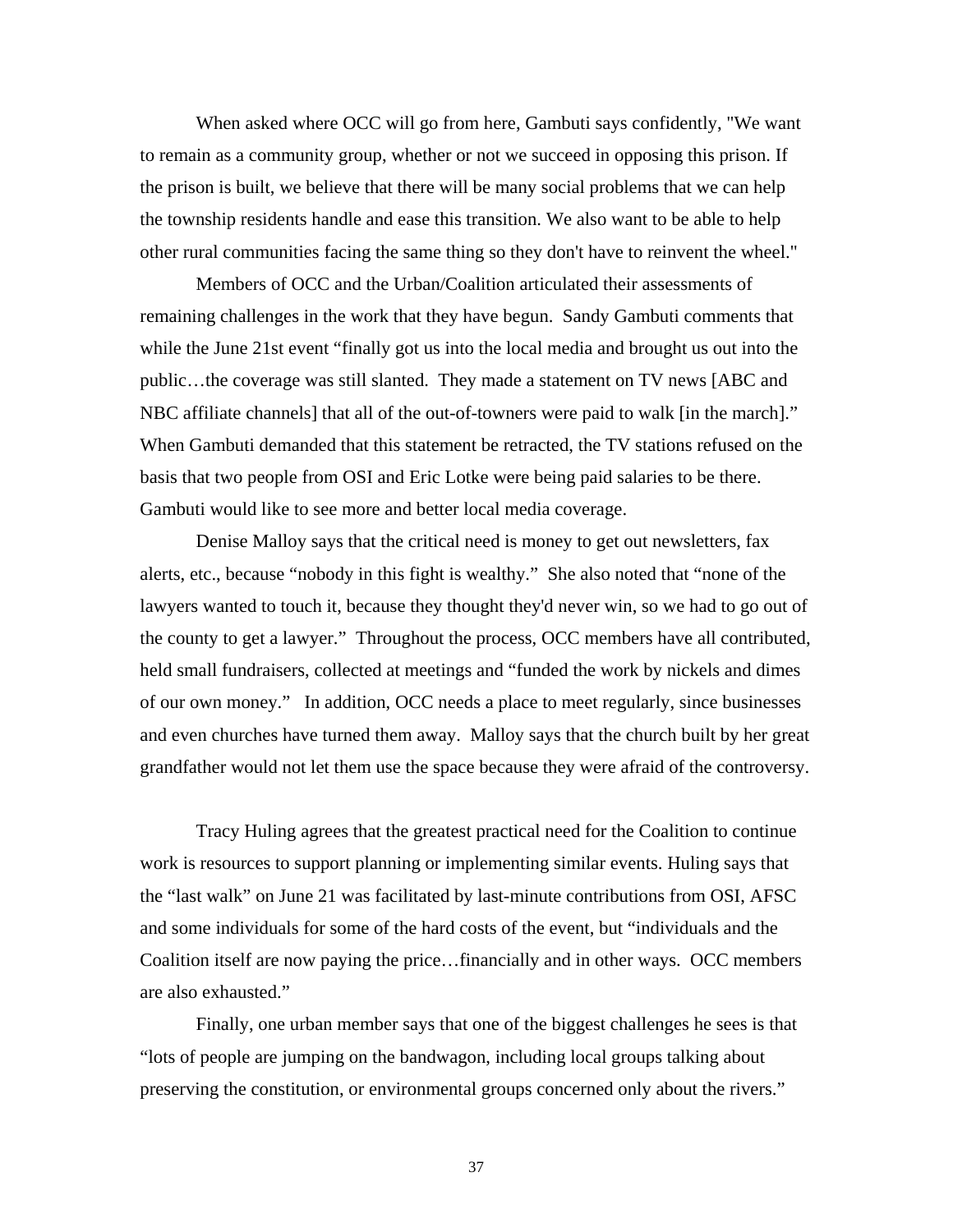When asked where OCC will go from here, Gambuti says confidently, "We want to remain as a community group, whether or not we succeed in opposing this prison. If the prison is built, we believe that there will be many social problems that we can help the township residents handle and ease this transition. We also want to be able to help other rural communities facing the same thing so they don't have to reinvent the wheel."

Members of OCC and the Urban/Coalition articulated their assessments of remaining challenges in the work that they have begun. Sandy Gambuti comments that while the June 21st event "finally got us into the local media and brought us out into the public…the coverage was still slanted. They made a statement on TV news [ABC and NBC affiliate channels] that all of the out-of-towners were paid to walk [in the march]." When Gambuti demanded that this statement be retracted, the TV stations refused on the basis that two people from OSI and Eric Lotke were being paid salaries to be there. Gambuti would like to see more and better local media coverage.

Denise Malloy says that the critical need is money to get out newsletters, fax alerts, etc., because "nobody in this fight is wealthy." She also noted that "none of the lawyers wanted to touch it, because they thought they'd never win, so we had to go out of the county to get a lawyer." Throughout the process, OCC members have all contributed, held small fundraisers, collected at meetings and "funded the work by nickels and dimes of our own money." In addition, OCC needs a place to meet regularly, since businesses and even churches have turned them away. Malloy says that the church built by her great grandfather would not let them use the space because they were afraid of the controversy.

Tracy Huling agrees that the greatest practical need for the Coalition to continue work is resources to support planning or implementing similar events. Huling says that the "last walk" on June 21 was facilitated by last-minute contributions from OSI, AFSC and some individuals for some of the hard costs of the event, but "individuals and the Coalition itself are now paying the price…financially and in other ways. OCC members are also exhausted."

Finally, one urban member says that one of the biggest challenges he sees is that "lots of people are jumping on the bandwagon, including local groups talking about preserving the constitution, or environmental groups concerned only about the rivers."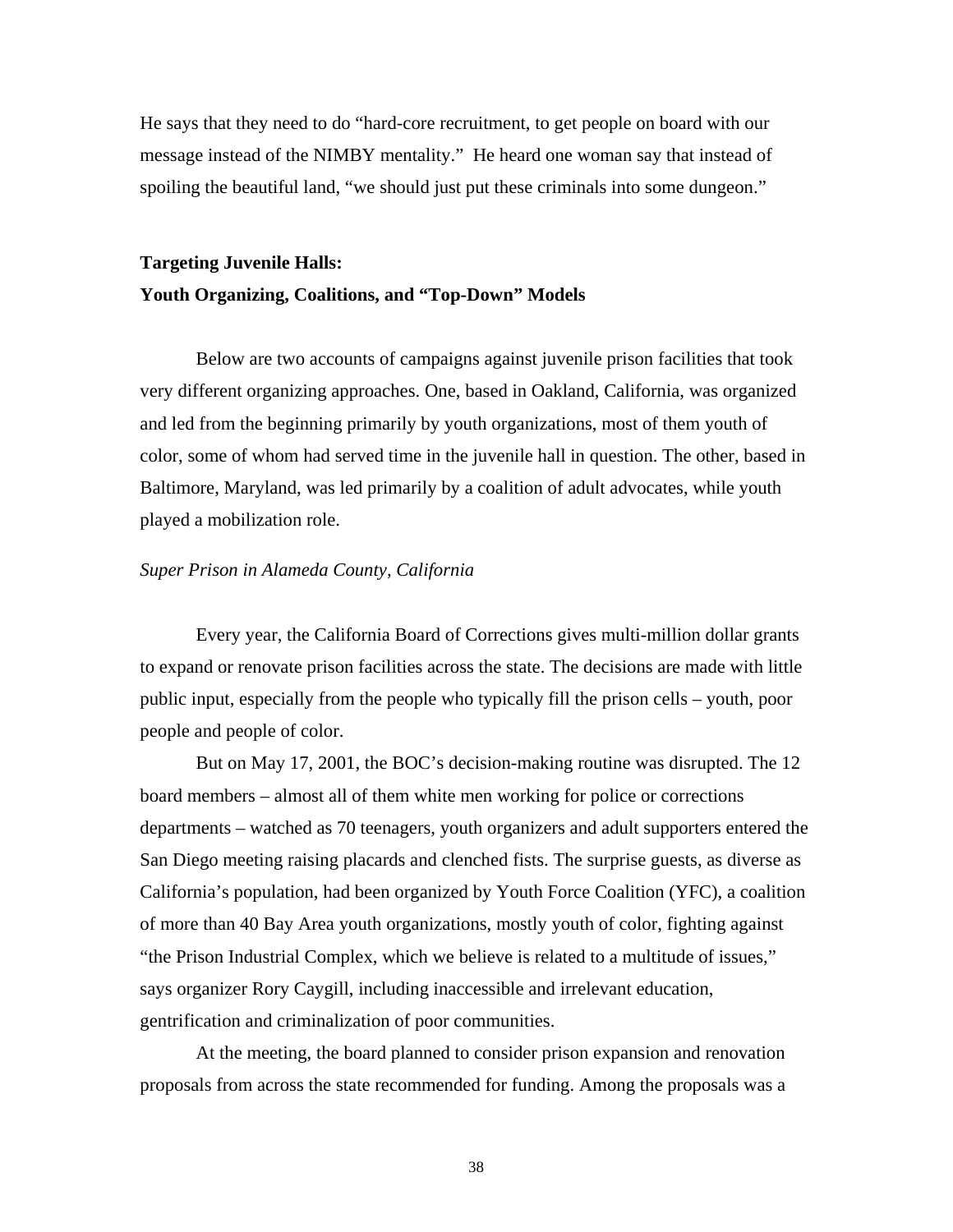He says that they need to do "hard-core recruitment, to get people on board with our message instead of the NIMBY mentality." He heard one woman say that instead of spoiling the beautiful land, "we should just put these criminals into some dungeon."

## Targeting Juvenile Halls:
## Youth Organizing, Coalitions, and "Top-Down" Models

Below are two accounts of campaigns against juvenile prison facilities that took very different organizing approaches. One, based in Oakland, California, was organized and led from the beginning primarily by youth organizations, most of them youth of color, some of whom had served time in the juvenile hall in question. The other, based in Baltimore, Maryland, was led primarily by a coalition of adult advocates, while youth played a mobilization role.

### *Super Prison in Alameda County, California*

Every year, the California Board of Corrections gives multi-million dollar grants to expand or renovate prison facilities across the state. The decisions are made with little public input, especially from the people who typically fill the prison cells – youth, poor people and people of color.

But on May 17, 2001, the BOC's decision-making routine was disrupted. The 12 board members – almost all of them white men working for police or corrections departments – watched as 70 teenagers, youth organizers and adult supporters entered the San Diego meeting raising placards and clenched fists. The surprise guests, as diverse as California's population, had been organized by Youth Force Coalition (YFC), a coalition of more than 40 Bay Area youth organizations, mostly youth of color, fighting against "the Prison Industrial Complex, which we believe is related to a multitude of issues," says organizer Rory Caygill, including inaccessible and irrelevant education, gentrification and criminalization of poor communities.

At the meeting, the board planned to consider prison expansion and renovation proposals from across the state recommended for funding. Among the proposals was a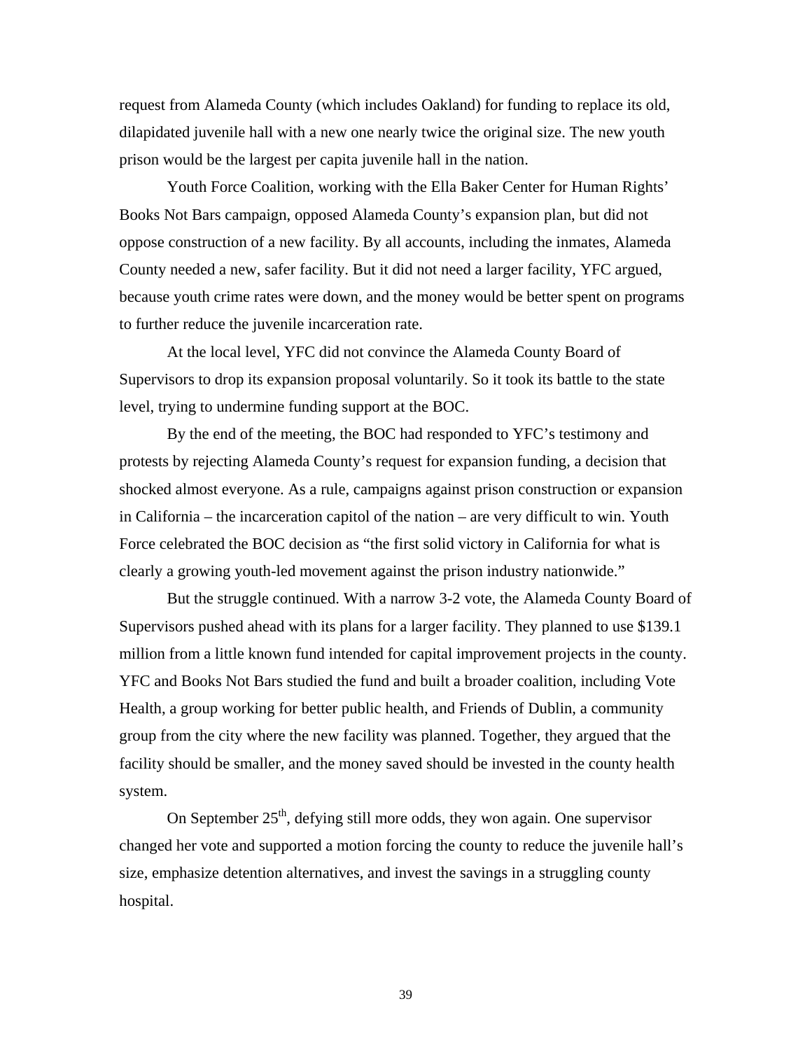request from Alameda County (which includes Oakland) for funding to replace its old, dilapidated juvenile hall with a new one nearly twice the original size. The new youth prison would be the largest per capita juvenile hall in the nation.

Youth Force Coalition, working with the Ella Baker Center for Human Rights' Books Not Bars campaign, opposed Alameda County's expansion plan, but did not oppose construction of a new facility. By all accounts, including the inmates, Alameda County needed a new, safer facility. But it did not need a larger facility, YFC argued, because youth crime rates were down, and the money would be better spent on programs to further reduce the juvenile incarceration rate.

At the local level, YFC did not convince the Alameda County Board of Supervisors to drop its expansion proposal voluntarily. So it took its battle to the state level, trying to undermine funding support at the BOC.

By the end of the meeting, the BOC had responded to YFC's testimony and protests by rejecting Alameda County's request for expansion funding, a decision that shocked almost everyone. As a rule, campaigns against prison construction or expansion in California – the incarceration capitol of the nation – are very difficult to win. Youth Force celebrated the BOC decision as "the first solid victory in California for what is clearly a growing youth-led movement against the prison industry nationwide."

But the struggle continued. With a narrow 3-2 vote, the Alameda County Board of Supervisors pushed ahead with its plans for a larger facility. They planned to use $139.1 million from a little known fund intended for capital improvement projects in the county. YFC and Books Not Bars studied the fund and built a broader coalition, including Vote Health, a group working for better public health, and Friends of Dublin, a community group from the city where the new facility was planned. Together, they argued that the facility should be smaller, and the money saved should be invested in the county health system.

On September 25th, defying still more odds, they won again. One supervisor changed her vote and supported a motion forcing the county to reduce the juvenile hall's size, emphasize detention alternatives, and invest the savings in a struggling county hospital.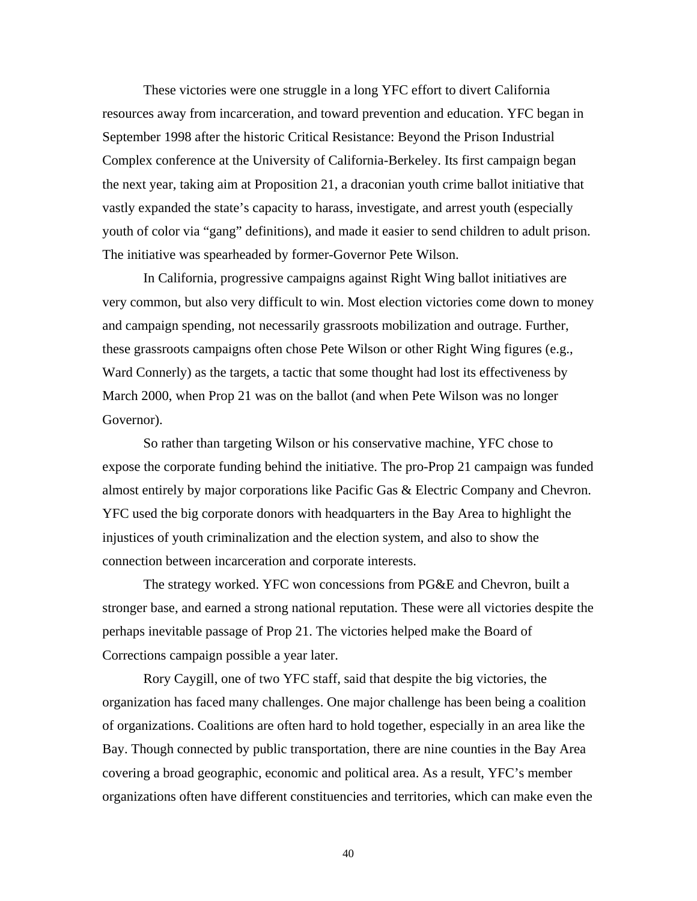These victories were one struggle in a long YFC effort to divert California resources away from incarceration, and toward prevention and education. YFC began in September 1998 after the historic Critical Resistance: Beyond the Prison Industrial Complex conference at the University of California-Berkeley. Its first campaign began the next year, taking aim at Proposition 21, a draconian youth crime ballot initiative that vastly expanded the state's capacity to harass, investigate, and arrest youth (especially youth of color via "gang" definitions), and made it easier to send children to adult prison. The initiative was spearheaded by former-Governor Pete Wilson.

In California, progressive campaigns against Right Wing ballot initiatives are very common, but also very difficult to win. Most election victories come down to money and campaign spending, not necessarily grassroots mobilization and outrage. Further, these grassroots campaigns often chose Pete Wilson or other Right Wing figures (e.g., Ward Connerly) as the targets, a tactic that some thought had lost its effectiveness by March 2000, when Prop 21 was on the ballot (and when Pete Wilson was no longer Governor).

So rather than targeting Wilson or his conservative machine, YFC chose to expose the corporate funding behind the initiative. The pro-Prop 21 campaign was funded almost entirely by major corporations like Pacific Gas & Electric Company and Chevron. YFC used the big corporate donors with headquarters in the Bay Area to highlight the injustices of youth criminalization and the election system, and also to show the connection between incarceration and corporate interests.

The strategy worked. YFC won concessions from PG&E and Chevron, built a stronger base, and earned a strong national reputation. These were all victories despite the perhaps inevitable passage of Prop 21. The victories helped make the Board of Corrections campaign possible a year later.

Rory Caygill, one of two YFC staff, said that despite the big victories, the organization has faced many challenges. One major challenge has been being a coalition of organizations. Coalitions are often hard to hold together, especially in an area like the Bay. Though connected by public transportation, there are nine counties in the Bay Area covering a broad geographic, economic and political area. As a result, YFC's member organizations often have different constituencies and territories, which can make even the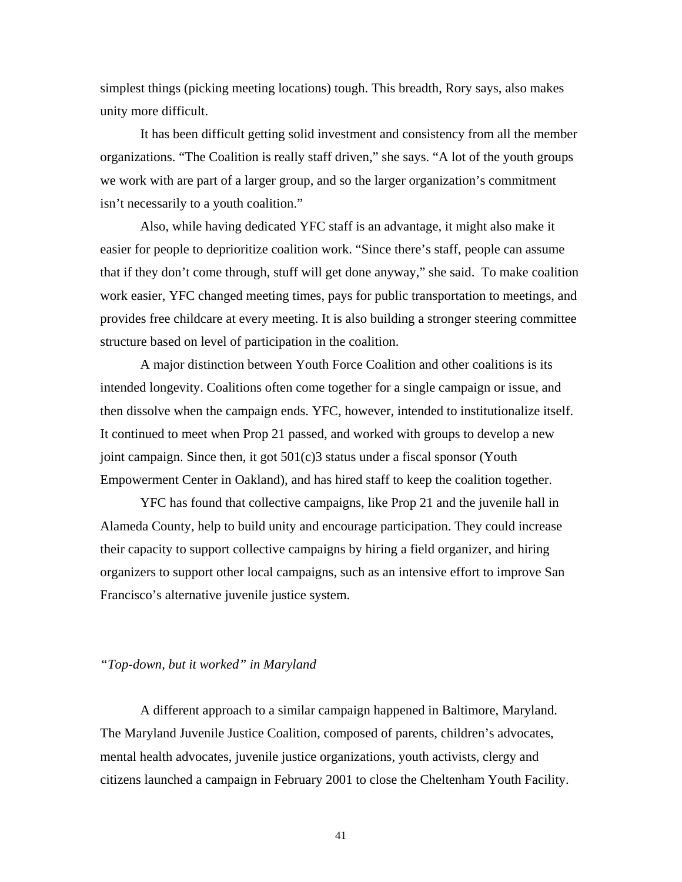simplest things (picking meeting locations) tough. This breadth, Rory says, also makes unity more difficult.

It has been difficult getting solid investment and consistency from all the member organizations. "The Coalition is really staff driven," she says. "A lot of the youth groups we work with are part of a larger group, and so the larger organization's commitment isn't necessarily to a youth coalition."

Also, while having dedicated YFC staff is an advantage, it might also make it easier for people to deprioritize coalition work. "Since there's staff, people can assume that if they don't come through, stuff will get done anyway," she said. To make coalition work easier, YFC changed meeting times, pays for public transportation to meetings, and provides free childcare at every meeting. It is also building a stronger steering committee structure based on level of participation in the coalition.

A major distinction between Youth Force Coalition and other coalitions is its intended longevity. Coalitions often come together for a single campaign or issue, and then dissolve when the campaign ends. YFC, however, intended to institutionalize itself. It continued to meet when Prop 21 passed, and worked with groups to develop a new joint campaign. Since then, it got 501(c)3 status under a fiscal sponsor (Youth Empowerment Center in Oakland), and has hired staff to keep the coalition together.

YFC has found that collective campaigns, like Prop 21 and the juvenile hall in Alameda County, help to build unity and encourage participation. They could increase their capacity to support collective campaigns by hiring a field organizer, and hiring organizers to support other local campaigns, such as an intensive effort to improve San Francisco's alternative juvenile justice system.

### *"Top-down, but it worked" in Maryland*

A different approach to a similar campaign happened in Baltimore, Maryland. The Maryland Juvenile Justice Coalition, composed of parents, children's advocates, mental health advocates, juvenile justice organizations, youth activists, clergy and citizens launched a campaign in February 2001 to close the Cheltenham Youth Facility.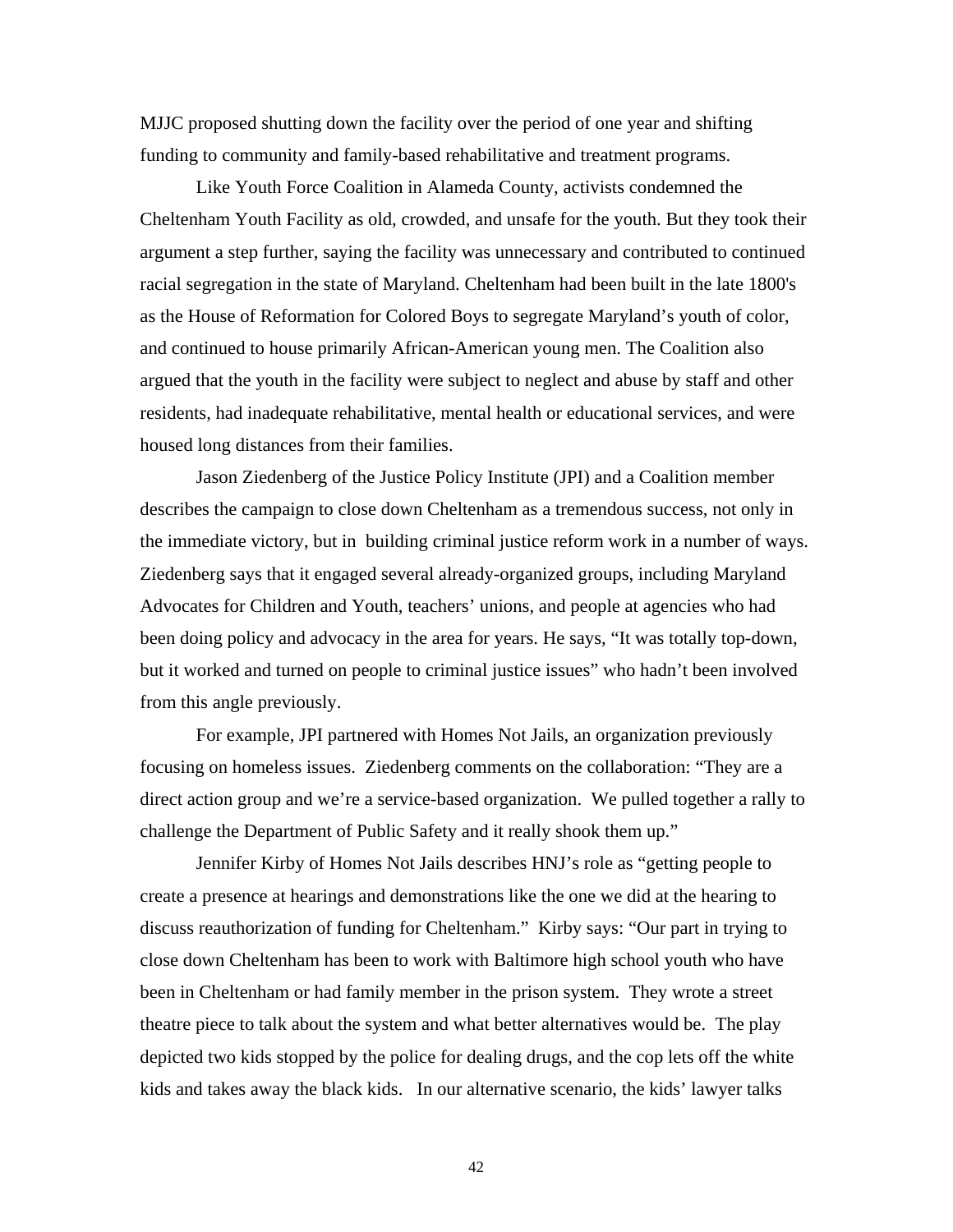MJJC proposed shutting down the facility over the period of one year and shifting funding to community and family-based rehabilitative and treatment programs.

Like Youth Force Coalition in Alameda County, activists condemned the Cheltenham Youth Facility as old, crowded, and unsafe for the youth. But they took their argument a step further, saying the facility was unnecessary and contributed to continued racial segregation in the state of Maryland. Cheltenham had been built in the late 1800's as the House of Reformation for Colored Boys to segregate Maryland's youth of color, and continued to house primarily African-American young men. The Coalition also argued that the youth in the facility were subject to neglect and abuse by staff and other residents, had inadequate rehabilitative, mental health or educational services, and were housed long distances from their families.

Jason Ziedenberg of the Justice Policy Institute (JPI) and a Coalition member describes the campaign to close down Cheltenham as a tremendous success, not only in the immediate victory, but in building criminal justice reform work in a number of ways. Ziedenberg says that it engaged several already-organized groups, including Maryland Advocates for Children and Youth, teachers' unions, and people at agencies who had been doing policy and advocacy in the area for years. He says, "It was totally top-down, but it worked and turned on people to criminal justice issues" who hadn't been involved from this angle previously.

For example, JPI partnered with Homes Not Jails, an organization previously focusing on homeless issues. Ziedenberg comments on the collaboration: "They are a direct action group and we're a service-based organization. We pulled together a rally to challenge the Department of Public Safety and it really shook them up."

Jennifer Kirby of Homes Not Jails describes HNJ's role as "getting people to create a presence at hearings and demonstrations like the one we did at the hearing to discuss reauthorization of funding for Cheltenham." Kirby says: "Our part in trying to close down Cheltenham has been to work with Baltimore high school youth who have been in Cheltenham or had family member in the prison system. They wrote a street theatre piece to talk about the system and what better alternatives would be. The play depicted two kids stopped by the police for dealing drugs, and the cop lets off the white kids and takes away the black kids. In our alternative scenario, the kids' lawyer talks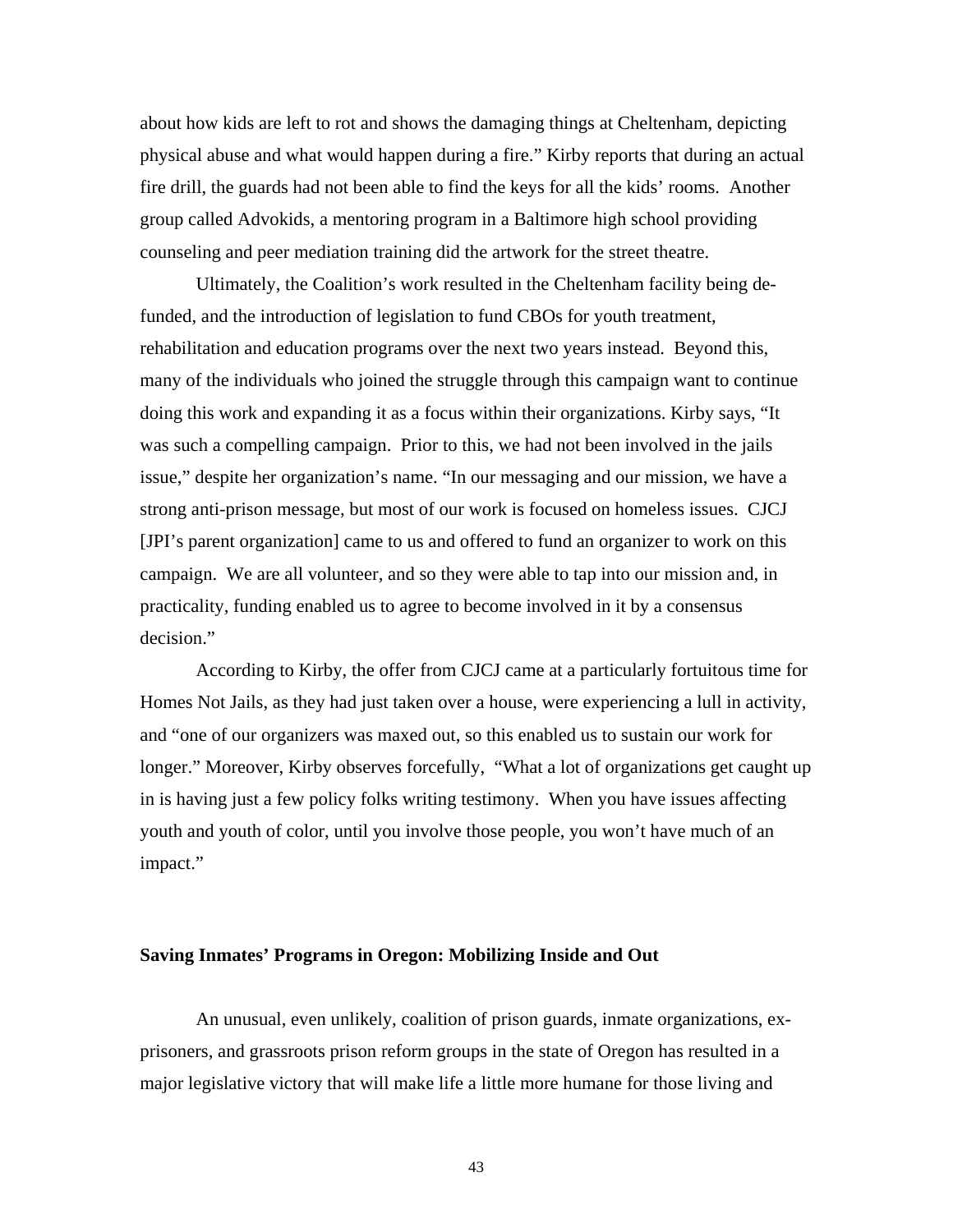about how kids are left to rot and shows the damaging things at Cheltenham, depicting physical abuse and what would happen during a fire." Kirby reports that during an actual fire drill, the guards had not been able to find the keys for all the kids' rooms. Another group called Advokids, a mentoring program in a Baltimore high school providing counseling and peer mediation training did the artwork for the street theatre.

Ultimately, the Coalition's work resulted in the Cheltenham facility being de-funded, and the introduction of legislation to fund CBOs for youth treatment, rehabilitation and education programs over the next two years instead. Beyond this, many of the individuals who joined the struggle through this campaign want to continue doing this work and expanding it as a focus within their organizations. Kirby says, "It was such a compelling campaign. Prior to this, we had not been involved in the jails issue," despite her organization's name. "In our messaging and our mission, we have a strong anti-prison message, but most of our work is focused on homeless issues. CJCJ [JPI's parent organization] came to us and offered to fund an organizer to work on this campaign. We are all volunteer, and so they were able to tap into our mission and, in practicality, funding enabled us to agree to become involved in it by a consensus decision."

According to Kirby, the offer from CJCJ came at a particularly fortuitous time for Homes Not Jails, as they had just taken over a house, were experiencing a lull in activity, and "one of our organizers was maxed out, so this enabled us to sustain our work for longer." Moreover, Kirby observes forcefully, "What a lot of organizations get caught up in is having just a few policy folks writing testimony. When you have issues affecting youth and youth of color, until you involve those people, you won't have much of an impact."

### Saving Inmates' Programs in Oregon: Mobilizing Inside and Out

An unusual, even unlikely, coalition of prison guards, inmate organizations, ex-prisoners, and grassroots prison reform groups in the state of Oregon has resulted in a major legislative victory that will make life a little more humane for those living and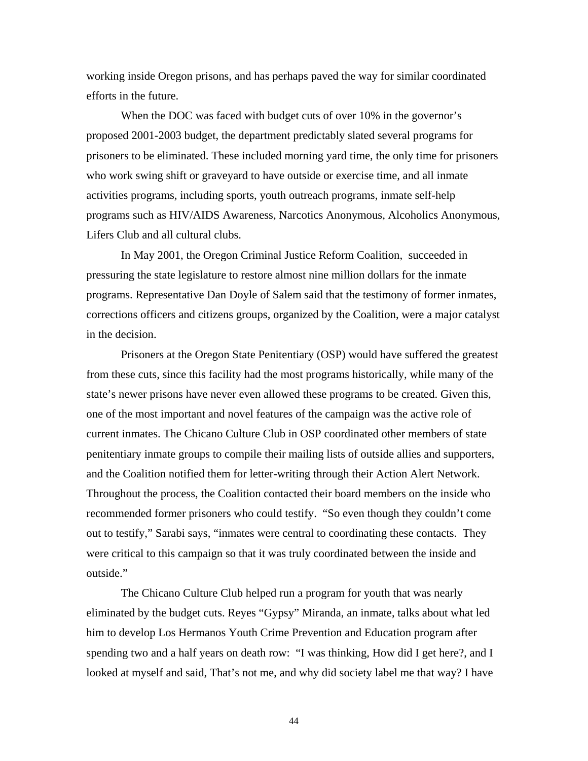working inside Oregon prisons, and has perhaps paved the way for similar coordinated efforts in the future.

When the DOC was faced with budget cuts of over 10% in the governor's proposed 2001-2003 budget, the department predictably slated several programs for prisoners to be eliminated. These included morning yard time, the only time for prisoners who work swing shift or graveyard to have outside or exercise time, and all inmate activities programs, including sports, youth outreach programs, inmate self-help programs such as HIV/AIDS Awareness, Narcotics Anonymous, Alcoholics Anonymous, Lifers Club and all cultural clubs.

In May 2001, the Oregon Criminal Justice Reform Coalition, succeeded in pressuring the state legislature to restore almost nine million dollars for the inmate programs. Representative Dan Doyle of Salem said that the testimony of former inmates, corrections officers and citizens groups, organized by the Coalition, were a major catalyst in the decision.

Prisoners at the Oregon State Penitentiary (OSP) would have suffered the greatest from these cuts, since this facility had the most programs historically, while many of the state's newer prisons have never even allowed these programs to be created. Given this, one of the most important and novel features of the campaign was the active role of current inmates. The Chicano Culture Club in OSP coordinated other members of state penitentiary inmate groups to compile their mailing lists of outside allies and supporters, and the Coalition notified them for letter-writing through their Action Alert Network. Throughout the process, the Coalition contacted their board members on the inside who recommended former prisoners who could testify. "So even though they couldn't come out to testify," Sarabi says, "inmates were central to coordinating these contacts. They were critical to this campaign so that it was truly coordinated between the inside and outside."

The Chicano Culture Club helped run a program for youth that was nearly eliminated by the budget cuts. Reyes "Gypsy" Miranda, an inmate, talks about what led him to develop Los Hermanos Youth Crime Prevention and Education program after spending two and a half years on death row: "I was thinking, How did I get here?, and I looked at myself and said, That's not me, and why did society label me that way? I have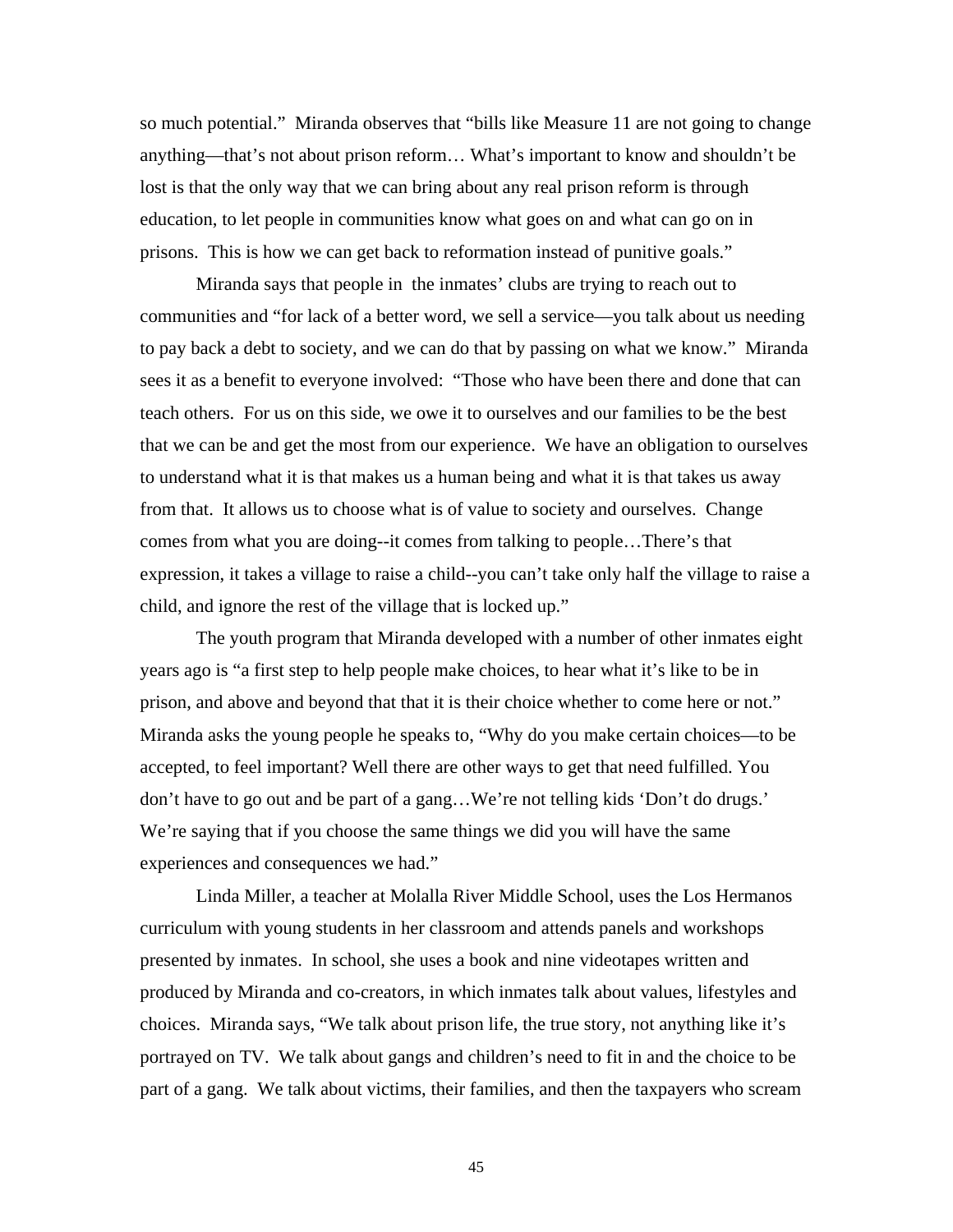so much potential." Miranda observes that "bills like Measure 11 are not going to change anything—that's not about prison reform… What's important to know and shouldn't be lost is that the only way that we can bring about any real prison reform is through education, to let people in communities know what goes on and what can go on in prisons. This is how we can get back to reformation instead of punitive goals."

Miranda says that people in the inmates' clubs are trying to reach out to communities and "for lack of a better word, we sell a service—you talk about us needing to pay back a debt to society, and we can do that by passing on what we know." Miranda sees it as a benefit to everyone involved: "Those who have been there and done that can teach others. For us on this side, we owe it to ourselves and our families to be the best that we can be and get the most from our experience. We have an obligation to ourselves to understand what it is that makes us a human being and what it is that takes us away from that. It allows us to choose what is of value to society and ourselves. Change comes from what you are doing--it comes from talking to people…There's that expression, it takes a village to raise a child--you can't take only half the village to raise a child, and ignore the rest of the village that is locked up."

The youth program that Miranda developed with a number of other inmates eight years ago is "a first step to help people make choices, to hear what it's like to be in prison, and above and beyond that that it is their choice whether to come here or not." Miranda asks the young people he speaks to, "Why do you make certain choices—to be accepted, to feel important? Well there are other ways to get that need fulfilled. You don't have to go out and be part of a gang…We're not telling kids 'Don't do drugs.' We're saying that if you choose the same things we did you will have the same experiences and consequences we had."

Linda Miller, a teacher at Molalla River Middle School, uses the Los Hermanos curriculum with young students in her classroom and attends panels and workshops presented by inmates. In school, she uses a book and nine videotapes written and produced by Miranda and co-creators, in which inmates talk about values, lifestyles and choices. Miranda says, "We talk about prison life, the true story, not anything like it's portrayed on TV. We talk about gangs and children's need to fit in and the choice to be part of a gang. We talk about victims, their families, and then the taxpayers who scream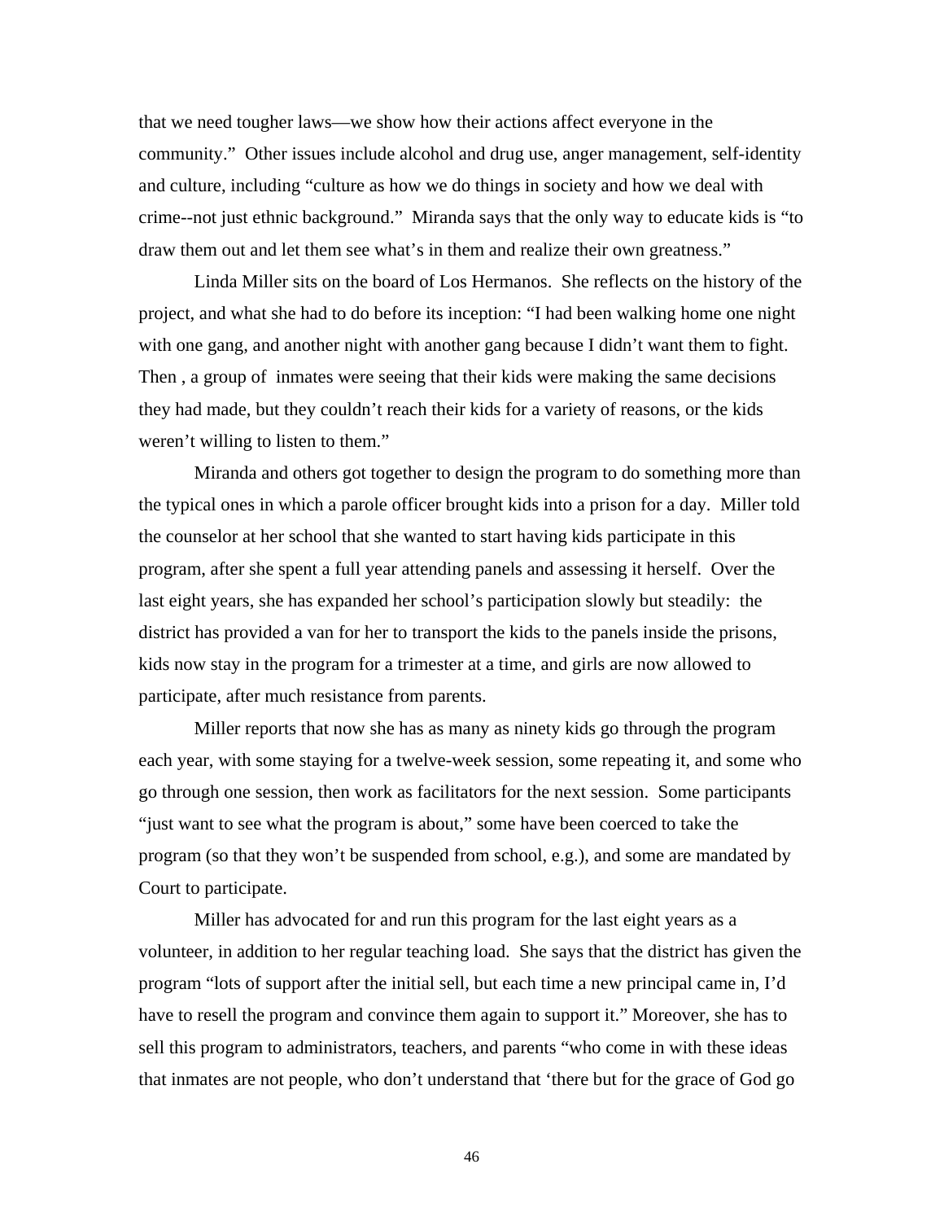that we need tougher laws—we show how their actions affect everyone in the community." Other issues include alcohol and drug use, anger management, self-identity and culture, including "culture as how we do things in society and how we deal with crime--not just ethnic background." Miranda says that the only way to educate kids is "to draw them out and let them see what's in them and realize their own greatness."

Linda Miller sits on the board of Los Hermanos. She reflects on the history of the project, and what she had to do before its inception: "I had been walking home one night with one gang, and another night with another gang because I didn't want them to fight. Then , a group of inmates were seeing that their kids were making the same decisions they had made, but they couldn't reach their kids for a variety of reasons, or the kids weren't willing to listen to them."

Miranda and others got together to design the program to do something more than the typical ones in which a parole officer brought kids into a prison for a day. Miller told the counselor at her school that she wanted to start having kids participate in this program, after she spent a full year attending panels and assessing it herself. Over the last eight years, she has expanded her school's participation slowly but steadily: the district has provided a van for her to transport the kids to the panels inside the prisons, kids now stay in the program for a trimester at a time, and girls are now allowed to participate, after much resistance from parents.

Miller reports that now she has as many as ninety kids go through the program each year, with some staying for a twelve-week session, some repeating it, and some who go through one session, then work as facilitators for the next session. Some participants "just want to see what the program is about," some have been coerced to take the program (so that they won't be suspended from school, e.g.), and some are mandated by Court to participate.

Miller has advocated for and run this program for the last eight years as a volunteer, in addition to her regular teaching load. She says that the district has given the program "lots of support after the initial sell, but each time a new principal came in, I'd have to resell the program and convince them again to support it." Moreover, she has to sell this program to administrators, teachers, and parents "who come in with these ideas that inmates are not people, who don't understand that 'there but for the grace of God go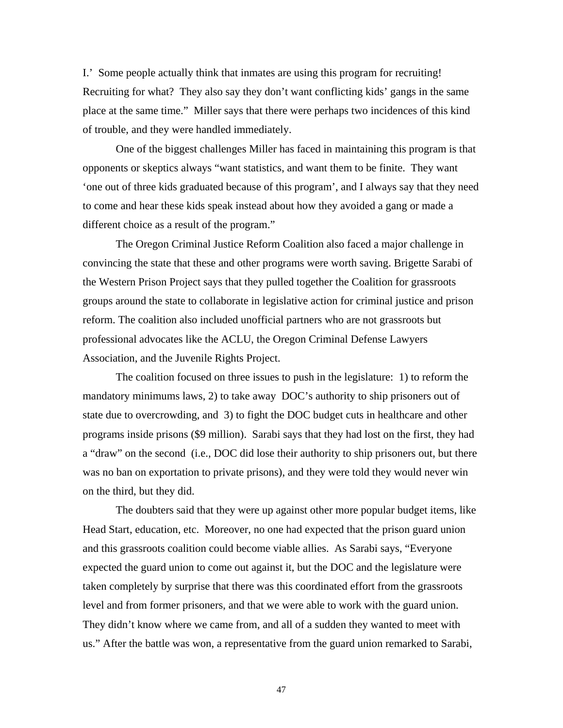I.' Some people actually think that inmates are using this program for recruiting! Recruiting for what? They also say they don't want conflicting kids' gangs in the same place at the same time." Miller says that there were perhaps two incidences of this kind of trouble, and they were handled immediately.

One of the biggest challenges Miller has faced in maintaining this program is that opponents or skeptics always "want statistics, and want them to be finite. They want 'one out of three kids graduated because of this program', and I always say that they need to come and hear these kids speak instead about how they avoided a gang or made a different choice as a result of the program."

The Oregon Criminal Justice Reform Coalition also faced a major challenge in convincing the state that these and other programs were worth saving. Brigette Sarabi of the Western Prison Project says that they pulled together the Coalition for grassroots groups around the state to collaborate in legislative action for criminal justice and prison reform. The coalition also included unofficial partners who are not grassroots but professional advocates like the ACLU, the Oregon Criminal Defense Lawyers Association, and the Juvenile Rights Project.

The coalition focused on three issues to push in the legislature: 1) to reform the mandatory minimums laws, 2) to take away DOC's authority to ship prisoners out of state due to overcrowding, and 3) to fight the DOC budget cuts in healthcare and other programs inside prisons ($9 million). Sarabi says that they had lost on the first, they had a "draw" on the second (i.e., DOC did lose their authority to ship prisoners out, but there was no ban on exportation to private prisons), and they were told they would never win on the third, but they did.

The doubters said that they were up against other more popular budget items, like Head Start, education, etc. Moreover, no one had expected that the prison guard union and this grassroots coalition could become viable allies. As Sarabi says, "Everyone expected the guard union to come out against it, but the DOC and the legislature were taken completely by surprise that there was this coordinated effort from the grassroots level and from former prisoners, and that we were able to work with the guard union. They didn't know where we came from, and all of a sudden they wanted to meet with us." After the battle was won, a representative from the guard union remarked to Sarabi,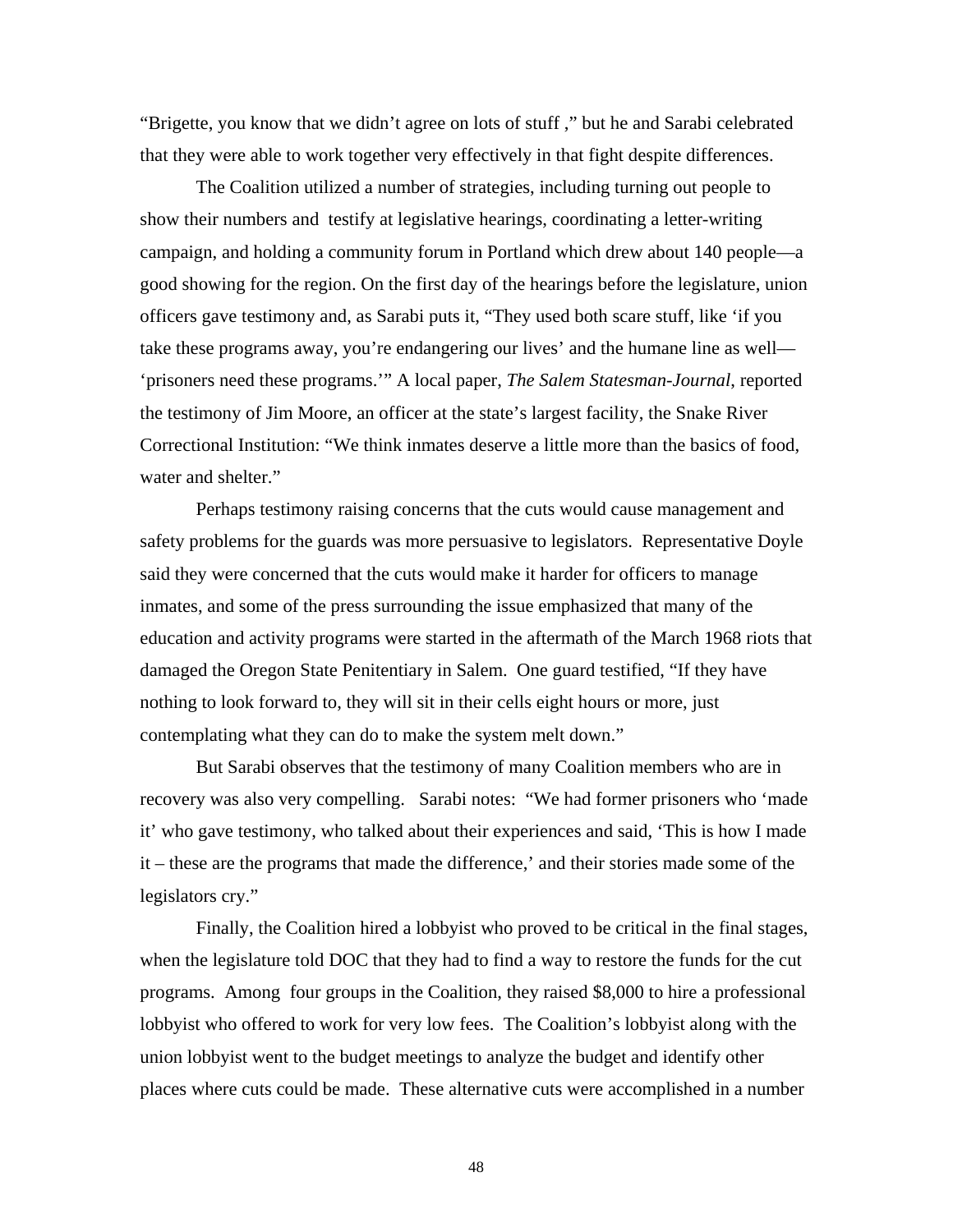"Brigette, you know that we didn't agree on lots of stuff ," but he and Sarabi celebrated that they were able to work together very effectively in that fight despite differences.

The Coalition utilized a number of strategies, including turning out people to show their numbers and testify at legislative hearings, coordinating a letter-writing campaign, and holding a community forum in Portland which drew about 140 people—a good showing for the region. On the first day of the hearings before the legislature, union officers gave testimony and, as Sarabi puts it, "They used both scare stuff, like 'if you take these programs away, you're endangering our lives' and the humane line as well—'prisoners need these programs.'" A local paper, *The Salem Statesman-Journal*, reported the testimony of Jim Moore, an officer at the state's largest facility, the Snake River Correctional Institution: "We think inmates deserve a little more than the basics of food, water and shelter."

Perhaps testimony raising concerns that the cuts would cause management and safety problems for the guards was more persuasive to legislators. Representative Doyle said they were concerned that the cuts would make it harder for officers to manage inmates, and some of the press surrounding the issue emphasized that many of the education and activity programs were started in the aftermath of the March 1968 riots that damaged the Oregon State Penitentiary in Salem. One guard testified, "If they have nothing to look forward to, they will sit in their cells eight hours or more, just contemplating what they can do to make the system melt down."

But Sarabi observes that the testimony of many Coalition members who are in recovery was also very compelling. Sarabi notes: "We had former prisoners who 'made it' who gave testimony, who talked about their experiences and said, 'This is how I made it – these are the programs that made the difference,' and their stories made some of the legislators cry."

Finally, the Coalition hired a lobbyist who proved to be critical in the final stages, when the legislature told DOC that they had to find a way to restore the funds for the cut programs. Among four groups in the Coalition, they raised $8,000 to hire a professional lobbyist who offered to work for very low fees. The Coalition's lobbyist along with the union lobbyist went to the budget meetings to analyze the budget and identify other places where cuts could be made. These alternative cuts were accomplished in a number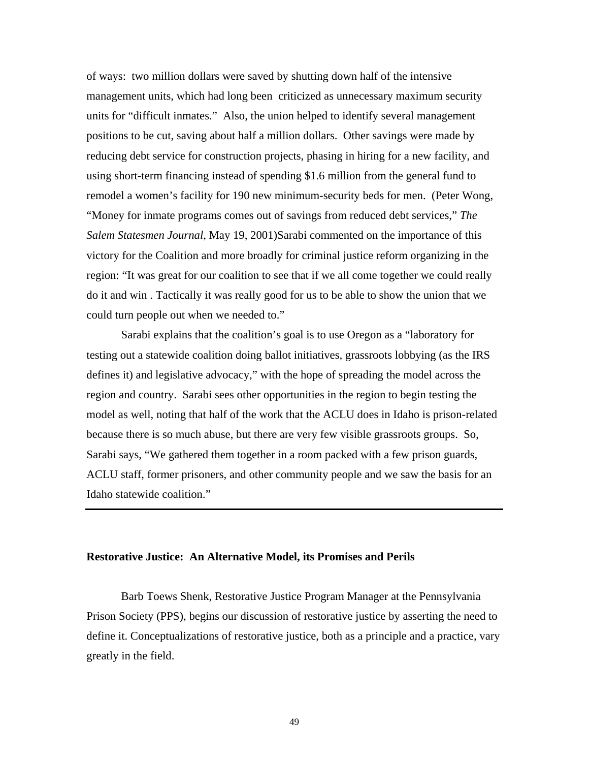of ways: two million dollars were saved by shutting down half of the intensive management units, which had long been criticized as unnecessary maximum security units for "difficult inmates." Also, the union helped to identify several management positions to be cut, saving about half a million dollars. Other savings were made by reducing debt service for construction projects, phasing in hiring for a new facility, and using short-term financing instead of spending $1.6 million from the general fund to remodel a women's facility for 190 new minimum-security beds for men. (Peter Wong, "Money for inmate programs comes out of savings from reduced debt services," *The Salem Statesmen Journal*, May 19, 2001)Sarabi commented on the importance of this victory for the Coalition and more broadly for criminal justice reform organizing in the region: "It was great for our coalition to see that if we all come together we could really do it and win . Tactically it was really good for us to be able to show the union that we could turn people out when we needed to."

Sarabi explains that the coalition's goal is to use Oregon as a "laboratory for testing out a statewide coalition doing ballot initiatives, grassroots lobbying (as the IRS defines it) and legislative advocacy," with the hope of spreading the model across the region and country. Sarabi sees other opportunities in the region to begin testing the model as well, noting that half of the work that the ACLU does in Idaho is prison-related because there is so much abuse, but there are very few visible grassroots groups. So, Sarabi says, "We gathered them together in a room packed with a few prison guards, ACLU staff, former prisoners, and other community people and we saw the basis for an Idaho statewide coalition."

---

**Restorative Justice: An Alternative Model, its Promises and Perils**

Barb Toews Shenk, Restorative Justice Program Manager at the Pennsylvania Prison Society (PPS), begins our discussion of restorative justice by asserting the need to define it. Conceptualizations of restorative justice, both as a principle and a practice, vary greatly in the field.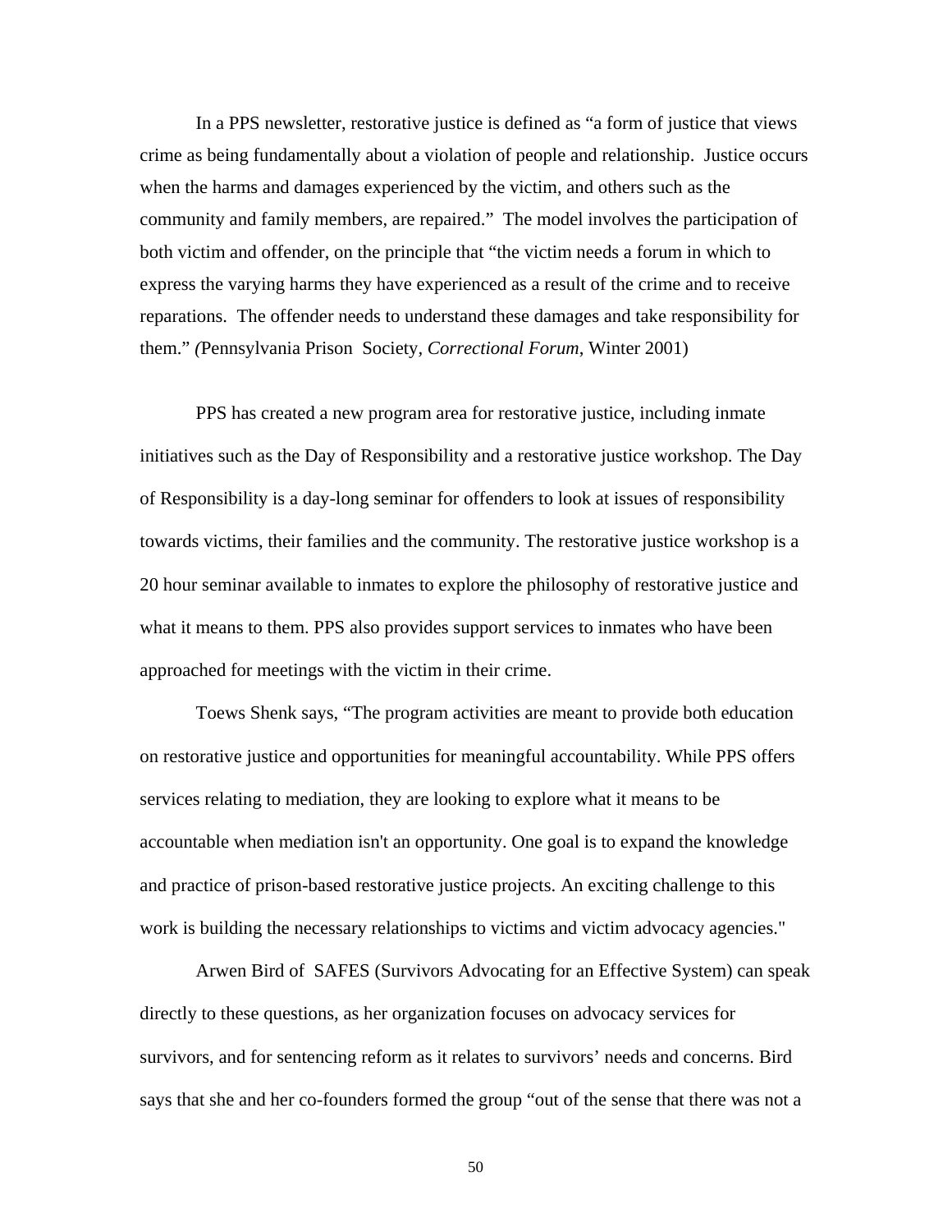In a PPS newsletter, restorative justice is defined as "a form of justice that views crime as being fundamentally about a violation of people and relationship. Justice occurs when the harms and damages experienced by the victim, and others such as the community and family members, are repaired." The model involves the participation of both victim and offender, on the principle that "the victim needs a forum in which to express the varying harms they have experienced as a result of the crime and to receive reparations. The offender needs to understand these damages and take responsibility for them." (Pennsylvania Prison Society, *Correctional Forum*, Winter 2001)

PPS has created a new program area for restorative justice, including inmate initiatives such as the Day of Responsibility and a restorative justice workshop. The Day of Responsibility is a day-long seminar for offenders to look at issues of responsibility towards victims, their families and the community. The restorative justice workshop is a 20 hour seminar available to inmates to explore the philosophy of restorative justice and what it means to them. PPS also provides support services to inmates who have been approached for meetings with the victim in their crime.

Toews Shenk says, "The program activities are meant to provide both education on restorative justice and opportunities for meaningful accountability. While PPS offers services relating to mediation, they are looking to explore what it means to be accountable when mediation isn't an opportunity. One goal is to expand the knowledge and practice of prison-based restorative justice projects. An exciting challenge to this work is building the necessary relationships to victims and victim advocacy agencies."

Arwen Bird of SAFES (Survivors Advocating for an Effective System) can speak directly to these questions, as her organization focuses on advocacy services for survivors, and for sentencing reform as it relates to survivors' needs and concerns. Bird says that she and her co-founders formed the group "out of the sense that there was not a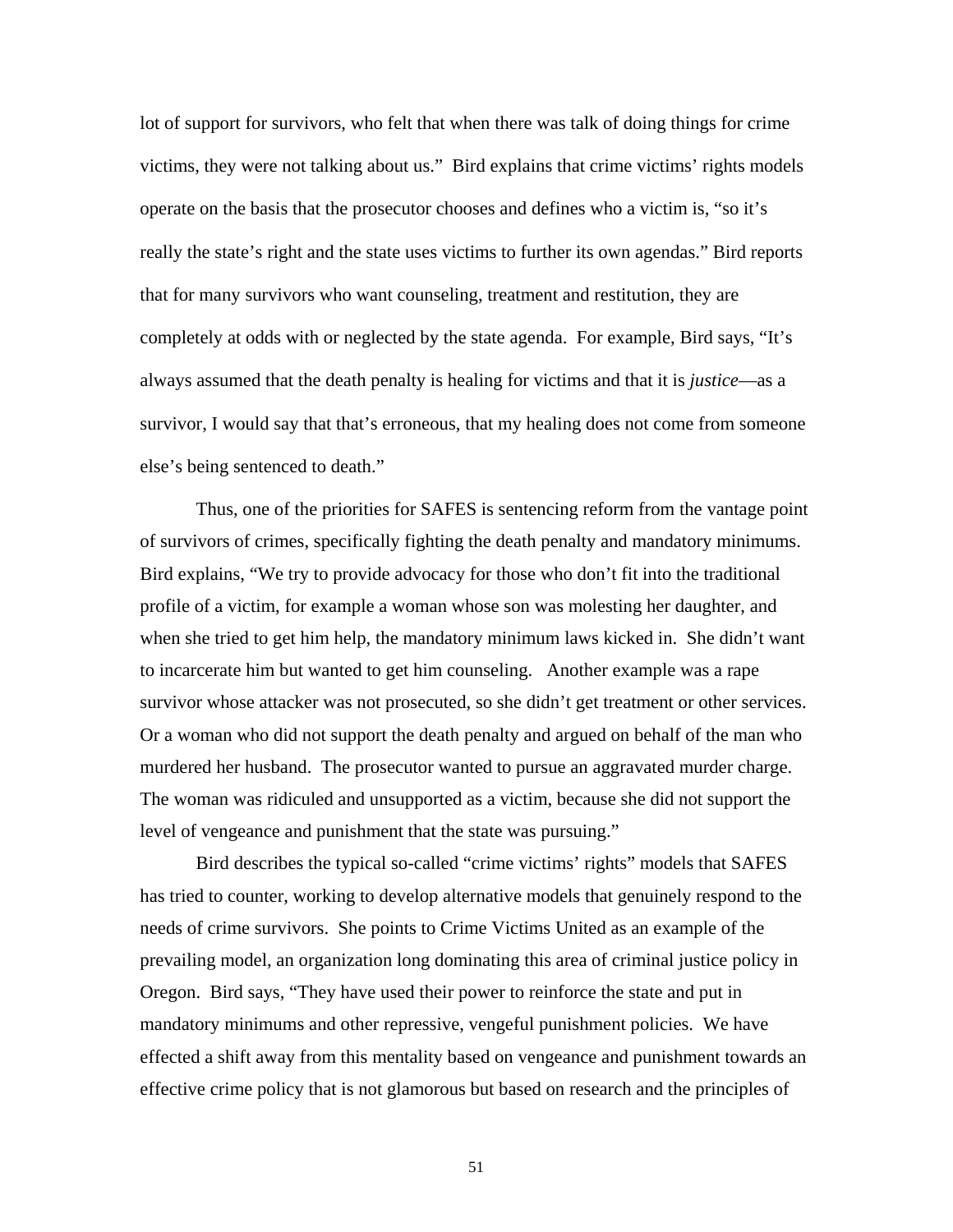lot of support for survivors, who felt that when there was talk of doing things for crime victims, they were not talking about us." Bird explains that crime victims' rights models operate on the basis that the prosecutor chooses and defines who a victim is, "so it's really the state's right and the state uses victims to further its own agendas." Bird reports that for many survivors who want counseling, treatment and restitution, they are completely at odds with or neglected by the state agenda. For example, Bird says, "It's always assumed that the death penalty is healing for victims and that it is *justice*—as a survivor, I would say that that's erroneous, that my healing does not come from someone else's being sentenced to death."

Thus, one of the priorities for SAFES is sentencing reform from the vantage point of survivors of crimes, specifically fighting the death penalty and mandatory minimums. Bird explains, "We try to provide advocacy for those who don't fit into the traditional profile of a victim, for example a woman whose son was molesting her daughter, and when she tried to get him help, the mandatory minimum laws kicked in. She didn't want to incarcerate him but wanted to get him counseling. Another example was a rape survivor whose attacker was not prosecuted, so she didn't get treatment or other services. Or a woman who did not support the death penalty and argued on behalf of the man who murdered her husband. The prosecutor wanted to pursue an aggravated murder charge. The woman was ridiculed and unsupported as a victim, because she did not support the level of vengeance and punishment that the state was pursuing."

Bird describes the typical so-called "crime victims' rights" models that SAFES has tried to counter, working to develop alternative models that genuinely respond to the needs of crime survivors. She points to Crime Victims United as an example of the prevailing model, an organization long dominating this area of criminal justice policy in Oregon. Bird says, "They have used their power to reinforce the state and put in mandatory minimums and other repressive, vengeful punishment policies. We have effected a shift away from this mentality based on vengeance and punishment towards an effective crime policy that is not glamorous but based on research and the principles of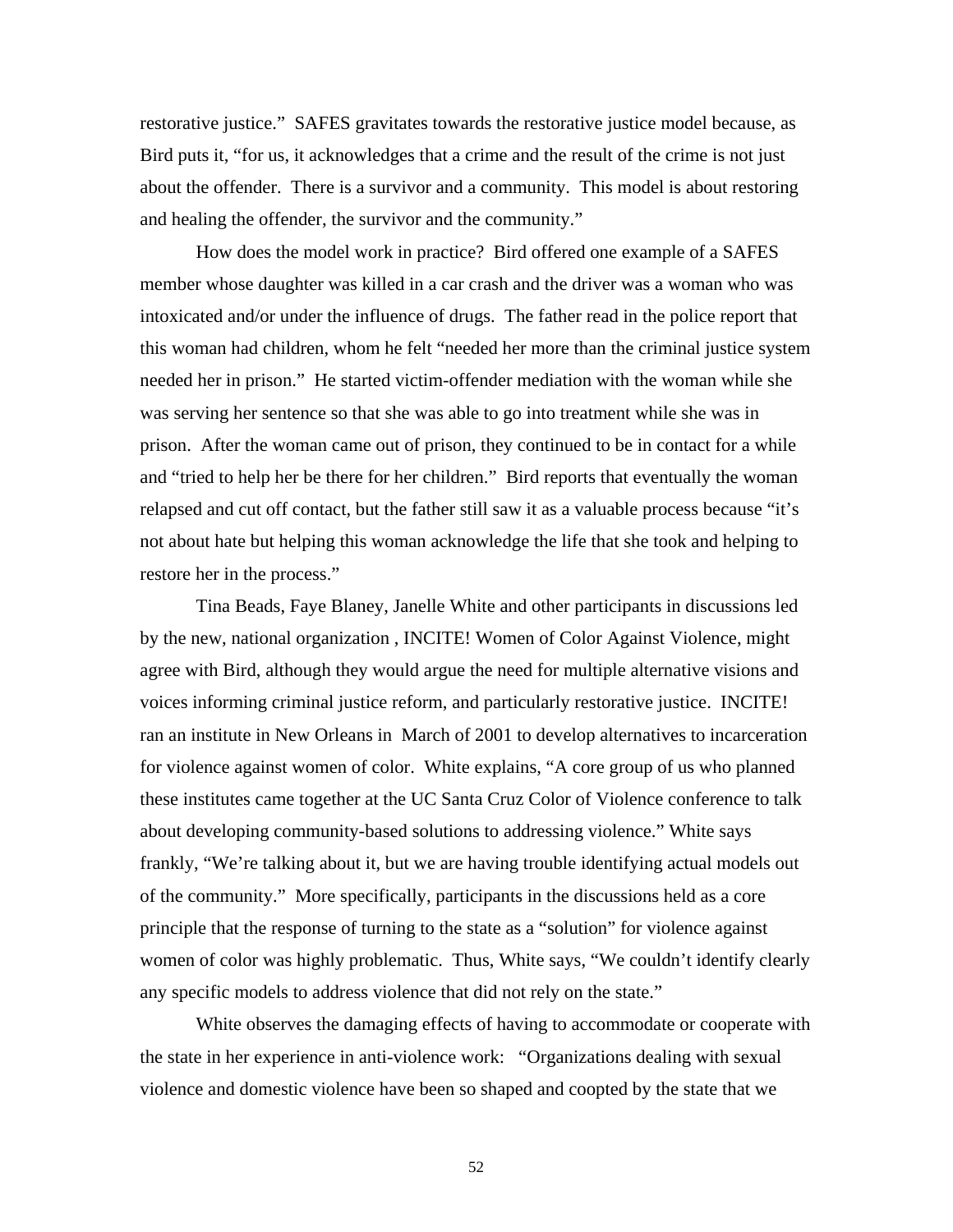restorative justice." SAFES gravitates towards the restorative justice model because, as Bird puts it, "for us, it acknowledges that a crime and the result of the crime is not just about the offender. There is a survivor and a community. This model is about restoring and healing the offender, the survivor and the community."

How does the model work in practice? Bird offered one example of a SAFES member whose daughter was killed in a car crash and the driver was a woman who was intoxicated and/or under the influence of drugs. The father read in the police report that this woman had children, whom he felt "needed her more than the criminal justice system needed her in prison." He started victim-offender mediation with the woman while she was serving her sentence so that she was able to go into treatment while she was in prison. After the woman came out of prison, they continued to be in contact for a while and "tried to help her be there for her children." Bird reports that eventually the woman relapsed and cut off contact, but the father still saw it as a valuable process because "it's not about hate but helping this woman acknowledge the life that she took and helping to restore her in the process."

Tina Beads, Faye Blaney, Janelle White and other participants in discussions led by the new, national organization , INCITE! Women of Color Against Violence, might agree with Bird, although they would argue the need for multiple alternative visions and voices informing criminal justice reform, and particularly restorative justice. INCITE! ran an institute in New Orleans in March of 2001 to develop alternatives to incarceration for violence against women of color. White explains, "A core group of us who planned these institutes came together at the UC Santa Cruz Color of Violence conference to talk about developing community-based solutions to addressing violence." White says frankly, "We're talking about it, but we are having trouble identifying actual models out of the community." More specifically, participants in the discussions held as a core principle that the response of turning to the state as a "solution" for violence against women of color was highly problematic. Thus, White says, "We couldn't identify clearly any specific models to address violence that did not rely on the state."

White observes the damaging effects of having to accommodate or cooperate with the state in her experience in anti-violence work: "Organizations dealing with sexual violence and domestic violence have been so shaped and coopted by the state that we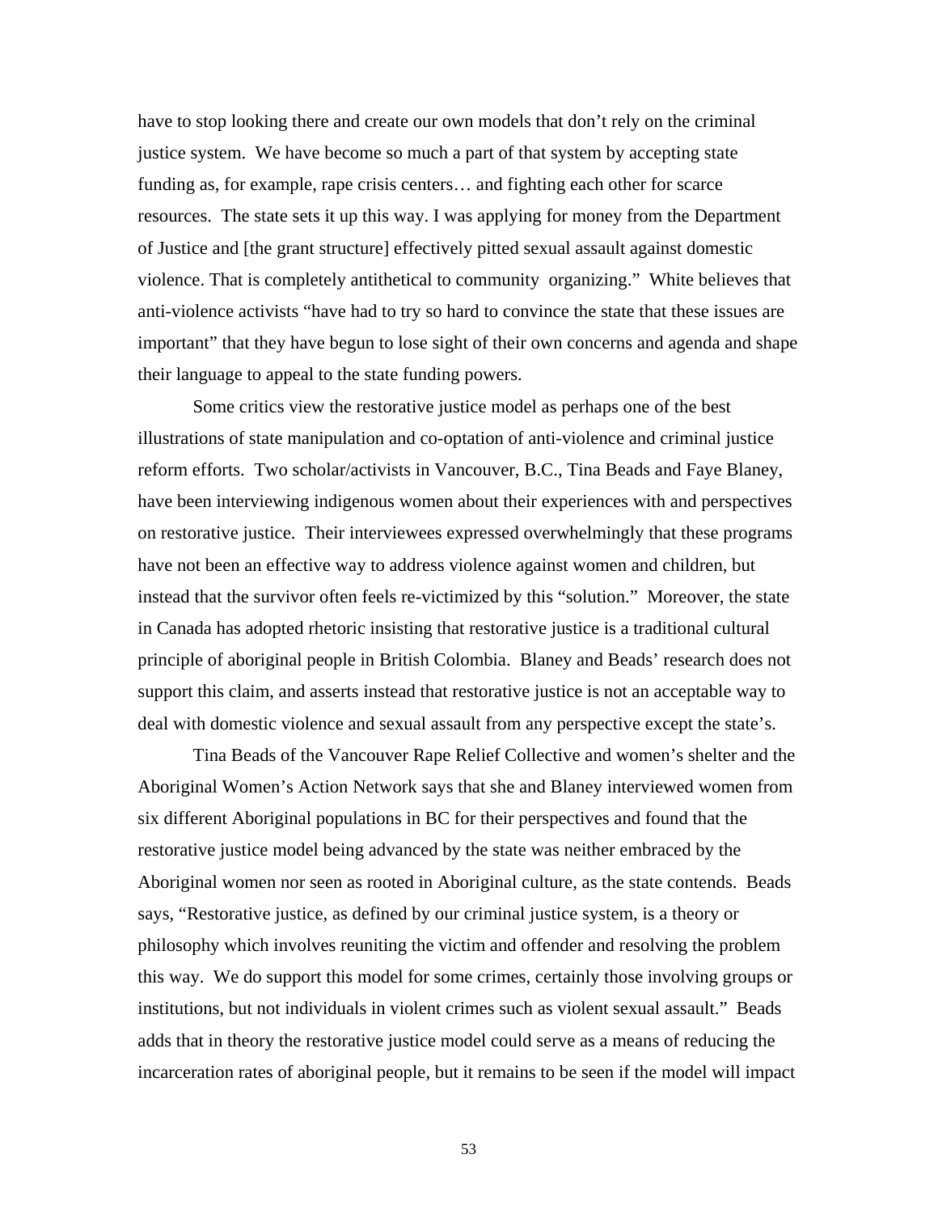have to stop looking there and create our own models that don't rely on the criminal justice system. We have become so much a part of that system by accepting state funding as, for example, rape crisis centers… and fighting each other for scarce resources. The state sets it up this way. I was applying for money from the Department of Justice and [the grant structure] effectively pitted sexual assault against domestic violence. That is completely antithetical to community organizing." White believes that anti-violence activists "have had to try so hard to convince the state that these issues are important" that they have begun to lose sight of their own concerns and agenda and shape their language to appeal to the state funding powers.

Some critics view the restorative justice model as perhaps one of the best illustrations of state manipulation and co-optation of anti-violence and criminal justice reform efforts. Two scholar/activists in Vancouver, B.C., Tina Beads and Faye Blaney, have been interviewing indigenous women about their experiences with and perspectives on restorative justice. Their interviewees expressed overwhelmingly that these programs have not been an effective way to address violence against women and children, but instead that the survivor often feels re-victimized by this "solution." Moreover, the state in Canada has adopted rhetoric insisting that restorative justice is a traditional cultural principle of aboriginal people in British Colombia. Blaney and Beads' research does not support this claim, and asserts instead that restorative justice is not an acceptable way to deal with domestic violence and sexual assault from any perspective except the state's.

Tina Beads of the Vancouver Rape Relief Collective and women's shelter and the Aboriginal Women's Action Network says that she and Blaney interviewed women from six different Aboriginal populations in BC for their perspectives and found that the restorative justice model being advanced by the state was neither embraced by the Aboriginal women nor seen as rooted in Aboriginal culture, as the state contends. Beads says, "Restorative justice, as defined by our criminal justice system, is a theory or philosophy which involves reuniting the victim and offender and resolving the problem this way. We do support this model for some crimes, certainly those involving groups or institutions, but not individuals in violent crimes such as violent sexual assault." Beads adds that in theory the restorative justice model could serve as a means of reducing the incarceration rates of aboriginal people, but it remains to be seen if the model will impact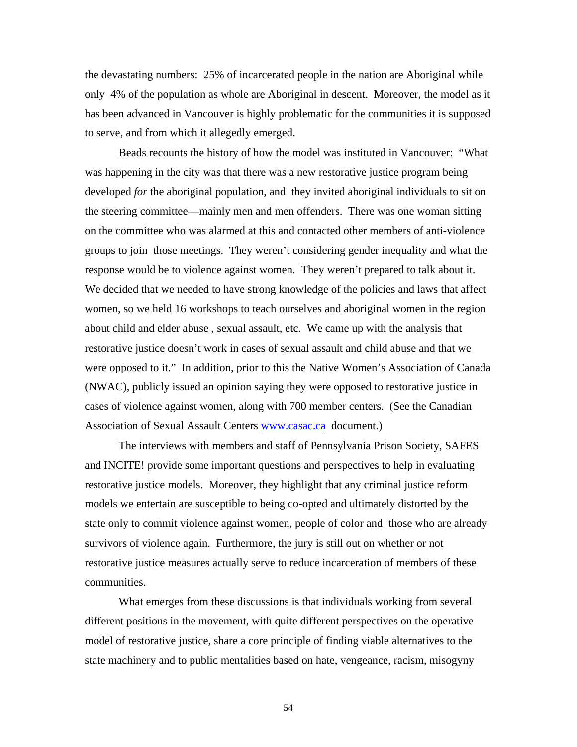the devastating numbers: 25% of incarcerated people in the nation are Aboriginal while only 4% of the population as whole are Aboriginal in descent. Moreover, the model as it has been advanced in Vancouver is highly problematic for the communities it is supposed to serve, and from which it allegedly emerged.

Beads recounts the history of how the model was instituted in Vancouver: "What was happening in the city was that there was a new restorative justice program being developed *for* the aboriginal population, and they invited aboriginal individuals to sit on the steering committee—mainly men and men offenders. There was one woman sitting on the committee who was alarmed at this and contacted other members of anti-violence groups to join those meetings. They weren't considering gender inequality and what the response would be to violence against women. They weren't prepared to talk about it. We decided that we needed to have strong knowledge of the policies and laws that affect women, so we held 16 workshops to teach ourselves and aboriginal women in the region about child and elder abuse , sexual assault, etc. We came up with the analysis that restorative justice doesn't work in cases of sexual assault and child abuse and that we were opposed to it." In addition, prior to this the Native Women's Association of Canada (NWAC), publicly issued an opinion saying they were opposed to restorative justice in cases of violence against women, along with 700 member centers. (See the Canadian Association of Sexual Assault Centers [www.casac.ca](http://www.casac.ca) document.)

The interviews with members and staff of Pennsylvania Prison Society, SAFES and INCITE! provide some important questions and perspectives to help in evaluating restorative justice models. Moreover, they highlight that any criminal justice reform models we entertain are susceptible to being co-opted and ultimately distorted by the state only to commit violence against women, people of color and those who are already survivors of violence again. Furthermore, the jury is still out on whether or not restorative justice measures actually serve to reduce incarceration of members of these communities.

What emerges from these discussions is that individuals working from several different positions in the movement, with quite different perspectives on the operative model of restorative justice, share a core principle of finding viable alternatives to the state machinery and to public mentalities based on hate, vengeance, racism, misogyny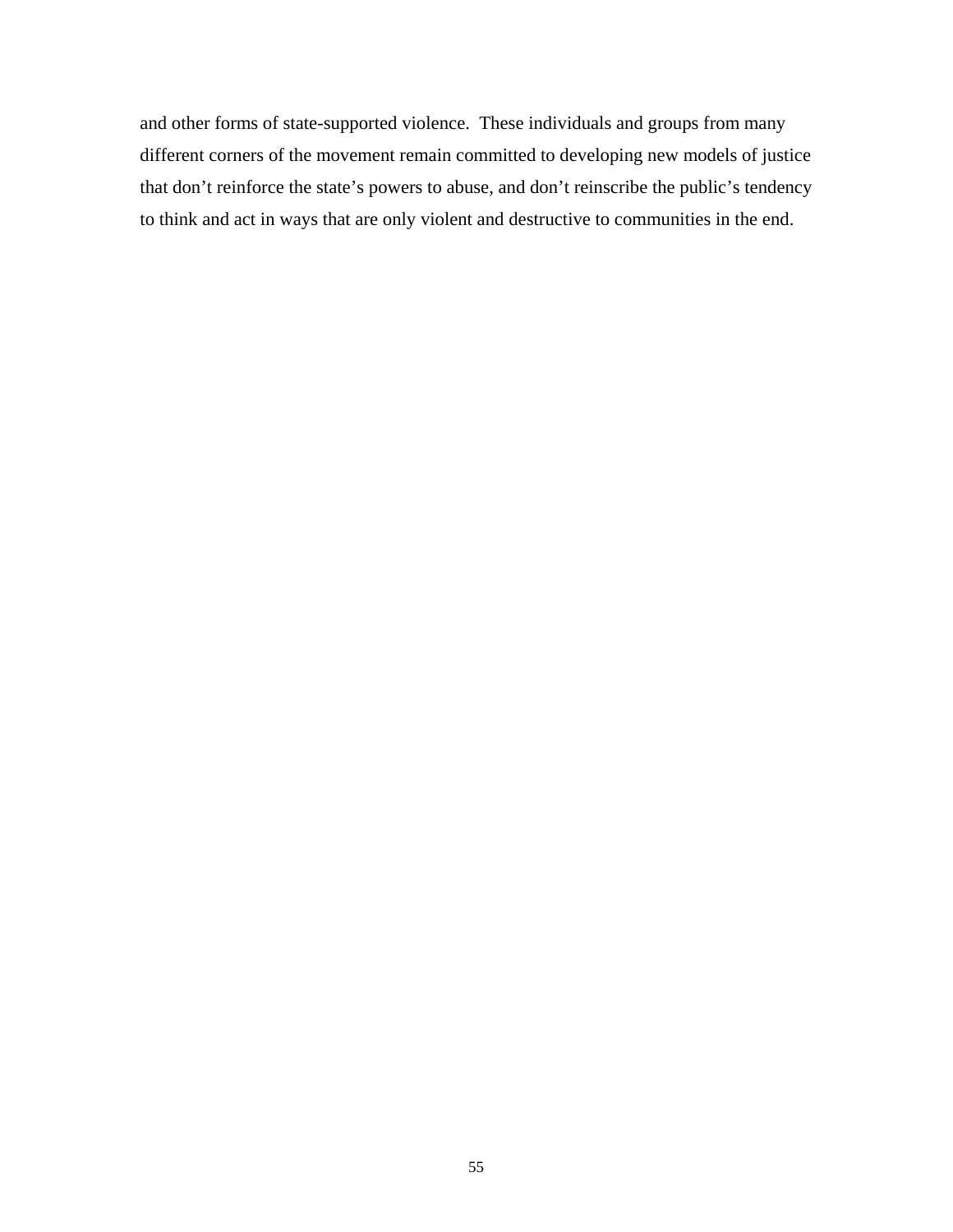and other forms of state-supported violence.  These individuals and groups from many different corners of the movement remain committed to developing new models of justice that don't reinforce the state's powers to abuse, and don't reinscribe the public's tendency to think and act in ways that are only violent and destructive to communities in the end.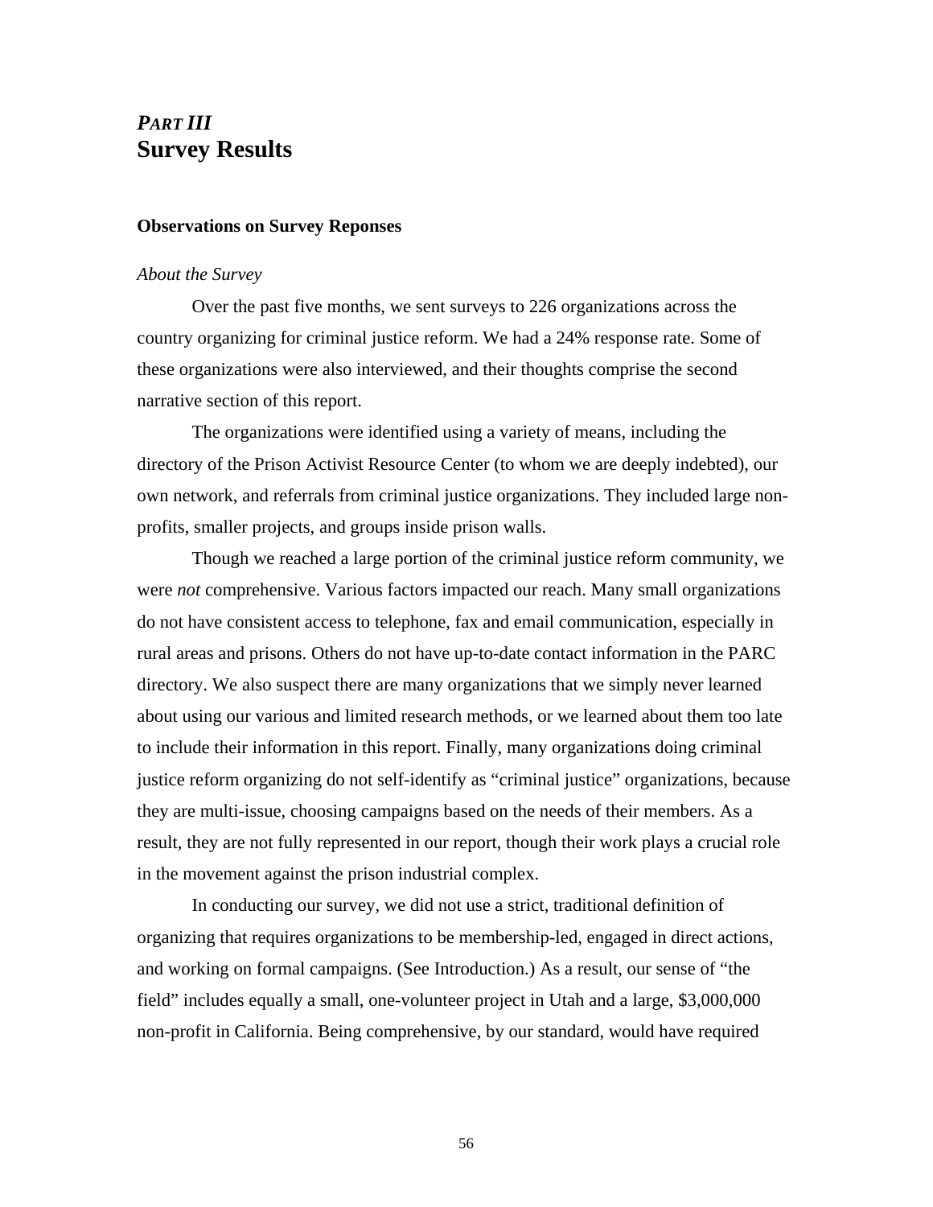# *PART III*
# Survey Results

### Observations on Survey Reponses

*About the Survey*

Over the past five months, we sent surveys to 226 organizations across the country organizing for criminal justice reform. We had a 24% response rate. Some of these organizations were also interviewed, and their thoughts comprise the second narrative section of this report.

The organizations were identified using a variety of means, including the directory of the Prison Activist Resource Center (to whom we are deeply indebted), our own network, and referrals from criminal justice organizations. They included large non-profits, smaller projects, and groups inside prison walls.

Though we reached a large portion of the criminal justice reform community, we were *not* comprehensive. Various factors impacted our reach. Many small organizations do not have consistent access to telephone, fax and email communication, especially in rural areas and prisons. Others do not have up-to-date contact information in the PARC directory. We also suspect there are many organizations that we simply never learned about using our various and limited research methods, or we learned about them too late to include their information in this report. Finally, many organizations doing criminal justice reform organizing do not self-identify as "criminal justice" organizations, because they are multi-issue, choosing campaigns based on the needs of their members. As a result, they are not fully represented in our report, though their work plays a crucial role in the movement against the prison industrial complex.

In conducting our survey, we did not use a strict, traditional definition of organizing that requires organizations to be membership-led, engaged in direct actions, and working on formal campaigns. (See Introduction.) As a result, our sense of "the field" includes equally a small, one-volunteer project in Utah and a large, $3,000,000 non-profit in California. Being comprehensive, by our standard, would have required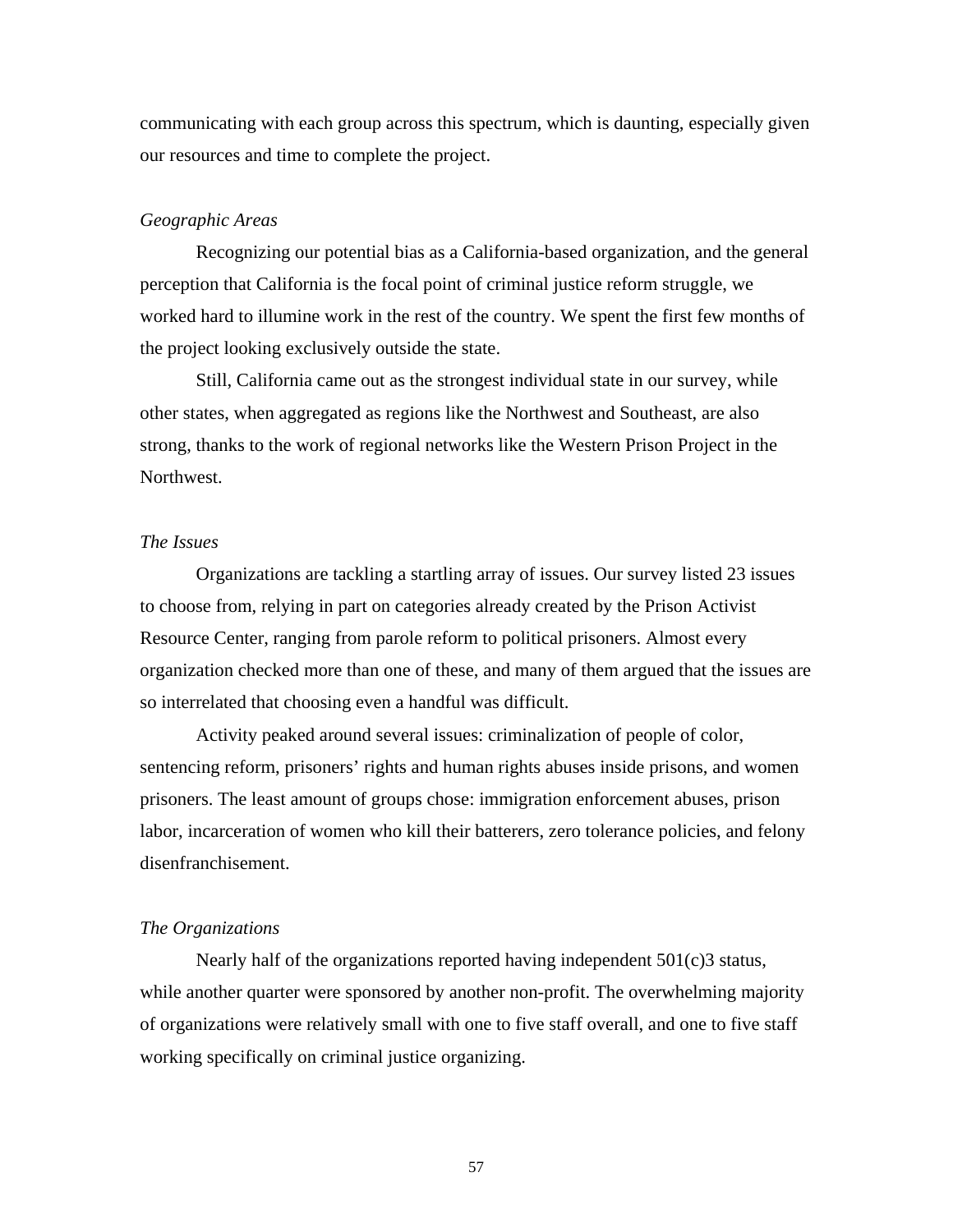communicating with each group across this spectrum, which is daunting, especially given our resources and time to complete the project.

*Geographic Areas*

Recognizing our potential bias as a California-based organization, and the general perception that California is the focal point of criminal justice reform struggle, we worked hard to illumine work in the rest of the country. We spent the first few months of the project looking exclusively outside the state.

Still, California came out as the strongest individual state in our survey, while other states, when aggregated as regions like the Northwest and Southeast, are also strong, thanks to the work of regional networks like the Western Prison Project in the Northwest.

*The Issues*

Organizations are tackling a startling array of issues. Our survey listed 23 issues to choose from, relying in part on categories already created by the Prison Activist Resource Center, ranging from parole reform to political prisoners. Almost every organization checked more than one of these, and many of them argued that the issues are so interrelated that choosing even a handful was difficult.

Activity peaked around several issues: criminalization of people of color, sentencing reform, prisoners' rights and human rights abuses inside prisons, and women prisoners. The least amount of groups chose: immigration enforcement abuses, prison labor, incarceration of women who kill their batterers, zero tolerance policies, and felony disenfranchisement.

*The Organizations*

Nearly half of the organizations reported having independent 501(c)3 status, while another quarter were sponsored by another non-profit. The overwhelming majority of organizations were relatively small with one to five staff overall, and one to five staff working specifically on criminal justice organizing.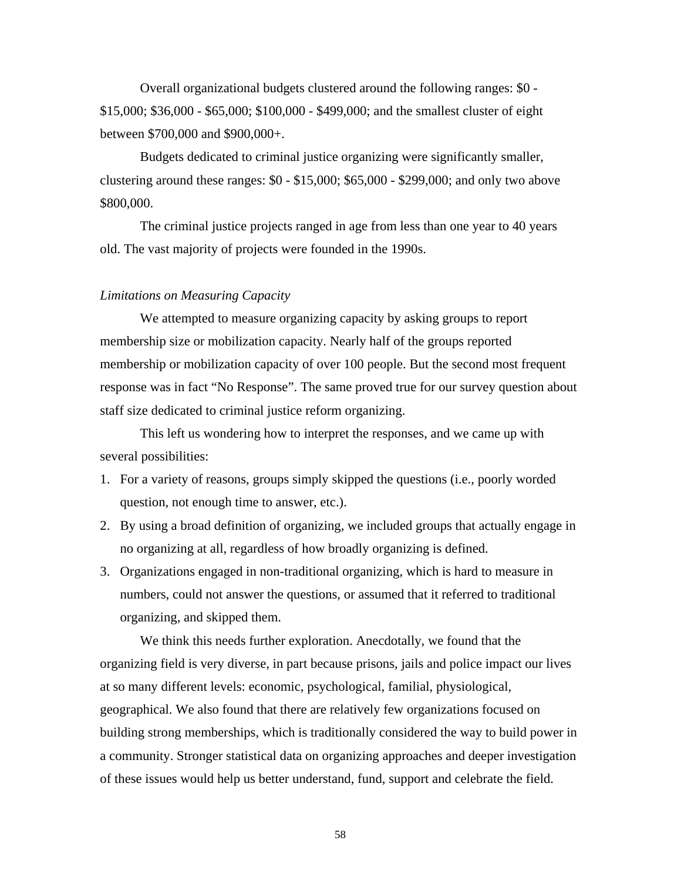Overall organizational budgets clustered around the following ranges: $0 - $15,000; $36,000 - $65,000; $100,000 - $499,000; and the smallest cluster of eight between $700,000 and $900,000+.

Budgets dedicated to criminal justice organizing were significantly smaller, clustering around these ranges: $0 - $15,000; $65,000 - $299,000; and only two above $800,000.

The criminal justice projects ranged in age from less than one year to 40 years old. The vast majority of projects were founded in the 1990s.

*Limitations on Measuring Capacity*

We attempted to measure organizing capacity by asking groups to report membership size or mobilization capacity. Nearly half of the groups reported membership or mobilization capacity of over 100 people. But the second most frequent response was in fact "No Response". The same proved true for our survey question about staff size dedicated to criminal justice reform organizing.

This left us wondering how to interpret the responses, and we came up with several possibilities:

1. For a variety of reasons, groups simply skipped the questions (i.e., poorly worded question, not enough time to answer, etc.).
2. By using a broad definition of organizing, we included groups that actually engage in no organizing at all, regardless of how broadly organizing is defined.
3. Organizations engaged in non-traditional organizing, which is hard to measure in numbers, could not answer the questions, or assumed that it referred to traditional organizing, and skipped them.

We think this needs further exploration. Anecdotally, we found that the organizing field is very diverse, in part because prisons, jails and police impact our lives at so many different levels: economic, psychological, familial, physiological, geographical. We also found that there are relatively few organizations focused on building strong memberships, which is traditionally considered the way to build power in a community. Stronger statistical data on organizing approaches and deeper investigation of these issues would help us better understand, fund, support and celebrate the field.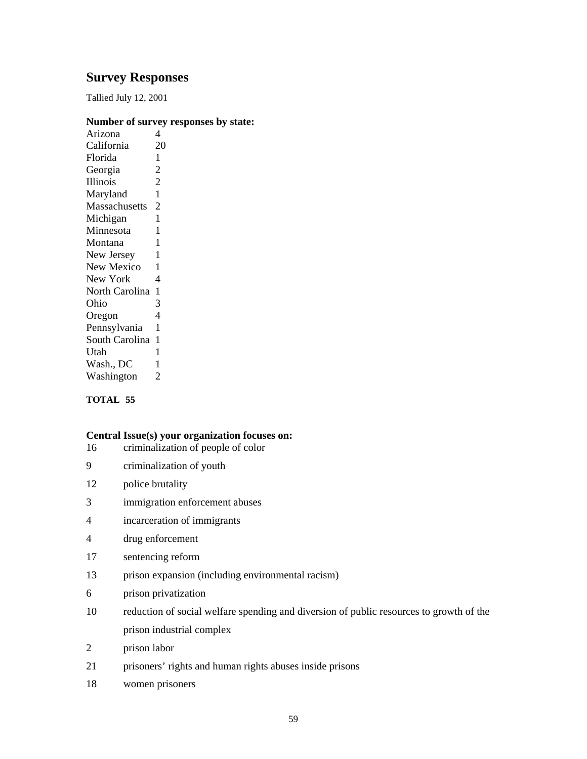## Survey Responses

Tallied July 12, 2001

**Number of survey responses by state:**

| State | Responses |
|---|---|
| Arizona | 4 |
| California | 20 |
| Florida | 1 |
| Georgia | 2 |
| Illinois | 2 |
| Maryland | 1 |
| Massachusetts | 2 |
| Michigan | 1 |
| Minnesota | 1 |
| Montana | 1 |
| New Jersey | 1 |
| New Mexico | 1 |
| New York | 4 |
| North Carolina | 1 |
| Ohio | 3 |
| Oregon | 4 |
| Pennsylvania | 1 |
| South Carolina | 1 |
| Utah | 1 |
| Wash., DC | 1 |
| Washington | 2 |

**TOTAL 55**

**Central Issue(s) your organization focuses on:**

| Count | Issue |
|---|---|
| 16 | criminalization of people of color |
| 9 | criminalization of youth |
| 12 | police brutality |
| 3 | immigration enforcement abuses |
| 4 | incarceration of immigrants |
| 4 | drug enforcement |
| 17 | sentencing reform |
| 13 | prison expansion (including environmental racism) |
| 6 | prison privatization |
| 10 | reduction of social welfare spending and diversion of public resources to growth of the prison industrial complex |
| 2 | prison labor |
| 21 | prisoners' rights and human rights abuses inside prisons |
| 18 | women prisoners |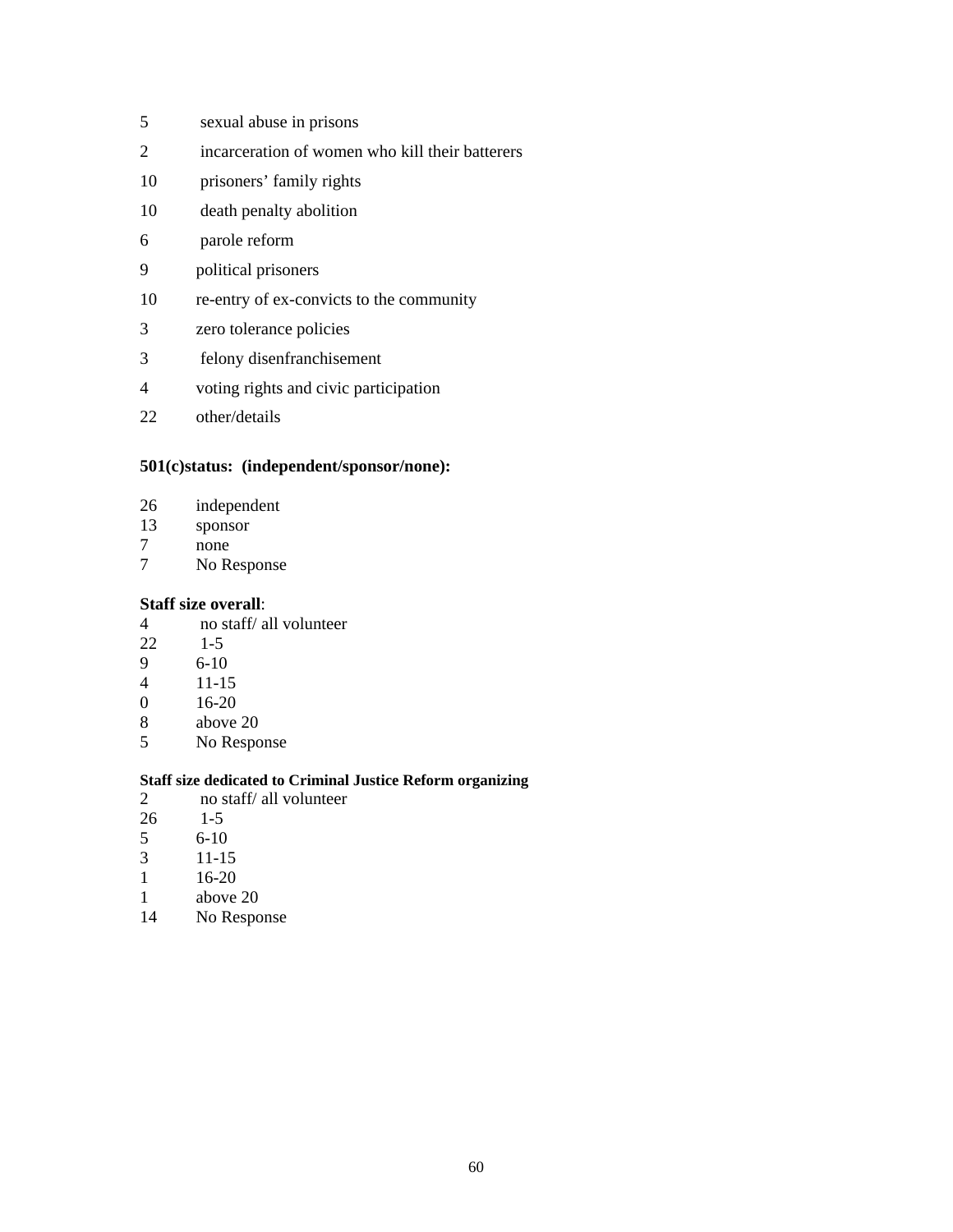5 sexual abuse in prisons

2 incarceration of women who kill their batterers

10 prisoners' family rights

10 death penalty abolition

6 parole reform

9 political prisoners

10 re-entry of ex-convicts to the community

3 zero tolerance policies

3 felony disenfranchisement

4 voting rights and civic participation

22 other/details

**501(c)status: (independent/sponsor/none):**

26 independent
13 sponsor
7 none
7 No Response

**Staff size overall**:
4 no staff/ all volunteer
22 1-5
9 6-10
4 11-15
0 16-20
8 above 20
5 No Response

**Staff size dedicated to Criminal Justice Reform organizing**
2 no staff/ all volunteer
26 1-5
5 6-10
3 11-15
1 16-20
1 above 20
14 No Response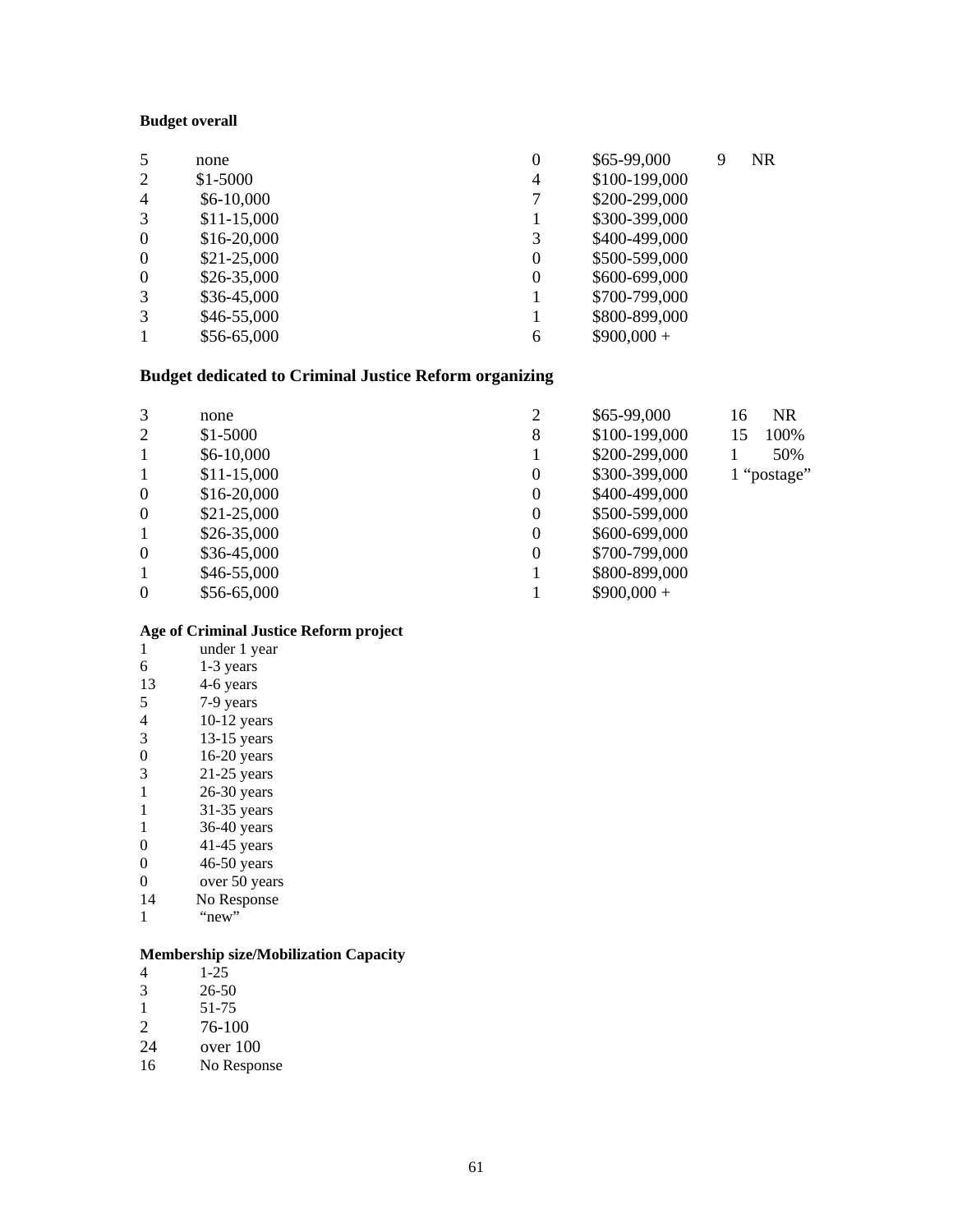**Budget overall**

| | | | | | |
|---|---|---|---|---|---|
| 5 | none | 0 | $65-99,000 | 9 | NR |
| 2 | $1-5000 | 4 | $100-199,000 | | |
| 4 | $6-10,000 | 7 | $200-299,000 | | |
| 3 | $11-15,000 | 1 | $300-399,000 | | |
| 0 | $16-20,000 | 3 | $400-499,000 | | |
| 0 | $21-25,000 | 0 | $500-599,000 | | |
| 0 | $26-35,000 | 0 | $600-699,000 | | |
| 3 | $36-45,000 | 1 | $700-799,000 | | |
| 3 | $46-55,000 | 1 | $800-899,000 | | |
| 1 | $56-65,000 | 6 | $900,000 + | | |

**Budget dedicated to Criminal Justice Reform organizing**

| | | | | | |
|---|---|---|---|---|---|
| 3 | none | 2 | $65-99,000 | 16 | NR |
| 2 | $1-5000 | 8 | $100-199,000 | 15 | 100% |
| 1 | $6-10,000 | 1 | $200-299,000 | 1 | 50% |
| 1 | $11-15,000 | 0 | $300-399,000 | 1 | "postage" |
| 0 | $16-20,000 | 0 | $400-499,000 | | |
| 0 | $21-25,000 | 0 | $500-599,000 | | |
| 1 | $26-35,000 | 0 | $600-699,000 | | |
| 0 | $36-45,000 | 0 | $700-799,000 | | |
| 1 | $46-55,000 | 1 | $800-899,000 | | |
| 0 | $56-65,000 | 1 | $900,000 + | | |

**Age of Criminal Justice Reform project**

| | |
|---|---|
| 1 | under 1 year |
| 6 | 1-3 years |
| 13 | 4-6 years |
| 5 | 7-9 years |
| 4 | 10-12 years |
| 3 | 13-15 years |
| 0 | 16-20 years |
| 3 | 21-25 years |
| 1 | 26-30 years |
| 1 | 31-35 years |
| 1 | 36-40 years |
| 0 | 41-45 years |
| 0 | 46-50 years |
| 0 | over 50 years |
| 14 | No Response |
| 1 | "new" |

**Membership size/Mobilization Capacity**

| | |
|---|---|
| 4 | 1-25 |
| 3 | 26-50 |
| 1 | 51-75 |
| 2 | 76-100 |
| 24 | over 100 |
| 16 | No Response |